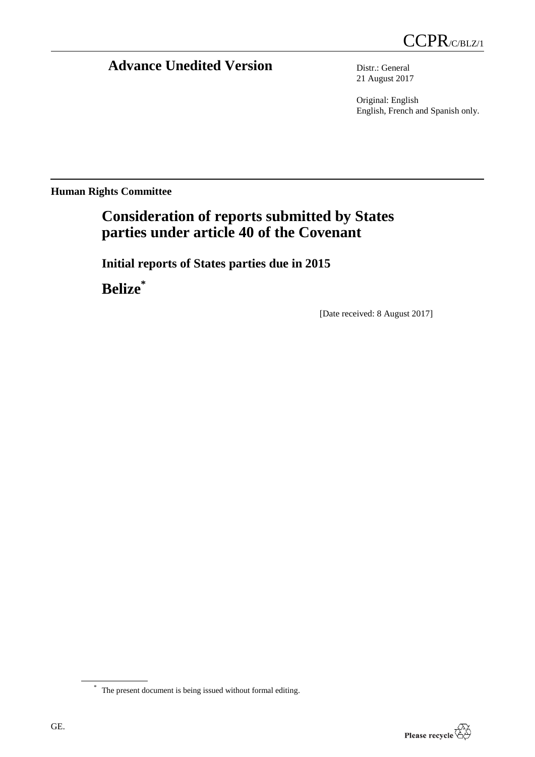CCPR/C/BLZ/1

# Advance Unedited Version

Distr.: General
21 August 2017

Original: English
English, French and Spanish only.

**Human Rights Committee**

# Consideration of reports submitted by States parties under article 40 of the Covenant

## Initial reports of States parties due in 2015

# Belize[*]

[Date received: 8 August 2017]

[*] The present document is being issued without formal editing.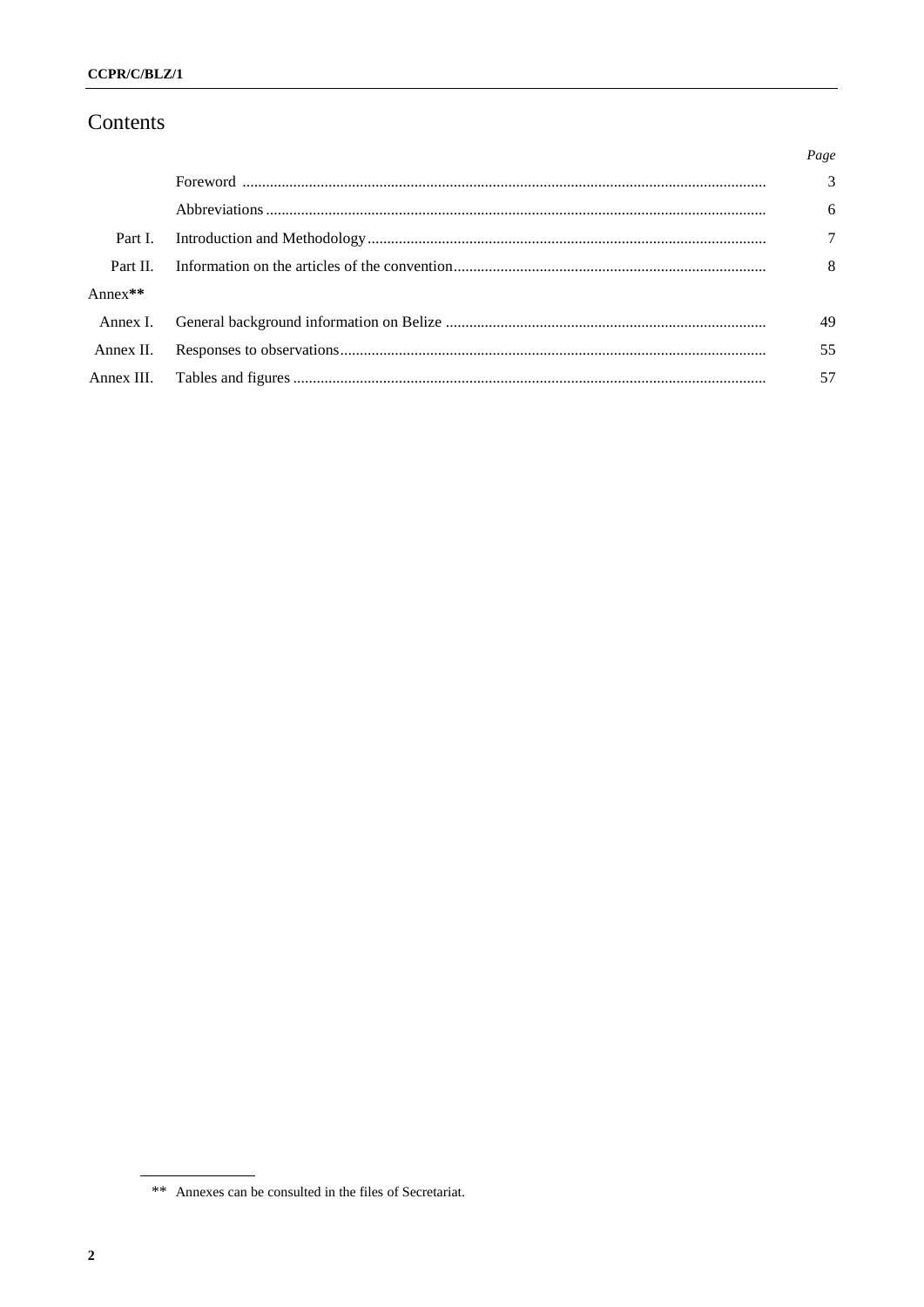# Contents

| | | *Page* |
|---|---|---|
| | Foreword | 3 |
| | Abbreviations | 6 |
| Part I. | Introduction and Methodology | 7 |
| Part II. | Information on the articles of the convention | 8 |
| Annex** | | |
| Annex I. | General background information on Belize | 49 |
| Annex II. | Responses to observations | 55 |
| Annex III. | Tables and figures | 57 |

** Annexes can be consulted in the files of Secretariat.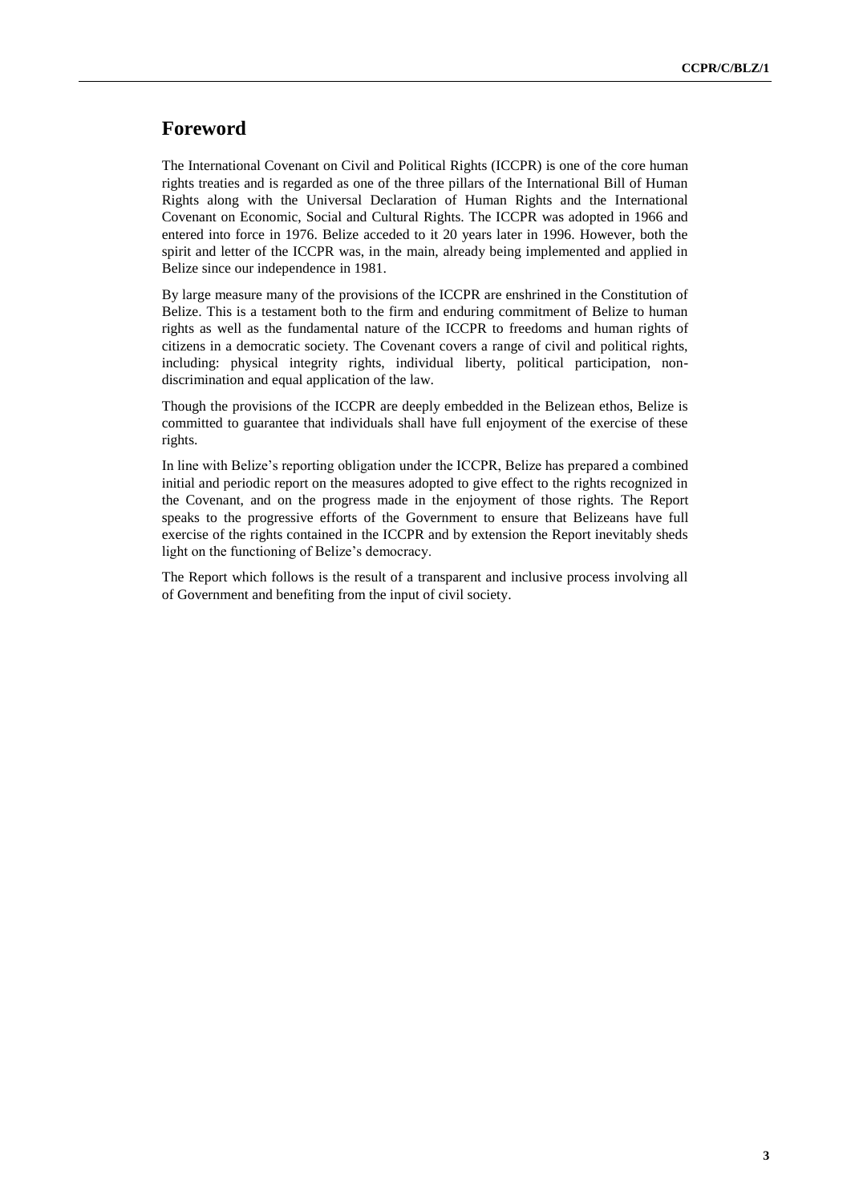# Foreword

The International Covenant on Civil and Political Rights (ICCPR) is one of the core human rights treaties and is regarded as one of the three pillars of the International Bill of Human Rights along with the Universal Declaration of Human Rights and the International Covenant on Economic, Social and Cultural Rights. The ICCPR was adopted in 1966 and entered into force in 1976. Belize acceded to it 20 years later in 1996. However, both the spirit and letter of the ICCPR was, in the main, already being implemented and applied in Belize since our independence in 1981.

By large measure many of the provisions of the ICCPR are enshrined in the Constitution of Belize. This is a testament both to the firm and enduring commitment of Belize to human rights as well as the fundamental nature of the ICCPR to freedoms and human rights of citizens in a democratic society. The Covenant covers a range of civil and political rights, including: physical integrity rights, individual liberty, political participation, non-discrimination and equal application of the law.

Though the provisions of the ICCPR are deeply embedded in the Belizean ethos, Belize is committed to guarantee that individuals shall have full enjoyment of the exercise of these rights.

In line with Belize's reporting obligation under the ICCPR, Belize has prepared a combined initial and periodic report on the measures adopted to give effect to the rights recognized in the Covenant, and on the progress made in the enjoyment of those rights. The Report speaks to the progressive efforts of the Government to ensure that Belizeans have full exercise of the rights contained in the ICCPR and by extension the Report inevitably sheds light on the functioning of Belize's democracy.

The Report which follows is the result of a transparent and inclusive process involving all of Government and benefiting from the input of civil society.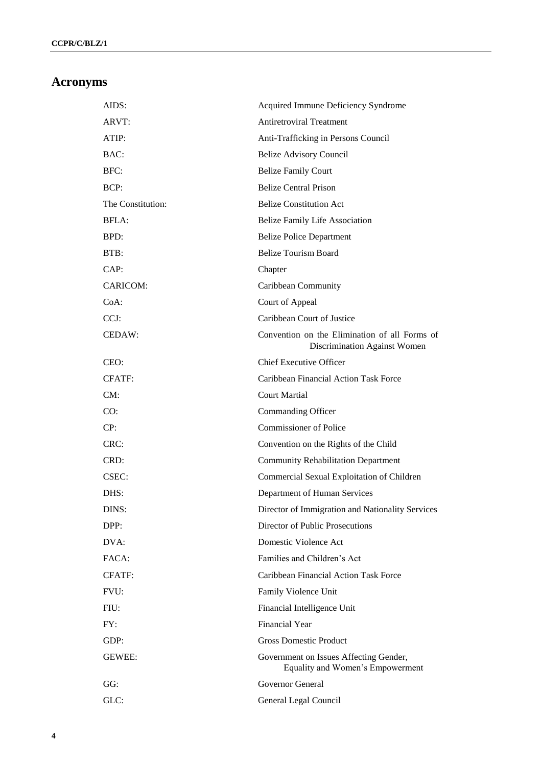## Acronyms

| | |
|---|---|
| AIDS: | Acquired Immune Deficiency Syndrome |
| ARVT: | Antiretroviral Treatment |
| ATIP: | Anti-Trafficking in Persons Council |
| BAC: | Belize Advisory Council |
| BFC: | Belize Family Court |
| BCP: | Belize Central Prison |
| The Constitution: | Belize Constitution Act |
| BFLA: | Belize Family Life Association |
| BPD: | Belize Police Department |
| BTB: | Belize Tourism Board |
| CAP: | Chapter |
| CARICOM: | Caribbean Community |
| CoA: | Court of Appeal |
| CCJ: | Caribbean Court of Justice |
| CEDAW: | Convention on the Elimination of all Forms of Discrimination Against Women |
| CEO: | Chief Executive Officer |
| CFATF: | Caribbean Financial Action Task Force |
| CM: | Court Martial |
| CO: | Commanding Officer |
| CP: | Commissioner of Police |
| CRC: | Convention on the Rights of the Child |
| CRD: | Community Rehabilitation Department |
| CSEC: | Commercial Sexual Exploitation of Children |
| DHS: | Department of Human Services |
| DINS: | Director of Immigration and Nationality Services |
| DPP: | Director of Public Prosecutions |
| DVA: | Domestic Violence Act |
| FACA: | Families and Children's Act |
| CFATF: | Caribbean Financial Action Task Force |
| FVU: | Family Violence Unit |
| FIU: | Financial Intelligence Unit |
| FY: | Financial Year |
| GDP: | Gross Domestic Product |
| GEWEE: | Government on Issues Affecting Gender, Equality and Women's Empowerment |
| GG: | Governor General |
| GLC: | General Legal Council |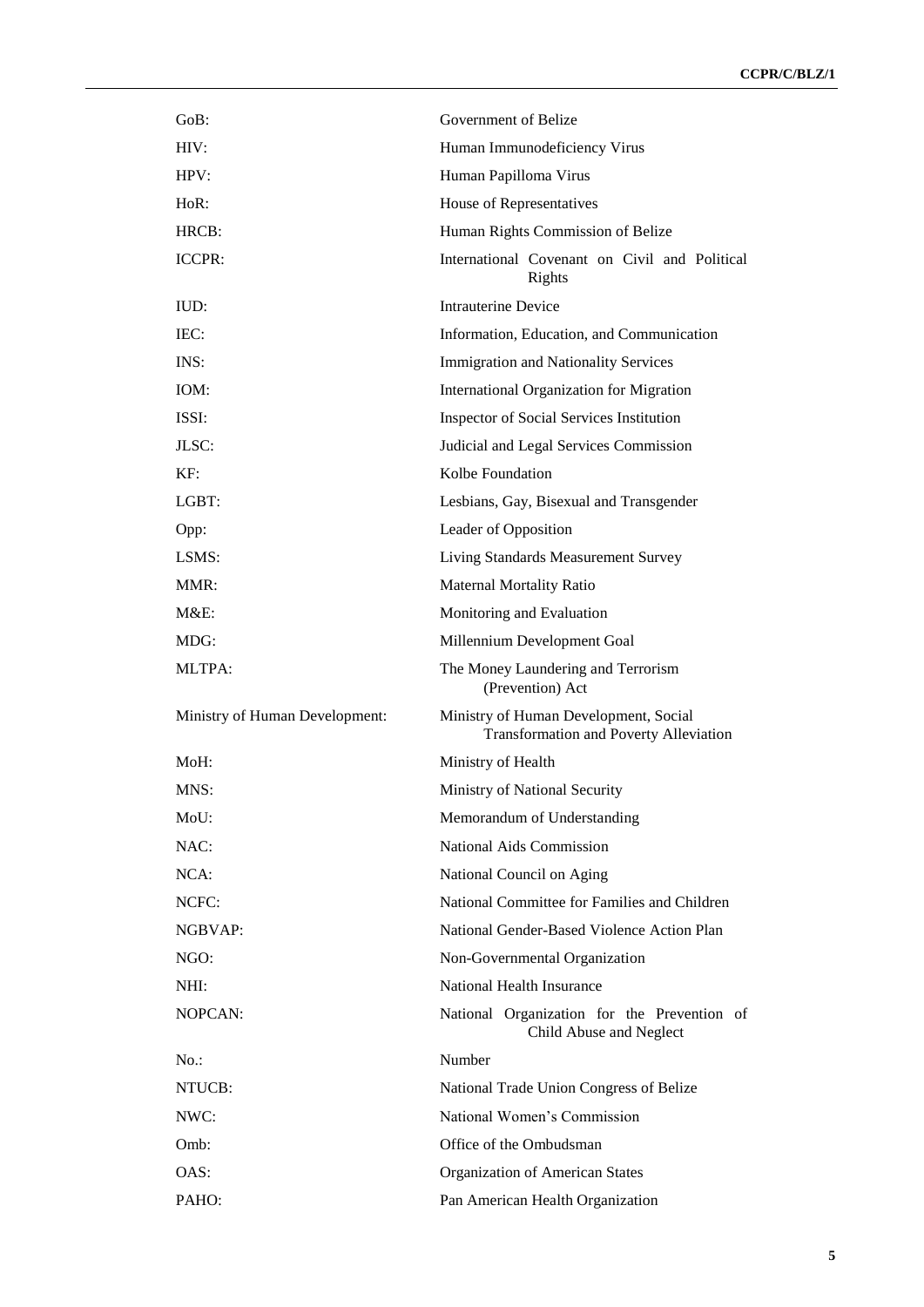| | |
|---|---|
| GoB: | Government of Belize |
| HIV: | Human Immunodeficiency Virus |
| HPV: | Human Papilloma Virus |
| HoR: | House of Representatives |
| HRCB: | Human Rights Commission of Belize |
| ICCPR: | International Covenant on Civil and Political Rights |
| IUD: | Intrauterine Device |
| IEC: | Information, Education, and Communication |
| INS: | Immigration and Nationality Services |
| IOM: | International Organization for Migration |
| ISSI: | Inspector of Social Services Institution |
| JLSC: | Judicial and Legal Services Commission |
| KF: | Kolbe Foundation |
| LGBT: | Lesbians, Gay, Bisexual and Transgender |
| Opp: | Leader of Opposition |
| LSMS: | Living Standards Measurement Survey |
| MMR: | Maternal Mortality Ratio |
| M&E: | Monitoring and Evaluation |
| MDG: | Millennium Development Goal |
| MLTPA: | The Money Laundering and Terrorism (Prevention) Act |
| Ministry of Human Development: | Ministry of Human Development, Social Transformation and Poverty Alleviation |
| MoH: | Ministry of Health |
| MNS: | Ministry of National Security |
| MoU: | Memorandum of Understanding |
| NAC: | National Aids Commission |
| NCA: | National Council on Aging |
| NCFC: | National Committee for Families and Children |
| NGBVAP: | National Gender-Based Violence Action Plan |
| NGO: | Non-Governmental Organization |
| NHI: | National Health Insurance |
| NOPCAN: | National Organization for the Prevention of Child Abuse and Neglect |
| No.: | Number |
| NTUCB: | National Trade Union Congress of Belize |
| NWC: | National Women's Commission |
| Omb: | Office of the Ombudsman |
| OAS: | Organization of American States |
| PAHO: | Pan American Health Organization |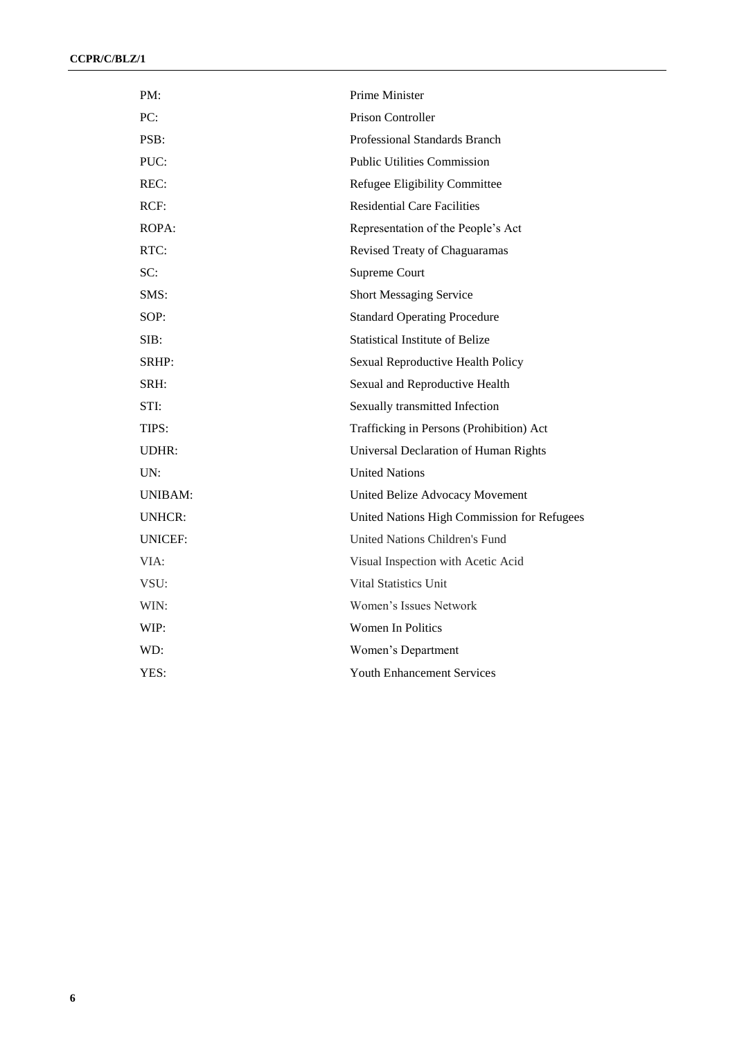| | |
|---|---|
| PM: | Prime Minister |
| PC: | Prison Controller |
| PSB: | Professional Standards Branch |
| PUC: | Public Utilities Commission |
| REC: | Refugee Eligibility Committee |
| RCF: | Residential Care Facilities |
| ROPA: | Representation of the People's Act |
| RTC: | Revised Treaty of Chaguaramas |
| SC: | Supreme Court |
| SMS: | Short Messaging Service |
| SOP: | Standard Operating Procedure |
| SIB: | Statistical Institute of Belize |
| SRHP: | Sexual Reproductive Health Policy |
| SRH: | Sexual and Reproductive Health |
| STI: | Sexually transmitted Infection |
| TIPS: | Trafficking in Persons (Prohibition) Act |
| UDHR: | Universal Declaration of Human Rights |
| UN: | United Nations |
| UNIBAM: | United Belize Advocacy Movement |
| UNHCR: | United Nations High Commission for Refugees |
| UNICEF: | United Nations Children's Fund |
| VIA: | Visual Inspection with Acetic Acid |
| VSU: | Vital Statistics Unit |
| WIN: | Women's Issues Network |
| WIP: | Women In Politics |
| WD: | Women's Department |
| YES: | Youth Enhancement Services |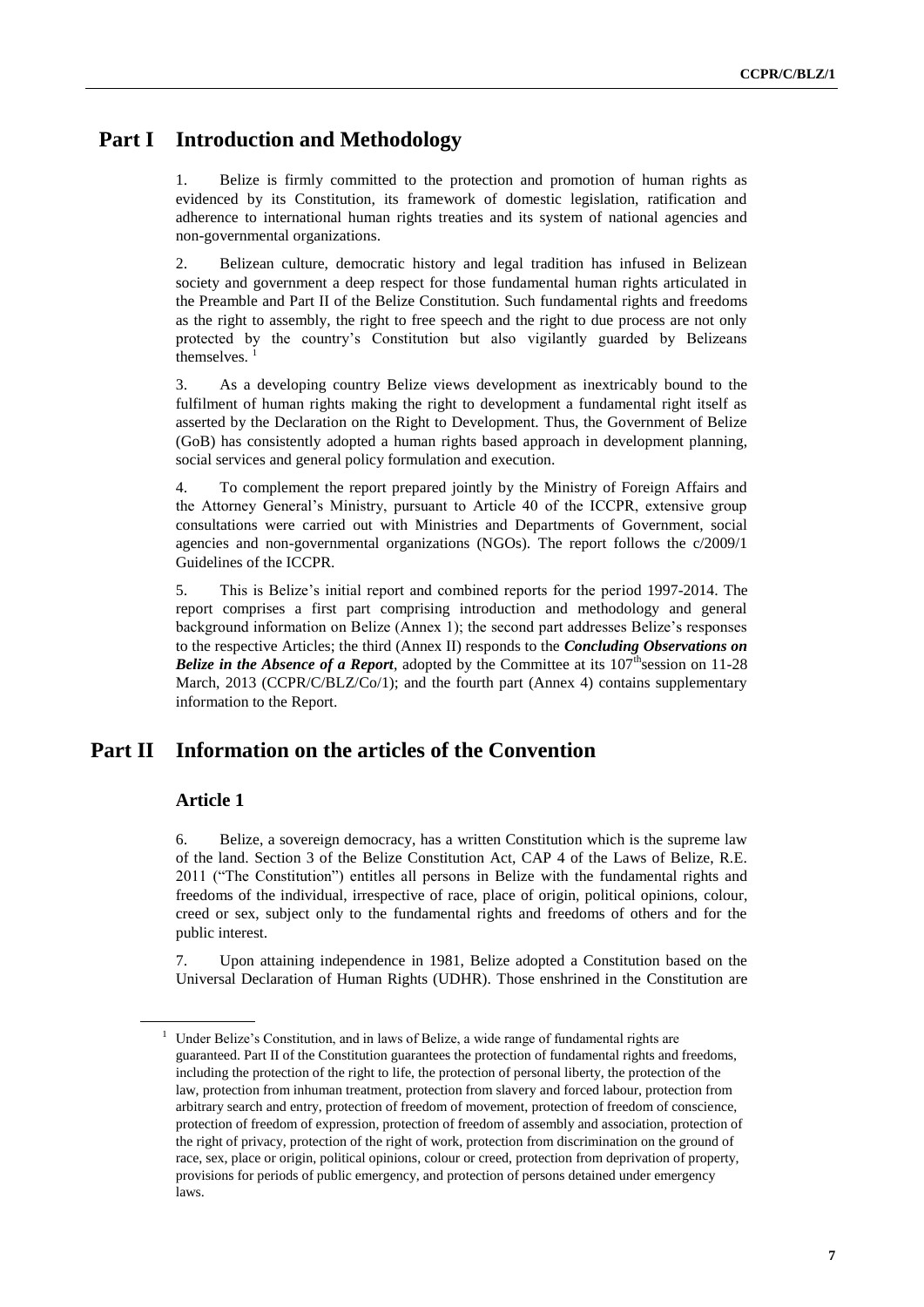# Part I Introduction and Methodology

1. Belize is firmly committed to the protection and promotion of human rights as evidenced by its Constitution, its framework of domestic legislation, ratification and adherence to international human rights treaties and its system of national agencies and non-governmental organizations.

2. Belizean culture, democratic history and legal tradition has infused in Belizean society and government a deep respect for those fundamental human rights articulated in the Preamble and Part II of the Belize Constitution. Such fundamental rights and freedoms as the right to assembly, the right to free speech and the right to due process are not only protected by the country's Constitution but also vigilantly guarded by Belizeans themselves. [1]

3. As a developing country Belize views development as inextricably bound to the fulfilment of human rights making the right to development a fundamental right itself as asserted by the Declaration on the Right to Development. Thus, the Government of Belize (GoB) has consistently adopted a human rights based approach in development planning, social services and general policy formulation and execution.

4. To complement the report prepared jointly by the Ministry of Foreign Affairs and the Attorney General's Ministry, pursuant to Article 40 of the ICCPR, extensive group consultations were carried out with Ministries and Departments of Government, social agencies and non-governmental organizations (NGOs). The report follows the c/2009/1 Guidelines of the ICCPR.

5. This is Belize's initial report and combined reports for the period 1997-2014. The report comprises a first part comprising introduction and methodology and general background information on Belize (Annex 1); the second part addresses Belize's responses to the respective Articles; the third (Annex II) responds to the ***Concluding Observations on Belize in the Absence of a Report***, adopted by the Committee at its 107[th] session on 11-28 March, 2013 (CCPR/C/BLZ/Co/1); and the fourth part (Annex 4) contains supplementary information to the Report.

# Part II Information on the articles of the Convention

## Article 1

6. Belize, a sovereign democracy, has a written Constitution which is the supreme law of the land. Section 3 of the Belize Constitution Act, CAP 4 of the Laws of Belize, R.E. 2011 ("The Constitution") entitles all persons in Belize with the fundamental rights and freedoms of the individual, irrespective of race, place of origin, political opinions, colour, creed or sex, subject only to the fundamental rights and freedoms of others and for the public interest.

7. Upon attaining independence in 1981, Belize adopted a Constitution based on the Universal Declaration of Human Rights (UDHR). Those enshrined in the Constitution are

---

[1] Under Belize's Constitution, and in laws of Belize, a wide range of fundamental rights are guaranteed. Part II of the Constitution guarantees the protection of fundamental rights and freedoms, including the protection of the right to life, the protection of personal liberty, the protection of the law, protection from inhuman treatment, protection from slavery and forced labour, protection from arbitrary search and entry, protection of freedom of movement, protection of freedom of conscience, protection of freedom of expression, protection of freedom of assembly and association, protection of the right of privacy, protection of the right of work, protection from discrimination on the ground of race, sex, place or origin, political opinions, colour or creed, protection from deprivation of property, provisions for periods of public emergency, and protection of persons detained under emergency laws.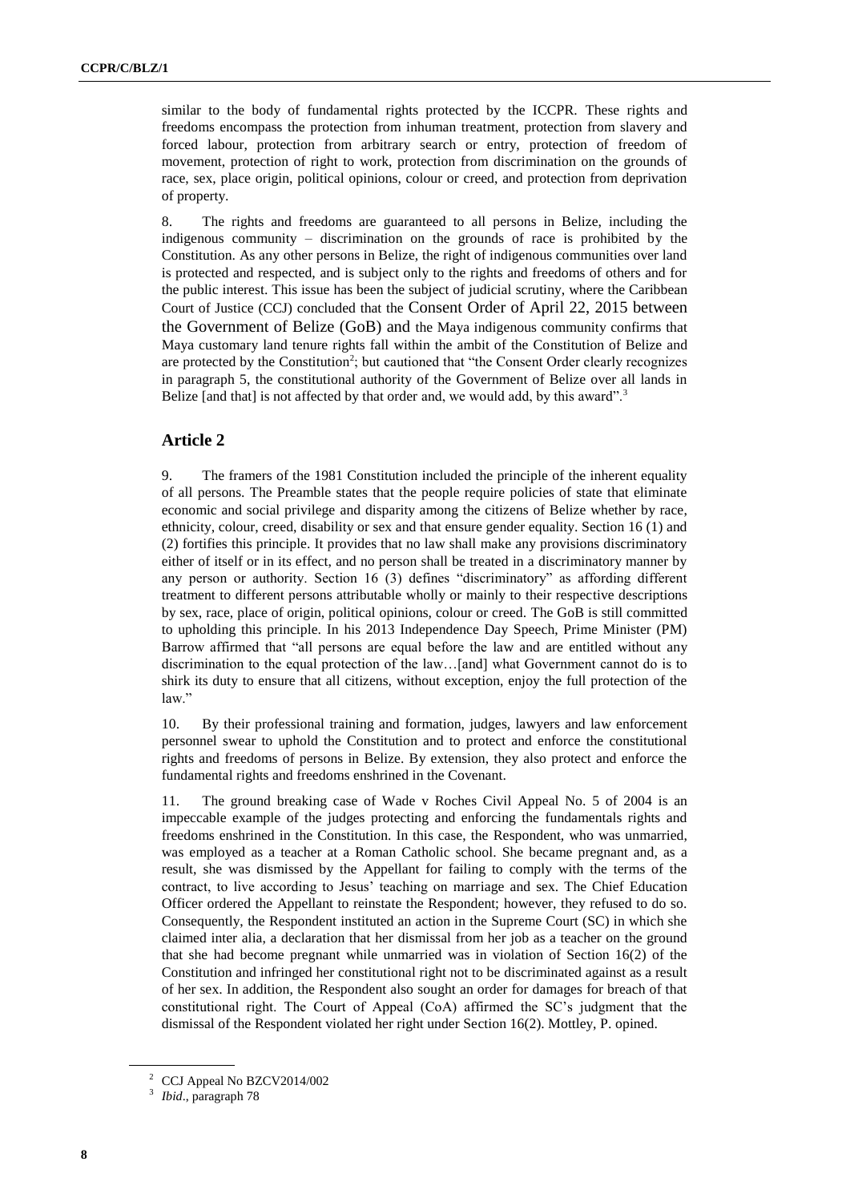similar to the body of fundamental rights protected by the ICCPR. These rights and freedoms encompass the protection from inhuman treatment, protection from slavery and forced labour, protection from arbitrary search or entry, protection of freedom of movement, protection of right to work, protection from discrimination on the grounds of race, sex, place origin, political opinions, colour or creed, and protection from deprivation of property.

8. The rights and freedoms are guaranteed to all persons in Belize, including the indigenous community – discrimination on the grounds of race is prohibited by the Constitution. As any other persons in Belize, the right of indigenous communities over land is protected and respected, and is subject only to the rights and freedoms of others and for the public interest. This issue has been the subject of judicial scrutiny, where the Caribbean Court of Justice (CCJ) concluded that the Consent Order of April 22, 2015 between the Government of Belize (GoB) and the Maya indigenous community confirms that Maya customary land tenure rights fall within the ambit of the Constitution of Belize and are protected by the Constitution[2]; but cautioned that "the Consent Order clearly recognizes in paragraph 5, the constitutional authority of the Government of Belize over all lands in Belize [and that] is not affected by that order and, we would add, by this award".[3]

## Article 2

9. The framers of the 1981 Constitution included the principle of the inherent equality of all persons. The Preamble states that the people require policies of state that eliminate economic and social privilege and disparity among the citizens of Belize whether by race, ethnicity, colour, creed, disability or sex and that ensure gender equality. Section 16 (1) and (2) fortifies this principle. It provides that no law shall make any provisions discriminatory either of itself or in its effect, and no person shall be treated in a discriminatory manner by any person or authority. Section 16 (3) defines "discriminatory" as affording different treatment to different persons attributable wholly or mainly to their respective descriptions by sex, race, place of origin, political opinions, colour or creed. The GoB is still committed to upholding this principle. In his 2013 Independence Day Speech, Prime Minister (PM) Barrow affirmed that "all persons are equal before the law and are entitled without any discrimination to the equal protection of the law…[and] what Government cannot do is to shirk its duty to ensure that all citizens, without exception, enjoy the full protection of the law."

10. By their professional training and formation, judges, lawyers and law enforcement personnel swear to uphold the Constitution and to protect and enforce the constitutional rights and freedoms of persons in Belize. By extension, they also protect and enforce the fundamental rights and freedoms enshrined in the Covenant.

11. The ground breaking case of Wade v Roches Civil Appeal No. 5 of 2004 is an impeccable example of the judges protecting and enforcing the fundamentals rights and freedoms enshrined in the Constitution. In this case, the Respondent, who was unmarried, was employed as a teacher at a Roman Catholic school. She became pregnant and, as a result, she was dismissed by the Appellant for failing to comply with the terms of the contract, to live according to Jesus' teaching on marriage and sex. The Chief Education Officer ordered the Appellant to reinstate the Respondent; however, they refused to do so. Consequently, the Respondent instituted an action in the Supreme Court (SC) in which she claimed inter alia, a declaration that her dismissal from her job as a teacher on the ground that she had become pregnant while unmarried was in violation of Section 16(2) of the Constitution and infringed her constitutional right not to be discriminated against as a result of her sex. In addition, the Respondent also sought an order for damages for breach of that constitutional right. The Court of Appeal (CoA) affirmed the SC's judgment that the dismissal of the Respondent violated her right under Section 16(2). Mottley, P. opined.

---

[2] CCJ Appeal No BZCV2014/002

[3] *Ibid*., paragraph 78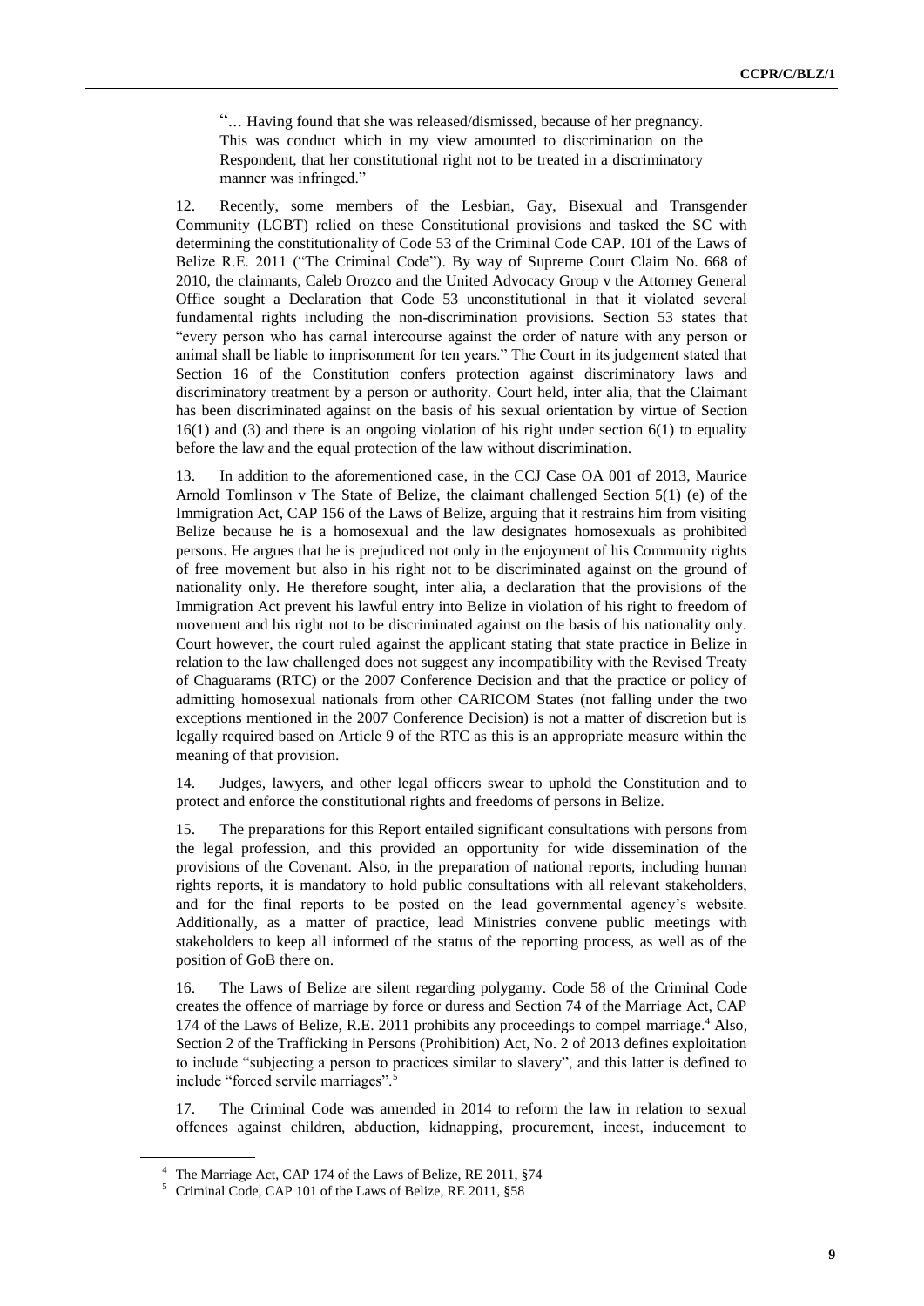"… Having found that she was released/dismissed, because of her pregnancy. This was conduct which in my view amounted to discrimination on the Respondent, that her constitutional right not to be treated in a discriminatory manner was infringed."

12. Recently, some members of the Lesbian, Gay, Bisexual and Transgender Community (LGBT) relied on these Constitutional provisions and tasked the SC with determining the constitutionality of Code 53 of the Criminal Code CAP. 101 of the Laws of Belize R.E. 2011 ("The Criminal Code"). By way of Supreme Court Claim No. 668 of 2010, the claimants, Caleb Orozco and the United Advocacy Group v the Attorney General Office sought a Declaration that Code 53 unconstitutional in that it violated several fundamental rights including the non-discrimination provisions. Section 53 states that "every person who has carnal intercourse against the order of nature with any person or animal shall be liable to imprisonment for ten years." The Court in its judgement stated that Section 16 of the Constitution confers protection against discriminatory laws and discriminatory treatment by a person or authority. Court held, inter alia, that the Claimant has been discriminated against on the basis of his sexual orientation by virtue of Section 16(1) and (3) and there is an ongoing violation of his right under section 6(1) to equality before the law and the equal protection of the law without discrimination.

13. In addition to the aforementioned case, in the CCJ Case OA 001 of 2013, Maurice Arnold Tomlinson v The State of Belize, the claimant challenged Section 5(1) (e) of the Immigration Act, CAP 156 of the Laws of Belize, arguing that it restrains him from visiting Belize because he is a homosexual and the law designates homosexuals as prohibited persons. He argues that he is prejudiced not only in the enjoyment of his Community rights of free movement but also in his right not to be discriminated against on the ground of nationality only. He therefore sought, inter alia, a declaration that the provisions of the Immigration Act prevent his lawful entry into Belize in violation of his right to freedom of movement and his right not to be discriminated against on the basis of his nationality only. Court however, the court ruled against the applicant stating that state practice in Belize in relation to the law challenged does not suggest any incompatibility with the Revised Treaty of Chaguarams (RTC) or the 2007 Conference Decision and that the practice or policy of admitting homosexual nationals from other CARICOM States (not falling under the two exceptions mentioned in the 2007 Conference Decision) is not a matter of discretion but is legally required based on Article 9 of the RTC as this is an appropriate measure within the meaning of that provision.

14. Judges, lawyers, and other legal officers swear to uphold the Constitution and to protect and enforce the constitutional rights and freedoms of persons in Belize.

15. The preparations for this Report entailed significant consultations with persons from the legal profession, and this provided an opportunity for wide dissemination of the provisions of the Covenant. Also, in the preparation of national reports, including human rights reports, it is mandatory to hold public consultations with all relevant stakeholders, and for the final reports to be posted on the lead governmental agency's website. Additionally, as a matter of practice, lead Ministries convene public meetings with stakeholders to keep all informed of the status of the reporting process, as well as of the position of GoB there on.

16. The Laws of Belize are silent regarding polygamy. Code 58 of the Criminal Code creates the offence of marriage by force or duress and Section 74 of the Marriage Act, CAP 174 of the Laws of Belize, R.E. 2011 prohibits any proceedings to compel marriage.[4] Also, Section 2 of the Trafficking in Persons (Prohibition) Act, No. 2 of 2013 defines exploitation to include "subjecting a person to practices similar to slavery", and this latter is defined to include "forced servile marriages".[5]

17. The Criminal Code was amended in 2014 to reform the law in relation to sexual offences against children, abduction, kidnapping, procurement, incest, inducement to

[4] The Marriage Act, CAP 174 of the Laws of Belize, RE 2011, §74

[5] Criminal Code, CAP 101 of the Laws of Belize, RE 2011, §58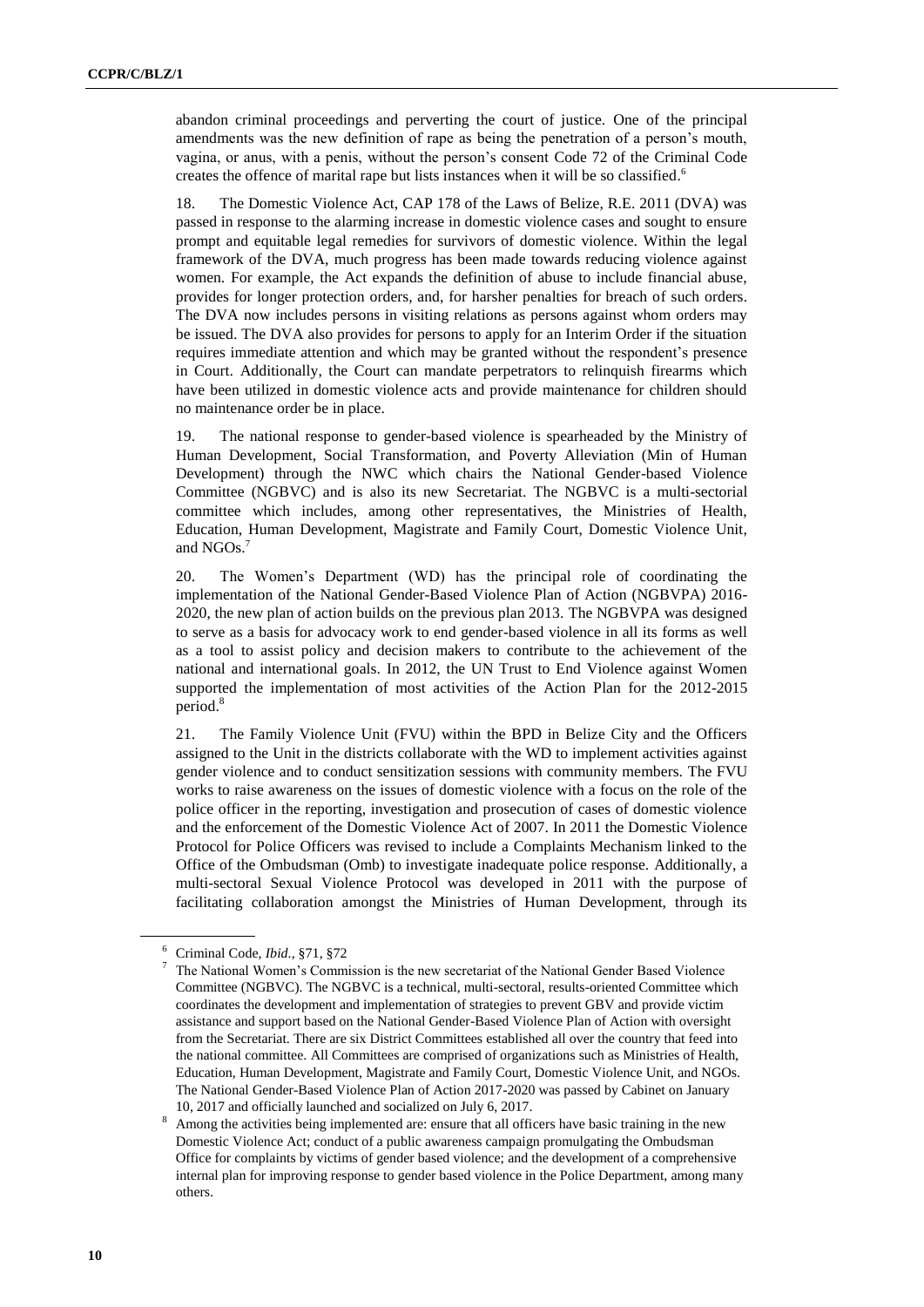abandon criminal proceedings and perverting the court of justice. One of the principal amendments was the new definition of rape as being the penetration of a person's mouth, vagina, or anus, with a penis, without the person's consent Code 72 of the Criminal Code creates the offence of marital rape but lists instances when it will be so classified.[6]

18. The Domestic Violence Act, CAP 178 of the Laws of Belize, R.E. 2011 (DVA) was passed in response to the alarming increase in domestic violence cases and sought to ensure prompt and equitable legal remedies for survivors of domestic violence. Within the legal framework of the DVA, much progress has been made towards reducing violence against women. For example, the Act expands the definition of abuse to include financial abuse, provides for longer protection orders, and, for harsher penalties for breach of such orders. The DVA now includes persons in visiting relations as persons against whom orders may be issued. The DVA also provides for persons to apply for an Interim Order if the situation requires immediate attention and which may be granted without the respondent's presence in Court. Additionally, the Court can mandate perpetrators to relinquish firearms which have been utilized in domestic violence acts and provide maintenance for children should no maintenance order be in place.

19. The national response to gender-based violence is spearheaded by the Ministry of Human Development, Social Transformation, and Poverty Alleviation (Min of Human Development) through the NWC which chairs the National Gender-based Violence Committee (NGBVC) and is also its new Secretariat. The NGBVC is a multi-sectorial committee which includes, among other representatives, the Ministries of Health, Education, Human Development, Magistrate and Family Court, Domestic Violence Unit, and NGOs.[7]

20. The Women's Department (WD) has the principal role of coordinating the implementation of the National Gender-Based Violence Plan of Action (NGBVPA) 2016-2020, the new plan of action builds on the previous plan 2013. The NGBVPA was designed to serve as a basis for advocacy work to end gender-based violence in all its forms as well as a tool to assist policy and decision makers to contribute to the achievement of the national and international goals. In 2012, the UN Trust to End Violence against Women supported the implementation of most activities of the Action Plan for the 2012-2015 period.[8]

21. The Family Violence Unit (FVU) within the BPD in Belize City and the Officers assigned to the Unit in the districts collaborate with the WD to implement activities against gender violence and to conduct sensitization sessions with community members. The FVU works to raise awareness on the issues of domestic violence with a focus on the role of the police officer in the reporting, investigation and prosecution of cases of domestic violence and the enforcement of the Domestic Violence Act of 2007. In 2011 the Domestic Violence Protocol for Police Officers was revised to include a Complaints Mechanism linked to the Office of the Ombudsman (Omb) to investigate inadequate police response. Additionally, a multi-sectoral Sexual Violence Protocol was developed in 2011 with the purpose of facilitating collaboration amongst the Ministries of Human Development, through its

---

[6] Criminal Code, *Ibid*., §71, §72

[7] The National Women's Commission is the new secretariat of the National Gender Based Violence Committee (NGBVC). The NGBVC is a technical, multi-sectoral, results-oriented Committee which coordinates the development and implementation of strategies to prevent GBV and provide victim assistance and support based on the National Gender-Based Violence Plan of Action with oversight from the Secretariat. There are six District Committees established all over the country that feed into the national committee. All Committees are comprised of organizations such as Ministries of Health, Education, Human Development, Magistrate and Family Court, Domestic Violence Unit, and NGOs. The National Gender-Based Violence Plan of Action 2017-2020 was passed by Cabinet on January 10, 2017 and officially launched and socialized on July 6, 2017.

[8] Among the activities being implemented are: ensure that all officers have basic training in the new Domestic Violence Act; conduct of a public awareness campaign promulgating the Ombudsman Office for complaints by victims of gender based violence; and the development of a comprehensive internal plan for improving response to gender based violence in the Police Department, among many others.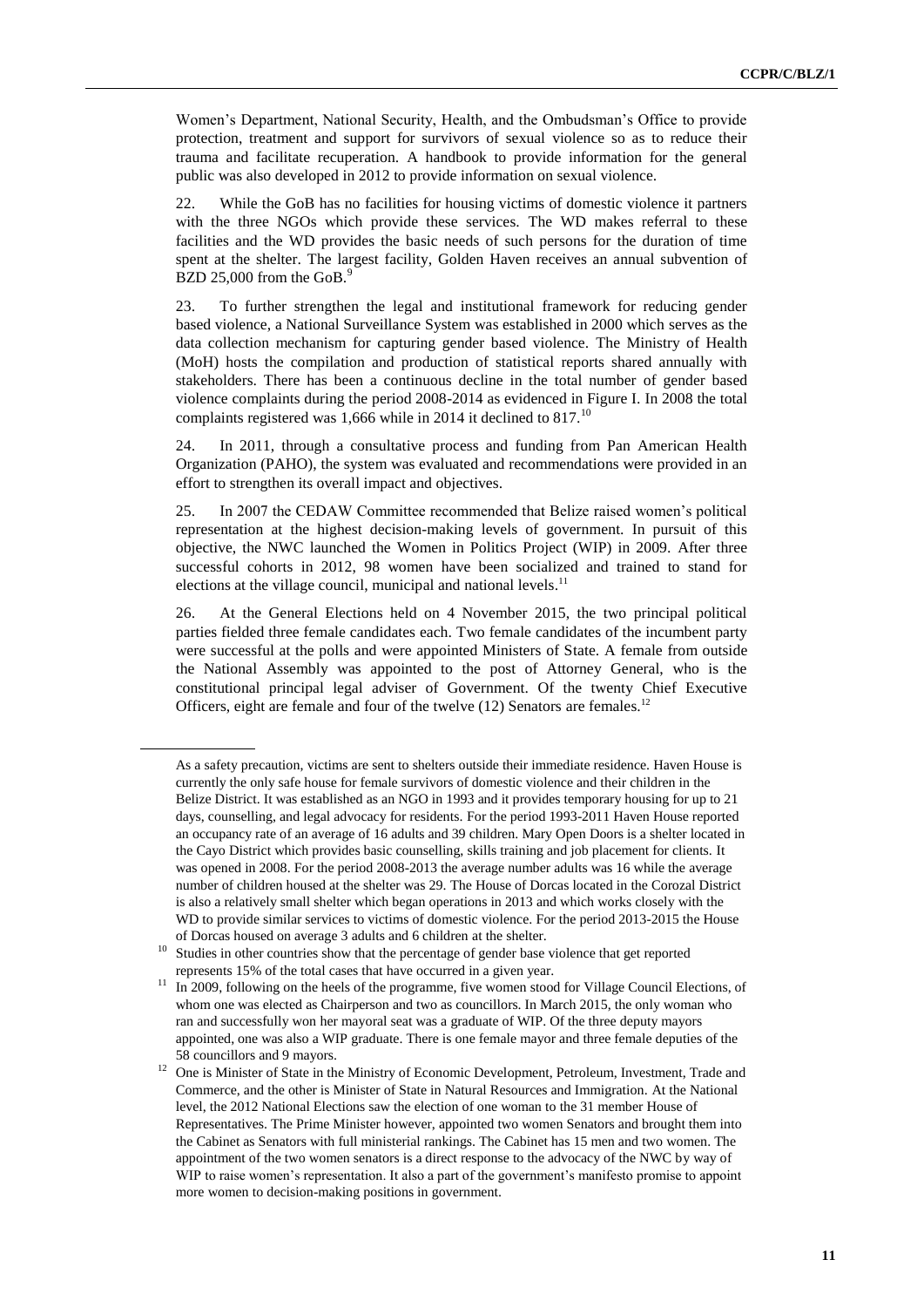Women's Department, National Security, Health, and the Ombudsman's Office to provide protection, treatment and support for survivors of sexual violence so as to reduce their trauma and facilitate recuperation. A handbook to provide information for the general public was also developed in 2012 to provide information on sexual violence.

22. While the GoB has no facilities for housing victims of domestic violence it partners with the three NGOs which provide these services. The WD makes referral to these facilities and the WD provides the basic needs of such persons for the duration of time spent at the shelter. The largest facility, Golden Haven receives an annual subvention of BZD 25,000 from the GoB.[9]

23. To further strengthen the legal and institutional framework for reducing gender based violence, a National Surveillance System was established in 2000 which serves as the data collection mechanism for capturing gender based violence. The Ministry of Health (MoH) hosts the compilation and production of statistical reports shared annually with stakeholders. There has been a continuous decline in the total number of gender based violence complaints during the period 2008-2014 as evidenced in Figure I. In 2008 the total complaints registered was 1,666 while in 2014 it declined to 817.[10]

24. In 2011, through a consultative process and funding from Pan American Health Organization (PAHO), the system was evaluated and recommendations were provided in an effort to strengthen its overall impact and objectives.

25. In 2007 the CEDAW Committee recommended that Belize raised women's political representation at the highest decision-making levels of government. In pursuit of this objective, the NWC launched the Women in Politics Project (WIP) in 2009. After three successful cohorts in 2012, 98 women have been socialized and trained to stand for elections at the village council, municipal and national levels.[11]

26. At the General Elections held on 4 November 2015, the two principal political parties fielded three female candidates each. Two female candidates of the incumbent party were successful at the polls and were appointed Ministers of State. A female from outside the National Assembly was appointed to the post of Attorney General, who is the constitutional principal legal adviser of Government. Of the twenty Chief Executive Officers, eight are female and four of the twelve (12) Senators are females.[12]

---

As a safety precaution, victims are sent to shelters outside their immediate residence. Haven House is currently the only safe house for female survivors of domestic violence and their children in the Belize District. It was established as an NGO in 1993 and it provides temporary housing for up to 21 days, counselling, and legal advocacy for residents. For the period 1993-2011 Haven House reported an occupancy rate of an average of 16 adults and 39 children. Mary Open Doors is a shelter located in the Cayo District which provides basic counselling, skills training and job placement for clients. It was opened in 2008. For the period 2008-2013 the average number adults was 16 while the average number of children housed at the shelter was 29. The House of Dorcas located in the Corozal District is also a relatively small shelter which began operations in 2013 and which works closely with the WD to provide similar services to victims of domestic violence. For the period 2013-2015 the House of Dorcas housed on average 3 adults and 6 children at the shelter.

[10] Studies in other countries show that the percentage of gender base violence that get reported represents 15% of the total cases that have occurred in a given year.

[11] In 2009, following on the heels of the programme, five women stood for Village Council Elections, of whom one was elected as Chairperson and two as councillors. In March 2015, the only woman who ran and successfully won her mayoral seat was a graduate of WIP. Of the three deputy mayors appointed, one was also a WIP graduate. There is one female mayor and three female deputies of the 58 councillors and 9 mayors.

[12] One is Minister of State in the Ministry of Economic Development, Petroleum, Investment, Trade and Commerce, and the other is Minister of State in Natural Resources and Immigration. At the National level, the 2012 National Elections saw the election of one woman to the 31 member House of Representatives. The Prime Minister however, appointed two women Senators and brought them into the Cabinet as Senators with full ministerial rankings. The Cabinet has 15 men and two women. The appointment of the two women senators is a direct response to the advocacy of the NWC by way of WIP to raise women's representation. It also a part of the government's manifesto promise to appoint more women to decision-making positions in government.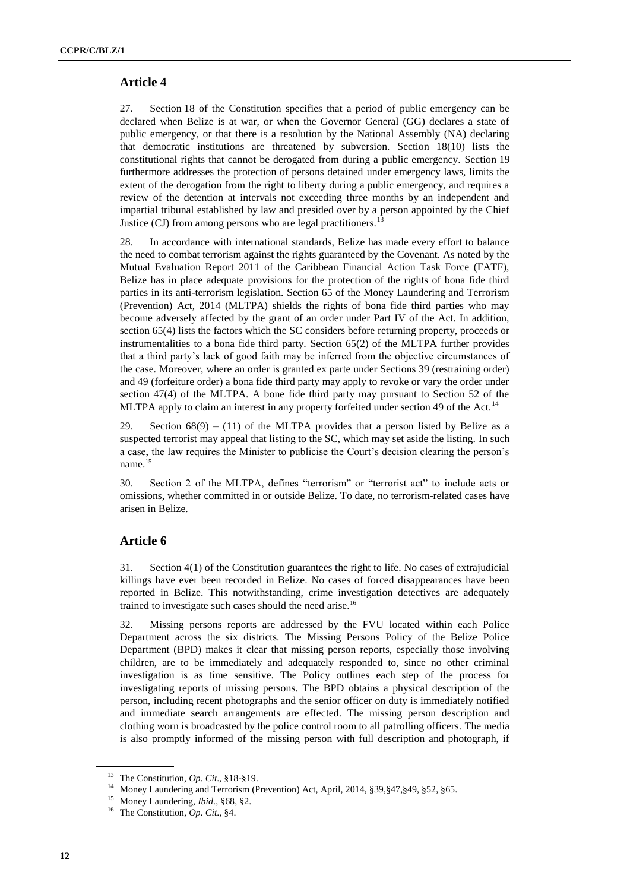## Article 4

27. Section 18 of the Constitution specifies that a period of public emergency can be declared when Belize is at war, or when the Governor General (GG) declares a state of public emergency, or that there is a resolution by the National Assembly (NA) declaring that democratic institutions are threatened by subversion. Section 18(10) lists the constitutional rights that cannot be derogated from during a public emergency. Section 19 furthermore addresses the protection of persons detained under emergency laws, limits the extent of the derogation from the right to liberty during a public emergency, and requires a review of the detention at intervals not exceeding three months by an independent and impartial tribunal established by law and presided over by a person appointed by the Chief Justice (CJ) from among persons who are legal practitioners.[13]

28. In accordance with international standards, Belize has made every effort to balance the need to combat terrorism against the rights guaranteed by the Covenant. As noted by the Mutual Evaluation Report 2011 of the Caribbean Financial Action Task Force (FATF), Belize has in place adequate provisions for the protection of the rights of bona fide third parties in its anti-terrorism legislation. Section 65 of the Money Laundering and Terrorism (Prevention) Act, 2014 (MLTPA) shields the rights of bona fide third parties who may become adversely affected by the grant of an order under Part IV of the Act. In addition, section 65(4) lists the factors which the SC considers before returning property, proceeds or instrumentalities to a bona fide third party. Section 65(2) of the MLTPA further provides that a third party's lack of good faith may be inferred from the objective circumstances of the case. Moreover, where an order is granted ex parte under Sections 39 (restraining order) and 49 (forfeiture order) a bona fide third party may apply to revoke or vary the order under section 47(4) of the MLTPA. A bone fide third party may pursuant to Section 52 of the MLTPA apply to claim an interest in any property forfeited under section 49 of the Act.[14]

29. Section 68(9) – (11) of the MLTPA provides that a person listed by Belize as a suspected terrorist may appeal that listing to the SC, which may set aside the listing. In such a case, the law requires the Minister to publicise the Court's decision clearing the person's name.[15]

30. Section 2 of the MLTPA, defines "terrorism" or "terrorist act" to include acts or omissions, whether committed in or outside Belize. To date, no terrorism-related cases have arisen in Belize.

## Article 6

31. Section 4(1) of the Constitution guarantees the right to life. No cases of extrajudicial killings have ever been recorded in Belize. No cases of forced disappearances have been reported in Belize. This notwithstanding, crime investigation detectives are adequately trained to investigate such cases should the need arise.[16]

32. Missing persons reports are addressed by the FVU located within each Police Department across the six districts. The Missing Persons Policy of the Belize Police Department (BPD) makes it clear that missing person reports, especially those involving children, are to be immediately and adequately responded to, since no other criminal investigation is as time sensitive. The Policy outlines each step of the process for investigating reports of missing persons. The BPD obtains a physical description of the person, including recent photographs and the senior officer on duty is immediately notified and immediate search arrangements are effected. The missing person description and clothing worn is broadcasted by the police control room to all patrolling officers. The media is also promptly informed of the missing person with full description and photograph, if

---

[13] The Constitution, *Op. Cit*., §18-§19.

[14] Money Laundering and Terrorism (Prevention) Act, April, 2014, §39,§47,§49, §52, §65.

[15] Money Laundering, *Ibid*., §68, §2.

[16] The Constitution, *Op. Cit*., §4.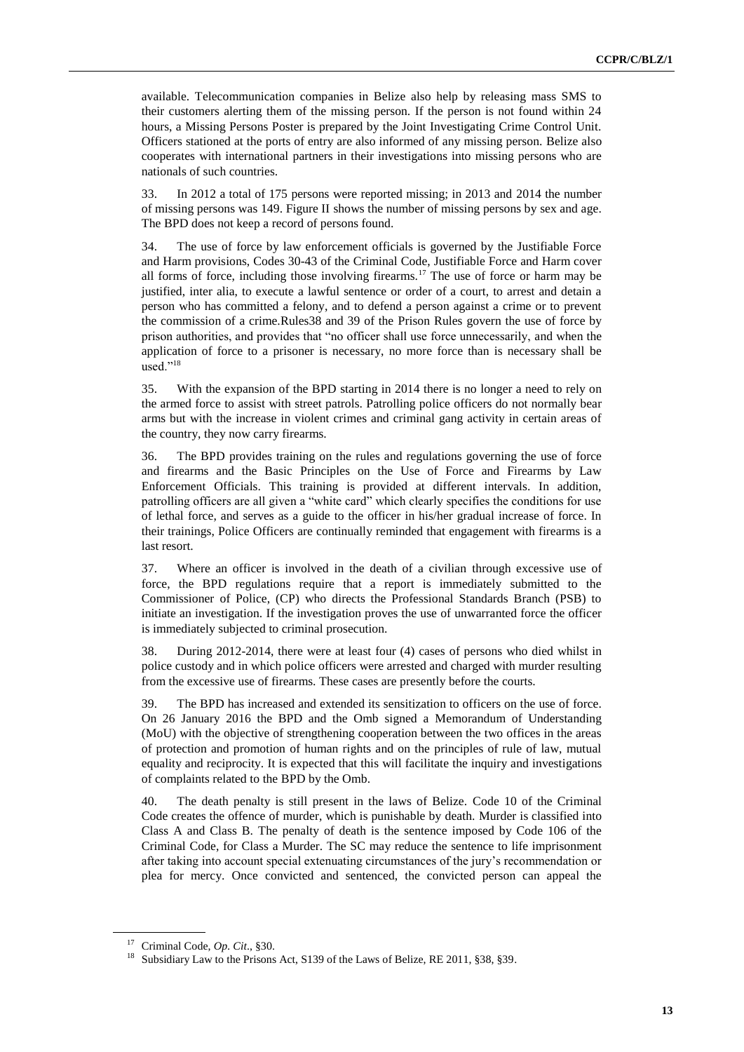available. Telecommunication companies in Belize also help by releasing mass SMS to their customers alerting them of the missing person. If the person is not found within 24 hours, a Missing Persons Poster is prepared by the Joint Investigating Crime Control Unit. Officers stationed at the ports of entry are also informed of any missing person. Belize also cooperates with international partners in their investigations into missing persons who are nationals of such countries.

33. In 2012 a total of 175 persons were reported missing; in 2013 and 2014 the number of missing persons was 149. Figure II shows the number of missing persons by sex and age. The BPD does not keep a record of persons found.

34. The use of force by law enforcement officials is governed by the Justifiable Force and Harm provisions, Codes 30-43 of the Criminal Code, Justifiable Force and Harm cover all forms of force, including those involving firearms.[17] The use of force or harm may be justified, inter alia, to execute a lawful sentence or order of a court, to arrest and detain a person who has committed a felony, and to defend a person against a crime or to prevent the commission of a crime.Rules38 and 39 of the Prison Rules govern the use of force by prison authorities, and provides that "no officer shall use force unnecessarily, and when the application of force to a prisoner is necessary, no more force than is necessary shall be used."[18]

35. With the expansion of the BPD starting in 2014 there is no longer a need to rely on the armed force to assist with street patrols. Patrolling police officers do not normally bear arms but with the increase in violent crimes and criminal gang activity in certain areas of the country, they now carry firearms.

36. The BPD provides training on the rules and regulations governing the use of force and firearms and the Basic Principles on the Use of Force and Firearms by Law Enforcement Officials. This training is provided at different intervals. In addition, patrolling officers are all given a "white card" which clearly specifies the conditions for use of lethal force, and serves as a guide to the officer in his/her gradual increase of force. In their trainings, Police Officers are continually reminded that engagement with firearms is a last resort.

37. Where an officer is involved in the death of a civilian through excessive use of force, the BPD regulations require that a report is immediately submitted to the Commissioner of Police, (CP) who directs the Professional Standards Branch (PSB) to initiate an investigation. If the investigation proves the use of unwarranted force the officer is immediately subjected to criminal prosecution.

38. During 2012-2014, there were at least four (4) cases of persons who died whilst in police custody and in which police officers were arrested and charged with murder resulting from the excessive use of firearms. These cases are presently before the courts.

39. The BPD has increased and extended its sensitization to officers on the use of force. On 26 January 2016 the BPD and the Omb signed a Memorandum of Understanding (MoU) with the objective of strengthening cooperation between the two offices in the areas of protection and promotion of human rights and on the principles of rule of law, mutual equality and reciprocity. It is expected that this will facilitate the inquiry and investigations of complaints related to the BPD by the Omb.

40. The death penalty is still present in the laws of Belize. Code 10 of the Criminal Code creates the offence of murder, which is punishable by death. Murder is classified into Class A and Class B. The penalty of death is the sentence imposed by Code 106 of the Criminal Code, for Class a Murder. The SC may reduce the sentence to life imprisonment after taking into account special extenuating circumstances of the jury's recommendation or plea for mercy. Once convicted and sentenced, the convicted person can appeal the

---

[17] Criminal Code, *Op. Cit*., §30.

[18] Subsidiary Law to the Prisons Act, S139 of the Laws of Belize, RE 2011, §38, §39.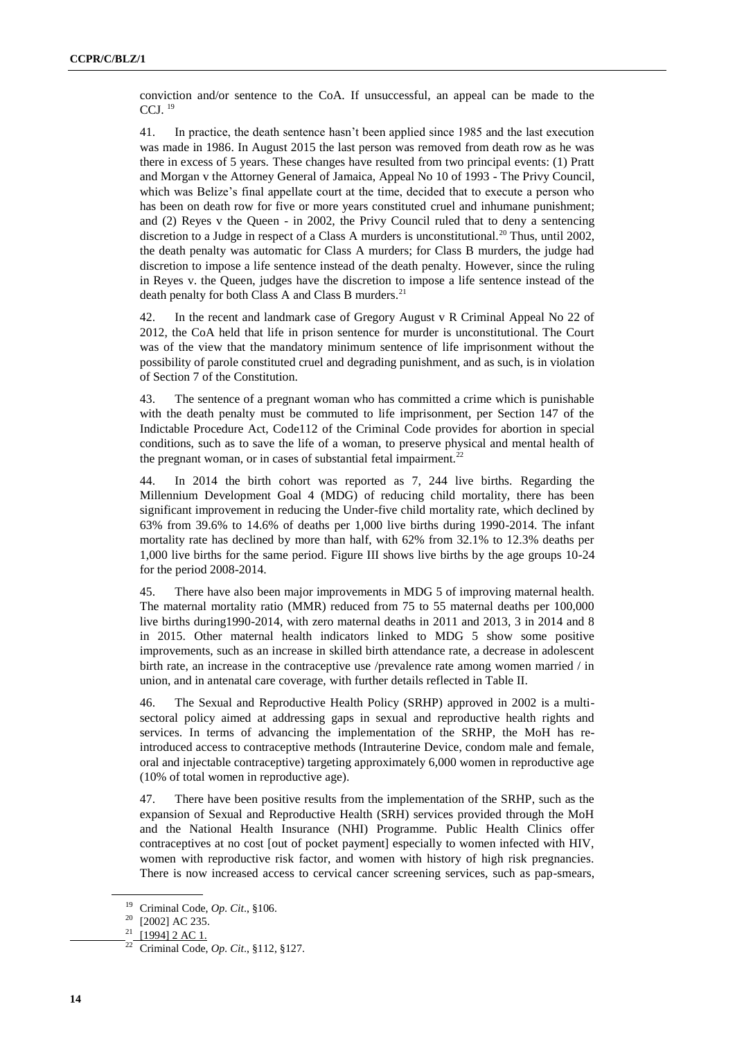conviction and/or sentence to the CoA. If unsuccessful, an appeal can be made to the CCJ. [19]

41. In practice, the death sentence hasn't been applied since 1985 and the last execution was made in 1986. In August 2015 the last person was removed from death row as he was there in excess of 5 years. These changes have resulted from two principal events: (1) Pratt and Morgan v the Attorney General of Jamaica, Appeal No 10 of 1993 - The Privy Council, which was Belize's final appellate court at the time, decided that to execute a person who has been on death row for five or more years constituted cruel and inhumane punishment; and (2) Reyes v the Queen - in 2002, the Privy Council ruled that to deny a sentencing discretion to a Judge in respect of a Class A murders is unconstitutional.[20] Thus, until 2002, the death penalty was automatic for Class A murders; for Class B murders, the judge had discretion to impose a life sentence instead of the death penalty. However, since the ruling in Reyes v. the Queen, judges have the discretion to impose a life sentence instead of the death penalty for both Class A and Class B murders.[21]

42. In the recent and landmark case of Gregory August v R Criminal Appeal No 22 of 2012, the CoA held that life in prison sentence for murder is unconstitutional. The Court was of the view that the mandatory minimum sentence of life imprisonment without the possibility of parole constituted cruel and degrading punishment, and as such, is in violation of Section 7 of the Constitution.

43. The sentence of a pregnant woman who has committed a crime which is punishable with the death penalty must be commuted to life imprisonment, per Section 147 of the Indictable Procedure Act, Code112 of the Criminal Code provides for abortion in special conditions, such as to save the life of a woman, to preserve physical and mental health of the pregnant woman, or in cases of substantial fetal impairment.[22]

44. In 2014 the birth cohort was reported as 7, 244 live births. Regarding the Millennium Development Goal 4 (MDG) of reducing child mortality, there has been significant improvement in reducing the Under-five child mortality rate, which declined by 63% from 39.6% to 14.6% of deaths per 1,000 live births during 1990-2014. The infant mortality rate has declined by more than half, with 62% from 32.1% to 12.3% deaths per 1,000 live births for the same period. Figure III shows live births by the age groups 10-24 for the period 2008-2014.

45. There have also been major improvements in MDG 5 of improving maternal health. The maternal mortality ratio (MMR) reduced from 75 to 55 maternal deaths per 100,000 live births during1990-2014, with zero maternal deaths in 2011 and 2013, 3 in 2014 and 8 in 2015. Other maternal health indicators linked to MDG 5 show some positive improvements, such as an increase in skilled birth attendance rate, a decrease in adolescent birth rate, an increase in the contraceptive use /prevalence rate among women married / in union, and in antenatal care coverage, with further details reflected in Table II.

46. The Sexual and Reproductive Health Policy (SRHP) approved in 2002 is a multi-sectoral policy aimed at addressing gaps in sexual and reproductive health rights and services. In terms of advancing the implementation of the SRHP, the MoH has re-introduced access to contraceptive methods (Intrauterine Device, condom male and female, oral and injectable contraceptive) targeting approximately 6,000 women in reproductive age (10% of total women in reproductive age).

47. There have been positive results from the implementation of the SRHP, such as the expansion of Sexual and Reproductive Health (SRH) services provided through the MoH and the National Health Insurance (NHI) Programme. Public Health Clinics offer contraceptives at no cost [out of pocket payment] especially to women infected with HIV, women with reproductive risk factor, and women with history of high risk pregnancies. There is now increased access to cervical cancer screening services, such as pap-smears,

[19] Criminal Code, *Op. Cit*., §106.

[20] [2002] AC 235.

[21] [1994] 2 AC 1.

[22] Criminal Code, *Op. Cit*., §112, §127.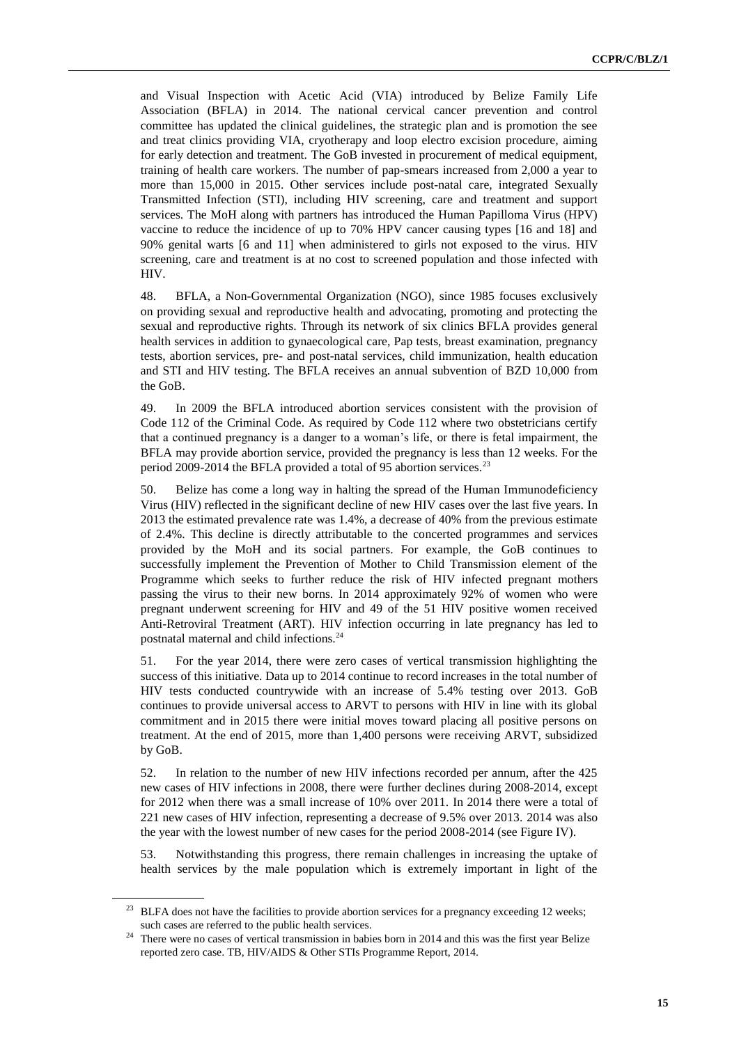and Visual Inspection with Acetic Acid (VIA) introduced by Belize Family Life Association (BFLA) in 2014. The national cervical cancer prevention and control committee has updated the clinical guidelines, the strategic plan and is promotion the see and treat clinics providing VIA, cryotherapy and loop electro excision procedure, aiming for early detection and treatment. The GoB invested in procurement of medical equipment, training of health care workers. The number of pap-smears increased from 2,000 a year to more than 15,000 in 2015. Other services include post-natal care, integrated Sexually Transmitted Infection (STI), including HIV screening, care and treatment and support services. The MoH along with partners has introduced the Human Papilloma Virus (HPV) vaccine to reduce the incidence of up to 70% HPV cancer causing types [16 and 18] and 90% genital warts [6 and 11] when administered to girls not exposed to the virus. HIV screening, care and treatment is at no cost to screened population and those infected with HIV.

48. BFLA, a Non-Governmental Organization (NGO), since 1985 focuses exclusively on providing sexual and reproductive health and advocating, promoting and protecting the sexual and reproductive rights. Through its network of six clinics BFLA provides general health services in addition to gynaecological care, Pap tests, breast examination, pregnancy tests, abortion services, pre- and post-natal services, child immunization, health education and STI and HIV testing. The BFLA receives an annual subvention of BZD 10,000 from the GoB.

49. In 2009 the BFLA introduced abortion services consistent with the provision of Code 112 of the Criminal Code. As required by Code 112 where two obstetricians certify that a continued pregnancy is a danger to a woman's life, or there is fetal impairment, the BFLA may provide abortion service, provided the pregnancy is less than 12 weeks. For the period 2009-2014 the BFLA provided a total of 95 abortion services.[23]

50. Belize has come a long way in halting the spread of the Human Immunodeficiency Virus (HIV) reflected in the significant decline of new HIV cases over the last five years. In 2013 the estimated prevalence rate was 1.4%, a decrease of 40% from the previous estimate of 2.4%. This decline is directly attributable to the concerted programmes and services provided by the MoH and its social partners. For example, the GoB continues to successfully implement the Prevention of Mother to Child Transmission element of the Programme which seeks to further reduce the risk of HIV infected pregnant mothers passing the virus to their new borns. In 2014 approximately 92% of women who were pregnant underwent screening for HIV and 49 of the 51 HIV positive women received Anti-Retroviral Treatment (ART). HIV infection occurring in late pregnancy has led to postnatal maternal and child infections.[24]

51. For the year 2014, there were zero cases of vertical transmission highlighting the success of this initiative. Data up to 2014 continue to record increases in the total number of HIV tests conducted countrywide with an increase of 5.4% testing over 2013. GoB continues to provide universal access to ARVT to persons with HIV in line with its global commitment and in 2015 there were initial moves toward placing all positive persons on treatment. At the end of 2015, more than 1,400 persons were receiving ARVT, subsidized by GoB.

52. In relation to the number of new HIV infections recorded per annum, after the 425 new cases of HIV infections in 2008, there were further declines during 2008-2014, except for 2012 when there was a small increase of 10% over 2011. In 2014 there were a total of 221 new cases of HIV infection, representing a decrease of 9.5% over 2013. 2014 was also the year with the lowest number of new cases for the period 2008-2014 (see Figure IV).

53. Notwithstanding this progress, there remain challenges in increasing the uptake of health services by the male population which is extremely important in light of the

[23] BLFA does not have the facilities to provide abortion services for a pregnancy exceeding 12 weeks; such cases are referred to the public health services.

[24] There were no cases of vertical transmission in babies born in 2014 and this was the first year Belize reported zero case. TB, HIV/AIDS & Other STIs Programme Report, 2014.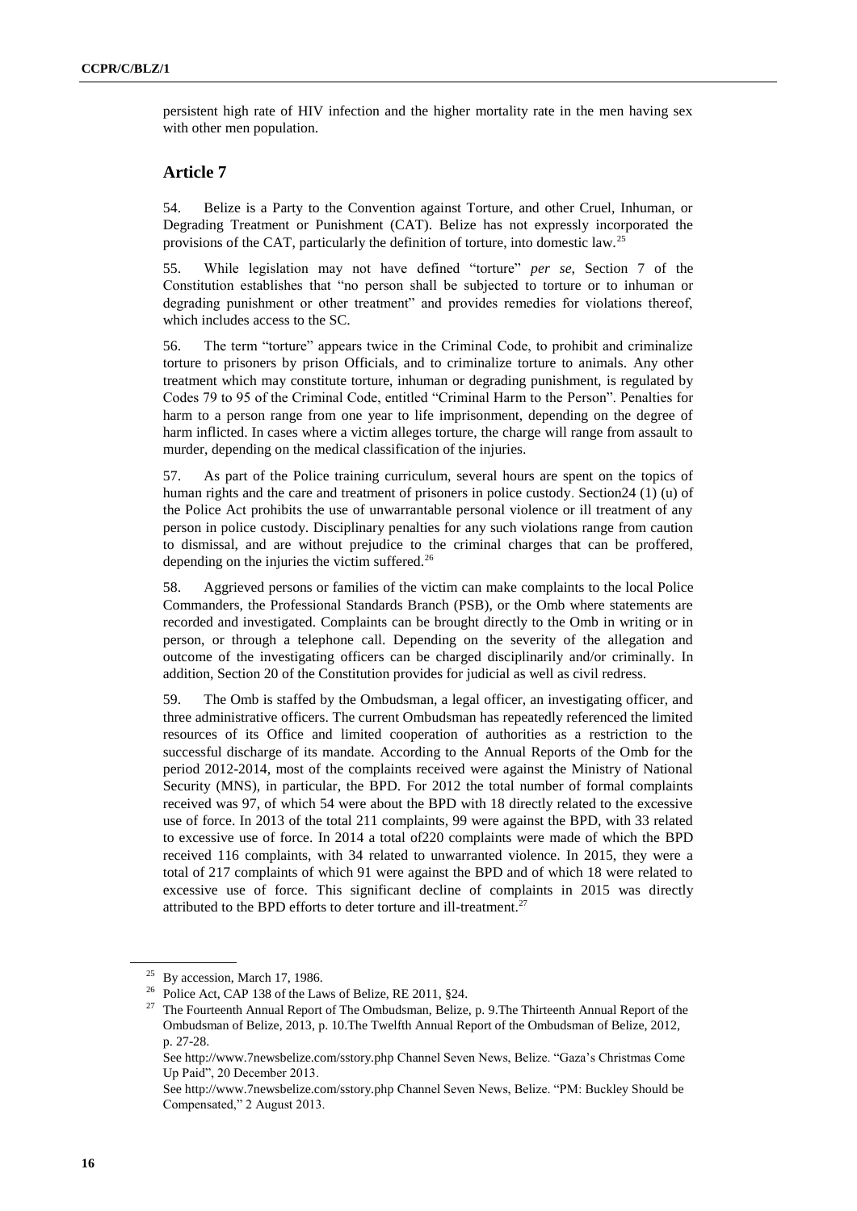persistent high rate of HIV infection and the higher mortality rate in the men having sex with other men population.

## Article 7

54. Belize is a Party to the Convention against Torture, and other Cruel, Inhuman, or Degrading Treatment or Punishment (CAT). Belize has not expressly incorporated the provisions of the CAT, particularly the definition of torture, into domestic law.[25]

55. While legislation may not have defined "torture" *per se*, Section 7 of the Constitution establishes that "no person shall be subjected to torture or to inhuman or degrading punishment or other treatment" and provides remedies for violations thereof, which includes access to the SC.

56. The term "torture" appears twice in the Criminal Code, to prohibit and criminalize torture to prisoners by prison Officials, and to criminalize torture to animals. Any other treatment which may constitute torture, inhuman or degrading punishment, is regulated by Codes 79 to 95 of the Criminal Code, entitled "Criminal Harm to the Person". Penalties for harm to a person range from one year to life imprisonment, depending on the degree of harm inflicted. In cases where a victim alleges torture, the charge will range from assault to murder, depending on the medical classification of the injuries.

57. As part of the Police training curriculum, several hours are spent on the topics of human rights and the care and treatment of prisoners in police custody. Section24 (1) (u) of the Police Act prohibits the use of unwarrantable personal violence or ill treatment of any person in police custody. Disciplinary penalties for any such violations range from caution to dismissal, and are without prejudice to the criminal charges that can be proffered, depending on the injuries the victim suffered.[26]

58. Aggrieved persons or families of the victim can make complaints to the local Police Commanders, the Professional Standards Branch (PSB), or the Omb where statements are recorded and investigated. Complaints can be brought directly to the Omb in writing or in person, or through a telephone call. Depending on the severity of the allegation and outcome of the investigating officers can be charged disciplinarily and/or criminally. In addition, Section 20 of the Constitution provides for judicial as well as civil redress.

59. The Omb is staffed by the Ombudsman, a legal officer, an investigating officer, and three administrative officers. The current Ombudsman has repeatedly referenced the limited resources of its Office and limited cooperation of authorities as a restriction to the successful discharge of its mandate. According to the Annual Reports of the Omb for the period 2012-2014, most of the complaints received were against the Ministry of National Security (MNS), in particular, the BPD. For 2012 the total number of formal complaints received was 97, of which 54 were about the BPD with 18 directly related to the excessive use of force. In 2013 of the total 211 complaints, 99 were against the BPD, with 33 related to excessive use of force. In 2014 a total of220 complaints were made of which the BPD received 116 complaints, with 34 related to unwarranted violence. In 2015, they were a total of 217 complaints of which 91 were against the BPD and of which 18 were related to excessive use of force. This significant decline of complaints in 2015 was directly attributed to the BPD efforts to deter torture and ill-treatment.[27]

---

[25] By accession, March 17, 1986.

[26] Police Act, CAP 138 of the Laws of Belize, RE 2011, §24.

[27] The Fourteenth Annual Report of The Ombudsman, Belize, p. 9.The Thirteenth Annual Report of the Ombudsman of Belize, 2013, p. 10.The Twelfth Annual Report of the Ombudsman of Belize, 2012, p. 27-28.
See http://www.7newsbelize.com/sstory.php Channel Seven News, Belize. "Gaza's Christmas Come Up Paid", 20 December 2013.
See http://www.7newsbelize.com/sstory.php Channel Seven News, Belize. "PM: Buckley Should be Compensated," 2 August 2013.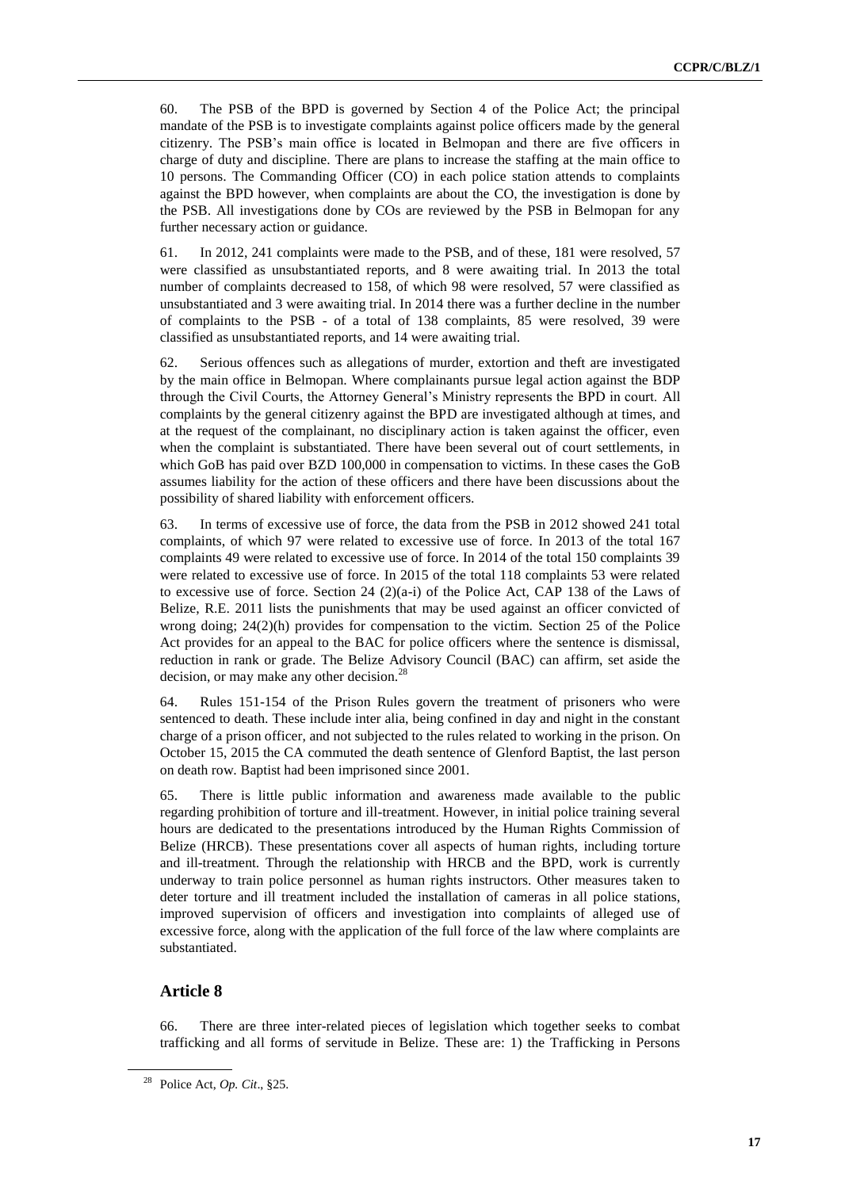60. The PSB of the BPD is governed by Section 4 of the Police Act; the principal mandate of the PSB is to investigate complaints against police officers made by the general citizenry. The PSB's main office is located in Belmopan and there are five officers in charge of duty and discipline. There are plans to increase the staffing at the main office to 10 persons. The Commanding Officer (CO) in each police station attends to complaints against the BPD however, when complaints are about the CO, the investigation is done by the PSB. All investigations done by COs are reviewed by the PSB in Belmopan for any further necessary action or guidance.

61. In 2012, 241 complaints were made to the PSB, and of these, 181 were resolved, 57 were classified as unsubstantiated reports, and 8 were awaiting trial. In 2013 the total number of complaints decreased to 158, of which 98 were resolved, 57 were classified as unsubstantiated and 3 were awaiting trial. In 2014 there was a further decline in the number of complaints to the PSB - of a total of 138 complaints, 85 were resolved, 39 were classified as unsubstantiated reports, and 14 were awaiting trial.

62. Serious offences such as allegations of murder, extortion and theft are investigated by the main office in Belmopan. Where complainants pursue legal action against the BDP through the Civil Courts, the Attorney General's Ministry represents the BPD in court. All complaints by the general citizenry against the BPD are investigated although at times, and at the request of the complainant, no disciplinary action is taken against the officer, even when the complaint is substantiated. There have been several out of court settlements, in which GoB has paid over BZD 100,000 in compensation to victims. In these cases the GoB assumes liability for the action of these officers and there have been discussions about the possibility of shared liability with enforcement officers.

63. In terms of excessive use of force, the data from the PSB in 2012 showed 241 total complaints, of which 97 were related to excessive use of force. In 2013 of the total 167 complaints 49 were related to excessive use of force. In 2014 of the total 150 complaints 39 were related to excessive use of force. In 2015 of the total 118 complaints 53 were related to excessive use of force. Section 24 (2)(a-i) of the Police Act, CAP 138 of the Laws of Belize, R.E. 2011 lists the punishments that may be used against an officer convicted of wrong doing; 24(2)(h) provides for compensation to the victim. Section 25 of the Police Act provides for an appeal to the BAC for police officers where the sentence is dismissal, reduction in rank or grade. The Belize Advisory Council (BAC) can affirm, set aside the decision, or may make any other decision.[28]

64. Rules 151-154 of the Prison Rules govern the treatment of prisoners who were sentenced to death. These include inter alia, being confined in day and night in the constant charge of a prison officer, and not subjected to the rules related to working in the prison. On October 15, 2015 the CA commuted the death sentence of Glenford Baptist, the last person on death row. Baptist had been imprisoned since 2001.

65. There is little public information and awareness made available to the public regarding prohibition of torture and ill-treatment. However, in initial police training several hours are dedicated to the presentations introduced by the Human Rights Commission of Belize (HRCB). These presentations cover all aspects of human rights, including torture and ill-treatment. Through the relationship with HRCB and the BPD, work is currently underway to train police personnel as human rights instructors. Other measures taken to deter torture and ill treatment included the installation of cameras in all police stations, improved supervision of officers and investigation into complaints of alleged use of excessive force, along with the application of the full force of the law where complaints are substantiated.

## Article 8

66. There are three inter-related pieces of legislation which together seeks to combat trafficking and all forms of servitude in Belize. These are: 1) the Trafficking in Persons

[28] Police Act, *Op. Cit*., §25.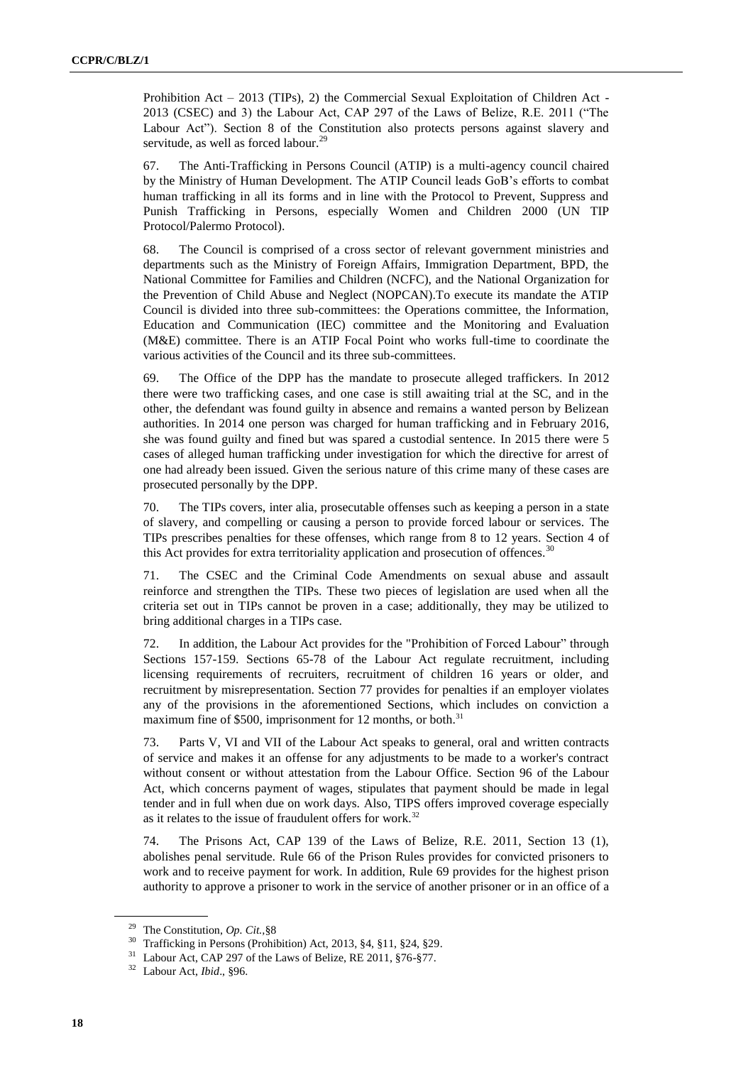Prohibition Act – 2013 (TIPs), 2) the Commercial Sexual Exploitation of Children Act - 2013 (CSEC) and 3) the Labour Act, CAP 297 of the Laws of Belize, R.E. 2011 ("The Labour Act"). Section 8 of the Constitution also protects persons against slavery and servitude, as well as forced labour.[29]

67. The Anti-Trafficking in Persons Council (ATIP) is a multi-agency council chaired by the Ministry of Human Development. The ATIP Council leads GoB's efforts to combat human trafficking in all its forms and in line with the Protocol to Prevent, Suppress and Punish Trafficking in Persons, especially Women and Children 2000 (UN TIP Protocol/Palermo Protocol).

68. The Council is comprised of a cross sector of relevant government ministries and departments such as the Ministry of Foreign Affairs, Immigration Department, BPD, the National Committee for Families and Children (NCFC), and the National Organization for the Prevention of Child Abuse and Neglect (NOPCAN).To execute its mandate the ATIP Council is divided into three sub-committees: the Operations committee, the Information, Education and Communication (IEC) committee and the Monitoring and Evaluation (M&E) committee. There is an ATIP Focal Point who works full-time to coordinate the various activities of the Council and its three sub-committees.

69. The Office of the DPP has the mandate to prosecute alleged traffickers. In 2012 there were two trafficking cases, and one case is still awaiting trial at the SC, and in the other, the defendant was found guilty in absence and remains a wanted person by Belizean authorities. In 2014 one person was charged for human trafficking and in February 2016, she was found guilty and fined but was spared a custodial sentence. In 2015 there were 5 cases of alleged human trafficking under investigation for which the directive for arrest of one had already been issued. Given the serious nature of this crime many of these cases are prosecuted personally by the DPP.

70. The TIPs covers, inter alia, prosecutable offenses such as keeping a person in a state of slavery, and compelling or causing a person to provide forced labour or services. The TIPs prescribes penalties for these offenses, which range from 8 to 12 years. Section 4 of this Act provides for extra territoriality application and prosecution of offences.[30]

71. The CSEC and the Criminal Code Amendments on sexual abuse and assault reinforce and strengthen the TIPs. These two pieces of legislation are used when all the criteria set out in TIPs cannot be proven in a case; additionally, they may be utilized to bring additional charges in a TIPs case.

72. In addition, the Labour Act provides for the "Prohibition of Forced Labour" through Sections 157-159. Sections 65-78 of the Labour Act regulate recruitment, including licensing requirements of recruiters, recruitment of children 16 years or older, and recruitment by misrepresentation. Section 77 provides for penalties if an employer violates any of the provisions in the aforementioned Sections, which includes on conviction a maximum fine of $500, imprisonment for 12 months, or both.[31]

73. Parts V, VI and VII of the Labour Act speaks to general, oral and written contracts of service and makes it an offense for any adjustments to be made to a worker's contract without consent or without attestation from the Labour Office. Section 96 of the Labour Act, which concerns payment of wages, stipulates that payment should be made in legal tender and in full when due on work days. Also, TIPS offers improved coverage especially as it relates to the issue of fraudulent offers for work.[32]

74. The Prisons Act, CAP 139 of the Laws of Belize, R.E. 2011, Section 13 (1), abolishes penal servitude. Rule 66 of the Prison Rules provides for convicted prisoners to work and to receive payment for work. In addition, Rule 69 provides for the highest prison authority to approve a prisoner to work in the service of another prisoner or in an office of a

---

[29] The Constitution, *Op. Cit.*,§8

[30] Trafficking in Persons (Prohibition) Act, 2013, §4, §11, §24, §29.

[31] Labour Act, CAP 297 of the Laws of Belize, RE 2011, §76-§77.

[32] Labour Act, *Ibid*., §96.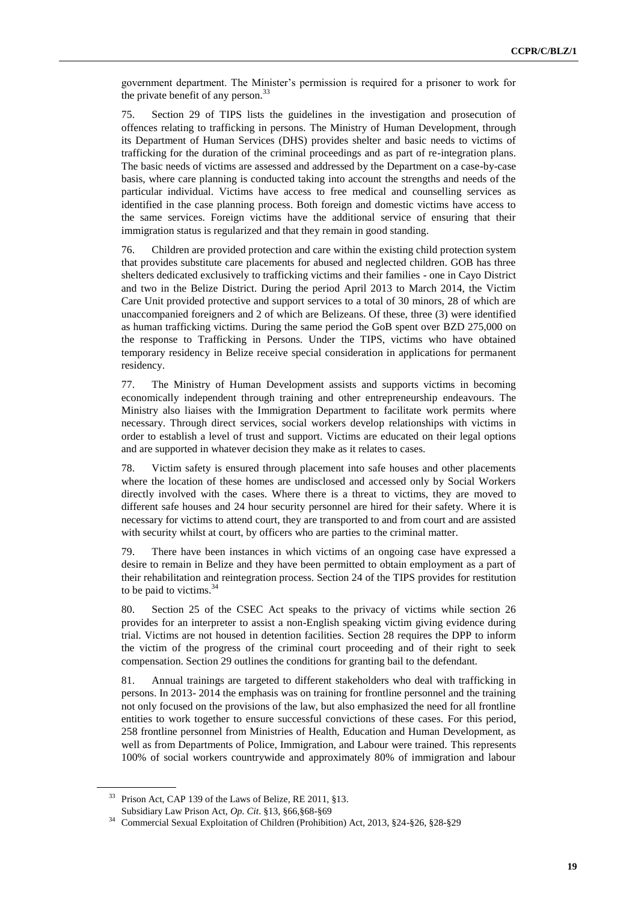government department. The Minister's permission is required for a prisoner to work for the private benefit of any person.[33]

75. Section 29 of TIPS lists the guidelines in the investigation and prosecution of offences relating to trafficking in persons. The Ministry of Human Development, through its Department of Human Services (DHS) provides shelter and basic needs to victims of trafficking for the duration of the criminal proceedings and as part of re-integration plans. The basic needs of victims are assessed and addressed by the Department on a case-by-case basis, where care planning is conducted taking into account the strengths and needs of the particular individual. Victims have access to free medical and counselling services as identified in the case planning process. Both foreign and domestic victims have access to the same services. Foreign victims have the additional service of ensuring that their immigration status is regularized and that they remain in good standing.

76. Children are provided protection and care within the existing child protection system that provides substitute care placements for abused and neglected children. GOB has three shelters dedicated exclusively to trafficking victims and their families - one in Cayo District and two in the Belize District. During the period April 2013 to March 2014, the Victim Care Unit provided protective and support services to a total of 30 minors, 28 of which are unaccompanied foreigners and 2 of which are Belizeans. Of these, three (3) were identified as human trafficking victims. During the same period the GoB spent over BZD 275,000 on the response to Trafficking in Persons. Under the TIPS, victims who have obtained temporary residency in Belize receive special consideration in applications for permanent residency.

77. The Ministry of Human Development assists and supports victims in becoming economically independent through training and other entrepreneurship endeavours. The Ministry also liaises with the Immigration Department to facilitate work permits where necessary. Through direct services, social workers develop relationships with victims in order to establish a level of trust and support. Victims are educated on their legal options and are supported in whatever decision they make as it relates to cases.

78. Victim safety is ensured through placement into safe houses and other placements where the location of these homes are undisclosed and accessed only by Social Workers directly involved with the cases. Where there is a threat to victims, they are moved to different safe houses and 24 hour security personnel are hired for their safety. Where it is necessary for victims to attend court, they are transported to and from court and are assisted with security whilst at court, by officers who are parties to the criminal matter.

79. There have been instances in which victims of an ongoing case have expressed a desire to remain in Belize and they have been permitted to obtain employment as a part of their rehabilitation and reintegration process. Section 24 of the TIPS provides for restitution to be paid to victims.[34]

80. Section 25 of the CSEC Act speaks to the privacy of victims while section 26 provides for an interpreter to assist a non-English speaking victim giving evidence during trial. Victims are not housed in detention facilities. Section 28 requires the DPP to inform the victim of the progress of the criminal court proceeding and of their right to seek compensation. Section 29 outlines the conditions for granting bail to the defendant.

81. Annual trainings are targeted to different stakeholders who deal with trafficking in persons. In 2013- 2014 the emphasis was on training for frontline personnel and the training not only focused on the provisions of the law, but also emphasized the need for all frontline entities to work together to ensure successful convictions of these cases. For this period, 258 frontline personnel from Ministries of Health, Education and Human Development, as well as from Departments of Police, Immigration, and Labour were trained. This represents 100% of social workers countrywide and approximately 80% of immigration and labour

---

[33] Prison Act, CAP 139 of the Laws of Belize, RE 2011, §13. Subsidiary Law Prison Act, *Op. Cit*. §13, §66,§68-§69

[34] Commercial Sexual Exploitation of Children (Prohibition) Act, 2013, §24-§26, §28-§29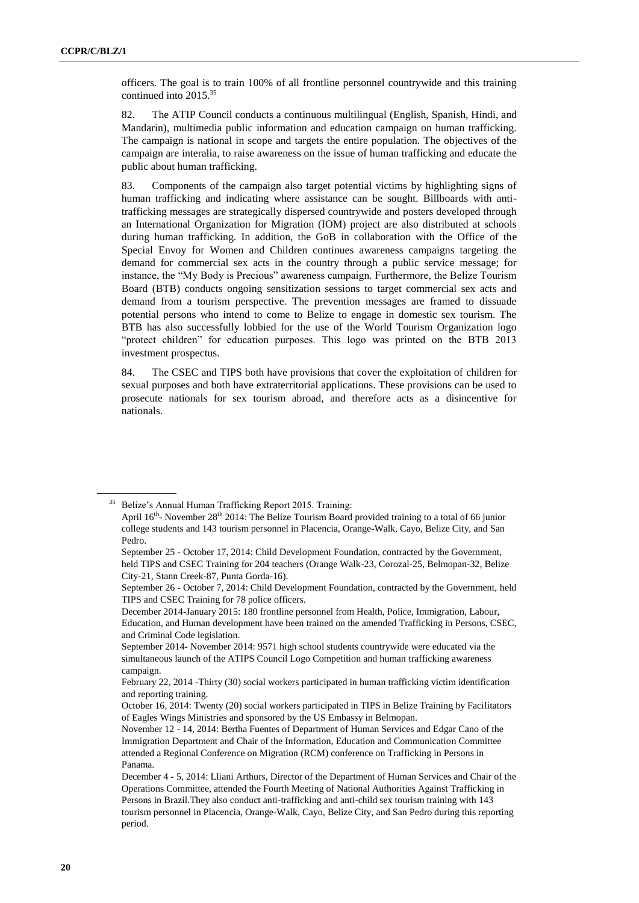officers. The goal is to train 100% of all frontline personnel countrywide and this training continued into 2015.[35]

82. The ATIP Council conducts a continuous multilingual (English, Spanish, Hindi, and Mandarin), multimedia public information and education campaign on human trafficking. The campaign is national in scope and targets the entire population. The objectives of the campaign are interalia, to raise awareness on the issue of human trafficking and educate the public about human trafficking.

83. Components of the campaign also target potential victims by highlighting signs of human trafficking and indicating where assistance can be sought. Billboards with anti-trafficking messages are strategically dispersed countrywide and posters developed through an International Organization for Migration (IOM) project are also distributed at schools during human trafficking. In addition, the GoB in collaboration with the Office of the Special Envoy for Women and Children continues awareness campaigns targeting the demand for commercial sex acts in the country through a public service message; for instance, the "My Body is Precious" awareness campaign. Furthermore, the Belize Tourism Board (BTB) conducts ongoing sensitization sessions to target commercial sex acts and demand from a tourism perspective. The prevention messages are framed to dissuade potential persons who intend to come to Belize to engage in domestic sex tourism. The BTB has also successfully lobbied for the use of the World Tourism Organization logo "protect children" for education purposes. This logo was printed on the BTB 2013 investment prospectus.

84. The CSEC and TIPS both have provisions that cover the exploitation of children for sexual purposes and both have extraterritorial applications. These provisions can be used to prosecute nationals for sex tourism abroad, and therefore acts as a disincentive for nationals.

---

[35] Belize's Annual Human Trafficking Report 2015. Training:
April 16th- November 28th 2014: The Belize Tourism Board provided training to a total of 66 junior college students and 143 tourism personnel in Placencia, Orange-Walk, Cayo, Belize City, and San Pedro.
September 25 - October 17, 2014: Child Development Foundation, contracted by the Government, held TIPS and CSEC Training for 204 teachers (Orange Walk-23, Corozal-25, Belmopan-32, Belize City-21, Stann Creek-87, Punta Gorda-16).
September 26 - October 7, 2014: Child Development Foundation, contracted by the Government, held TIPS and CSEC Training for 78 police officers.
December 2014-January 2015: 180 frontline personnel from Health, Police, Immigration, Labour, Education, and Human development have been trained on the amended Trafficking in Persons, CSEC, and Criminal Code legislation.
September 2014- November 2014: 9571 high school students countrywide were educated via the simultaneous launch of the ATIPS Council Logo Competition and human trafficking awareness campaign.
February 22, 2014 -Thirty (30) social workers participated in human trafficking victim identification and reporting training.
October 16, 2014: Twenty (20) social workers participated in TIPS in Belize Training by Facilitators of Eagles Wings Ministries and sponsored by the US Embassy in Belmopan.
November 12 - 14, 2014: Bertha Fuentes of Department of Human Services and Edgar Cano of the Immigration Department and Chair of the Information, Education and Communication Committee attended a Regional Conference on Migration (RCM) conference on Trafficking in Persons in Panama.
December 4 - 5, 2014: Lliani Arthurs, Director of the Department of Human Services and Chair of the Operations Committee, attended the Fourth Meeting of National Authorities Against Trafficking in Persons in Brazil.They also conduct anti-trafficking and anti-child sex tourism training with 143 tourism personnel in Placencia, Orange-Walk, Cayo, Belize City, and San Pedro during this reporting period.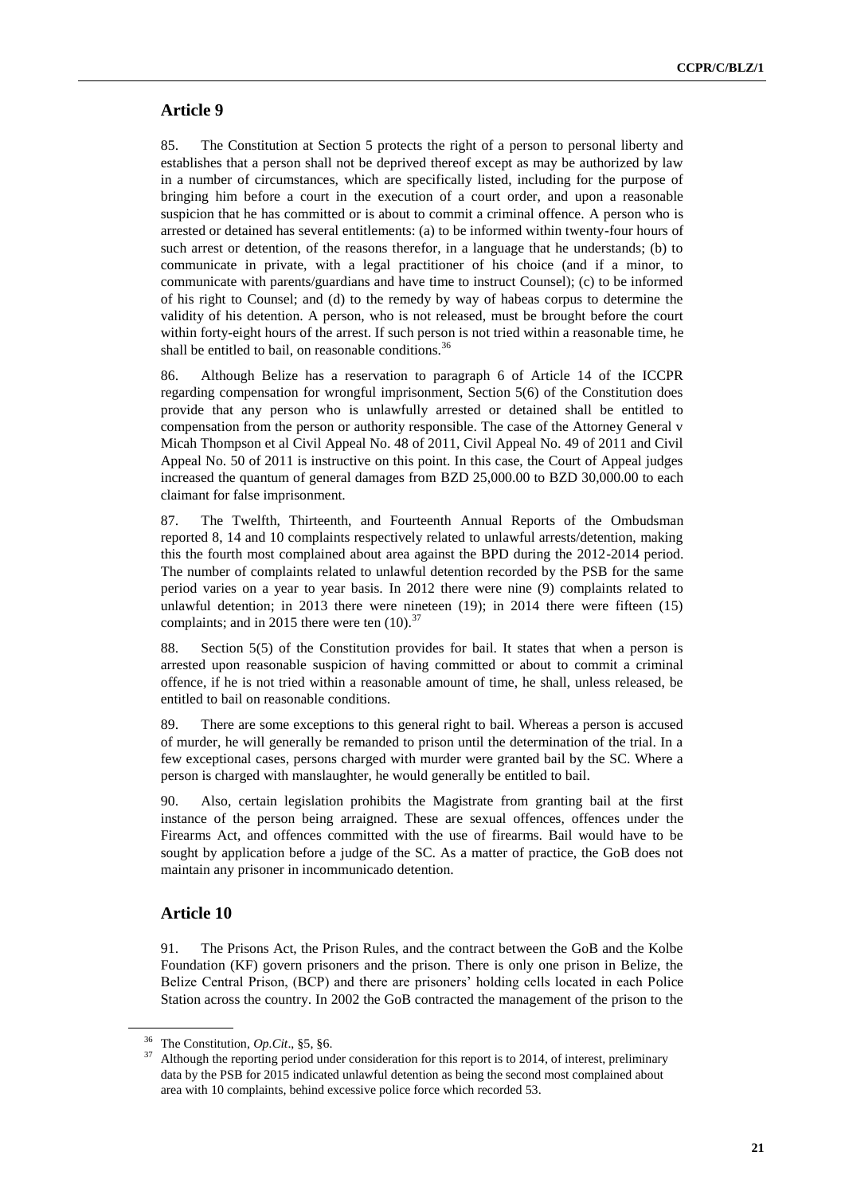## Article 9

85. The Constitution at Section 5 protects the right of a person to personal liberty and establishes that a person shall not be deprived thereof except as may be authorized by law in a number of circumstances, which are specifically listed, including for the purpose of bringing him before a court in the execution of a court order, and upon a reasonable suspicion that he has committed or is about to commit a criminal offence. A person who is arrested or detained has several entitlements: (a) to be informed within twenty-four hours of such arrest or detention, of the reasons therefor, in a language that he understands; (b) to communicate in private, with a legal practitioner of his choice (and if a minor, to communicate with parents/guardians and have time to instruct Counsel); (c) to be informed of his right to Counsel; and (d) to the remedy by way of habeas corpus to determine the validity of his detention. A person, who is not released, must be brought before the court within forty-eight hours of the arrest. If such person is not tried within a reasonable time, he shall be entitled to bail, on reasonable conditions.[36]

86. Although Belize has a reservation to paragraph 6 of Article 14 of the ICCPR regarding compensation for wrongful imprisonment, Section 5(6) of the Constitution does provide that any person who is unlawfully arrested or detained shall be entitled to compensation from the person or authority responsible. The case of the Attorney General v Micah Thompson et al Civil Appeal No. 48 of 2011, Civil Appeal No. 49 of 2011 and Civil Appeal No. 50 of 2011 is instructive on this point. In this case, the Court of Appeal judges increased the quantum of general damages from BZD 25,000.00 to BZD 30,000.00 to each claimant for false imprisonment.

87. The Twelfth, Thirteenth, and Fourteenth Annual Reports of the Ombudsman reported 8, 14 and 10 complaints respectively related to unlawful arrests/detention, making this the fourth most complained about area against the BPD during the 2012-2014 period. The number of complaints related to unlawful detention recorded by the PSB for the same period varies on a year to year basis. In 2012 there were nine (9) complaints related to unlawful detention; in 2013 there were nineteen (19); in 2014 there were fifteen (15) complaints; and in 2015 there were ten (10).[37]

88. Section 5(5) of the Constitution provides for bail. It states that when a person is arrested upon reasonable suspicion of having committed or about to commit a criminal offence, if he is not tried within a reasonable amount of time, he shall, unless released, be entitled to bail on reasonable conditions.

89. There are some exceptions to this general right to bail. Whereas a person is accused of murder, he will generally be remanded to prison until the determination of the trial. In a few exceptional cases, persons charged with murder were granted bail by the SC. Where a person is charged with manslaughter, he would generally be entitled to bail.

90. Also, certain legislation prohibits the Magistrate from granting bail at the first instance of the person being arraigned. These are sexual offences, offences under the Firearms Act, and offences committed with the use of firearms. Bail would have to be sought by application before a judge of the SC. As a matter of practice, the GoB does not maintain any prisoner in incommunicado detention.

## Article 10

91. The Prisons Act, the Prison Rules, and the contract between the GoB and the Kolbe Foundation (KF) govern prisoners and the prison. There is only one prison in Belize, the Belize Central Prison, (BCP) and there are prisoners' holding cells located in each Police Station across the country. In 2002 the GoB contracted the management of the prison to the

---

[36] The Constitution, *Op.Cit*., §5, §6.

[37] Although the reporting period under consideration for this report is to 2014, of interest, preliminary data by the PSB for 2015 indicated unlawful detention as being the second most complained about area with 10 complaints, behind excessive police force which recorded 53.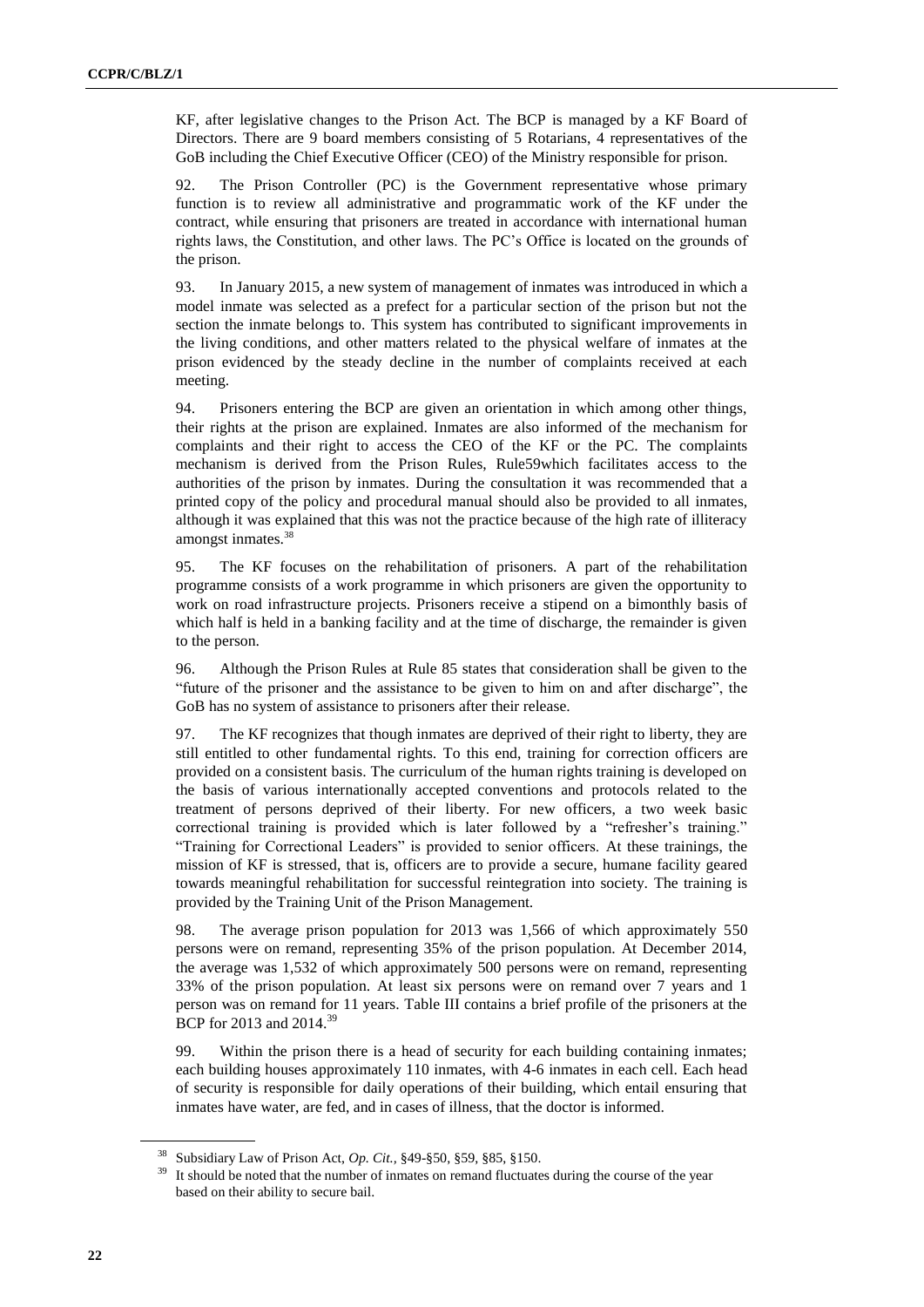KF, after legislative changes to the Prison Act. The BCP is managed by a KF Board of Directors. There are 9 board members consisting of 5 Rotarians, 4 representatives of the GoB including the Chief Executive Officer (CEO) of the Ministry responsible for prison.

92. The Prison Controller (PC) is the Government representative whose primary function is to review all administrative and programmatic work of the KF under the contract, while ensuring that prisoners are treated in accordance with international human rights laws, the Constitution, and other laws. The PC's Office is located on the grounds of the prison.

93. In January 2015, a new system of management of inmates was introduced in which a model inmate was selected as a prefect for a particular section of the prison but not the section the inmate belongs to. This system has contributed to significant improvements in the living conditions, and other matters related to the physical welfare of inmates at the prison evidenced by the steady decline in the number of complaints received at each meeting.

94. Prisoners entering the BCP are given an orientation in which among other things, their rights at the prison are explained. Inmates are also informed of the mechanism for complaints and their right to access the CEO of the KF or the PC. The complaints mechanism is derived from the Prison Rules, Rule59which facilitates access to the authorities of the prison by inmates. During the consultation it was recommended that a printed copy of the policy and procedural manual should also be provided to all inmates, although it was explained that this was not the practice because of the high rate of illiteracy amongst inmates.[38]

95. The KF focuses on the rehabilitation of prisoners. A part of the rehabilitation programme consists of a work programme in which prisoners are given the opportunity to work on road infrastructure projects. Prisoners receive a stipend on a bimonthly basis of which half is held in a banking facility and at the time of discharge, the remainder is given to the person.

96. Although the Prison Rules at Rule 85 states that consideration shall be given to the "future of the prisoner and the assistance to be given to him on and after discharge", the GoB has no system of assistance to prisoners after their release.

97. The KF recognizes that though inmates are deprived of their right to liberty, they are still entitled to other fundamental rights. To this end, training for correction officers are provided on a consistent basis. The curriculum of the human rights training is developed on the basis of various internationally accepted conventions and protocols related to the treatment of persons deprived of their liberty. For new officers, a two week basic correctional training is provided which is later followed by a "refresher's training." "Training for Correctional Leaders" is provided to senior officers. At these trainings, the mission of KF is stressed, that is, officers are to provide a secure, humane facility geared towards meaningful rehabilitation for successful reintegration into society. The training is provided by the Training Unit of the Prison Management.

98. The average prison population for 2013 was 1,566 of which approximately 550 persons were on remand, representing 35% of the prison population. At December 2014, the average was 1,532 of which approximately 500 persons were on remand, representing 33% of the prison population. At least six persons were on remand over 7 years and 1 person was on remand for 11 years. Table III contains a brief profile of the prisoners at the BCP for 2013 and 2014.[39]

99. Within the prison there is a head of security for each building containing inmates; each building houses approximately 110 inmates, with 4-6 inmates in each cell. Each head of security is responsible for daily operations of their building, which entail ensuring that inmates have water, are fed, and in cases of illness, that the doctor is informed.

---

[38] Subsidiary Law of Prison Act, *Op. Cit.,* §49-§50, §59, §85, §150.

[39] It should be noted that the number of inmates on remand fluctuates during the course of the year based on their ability to secure bail.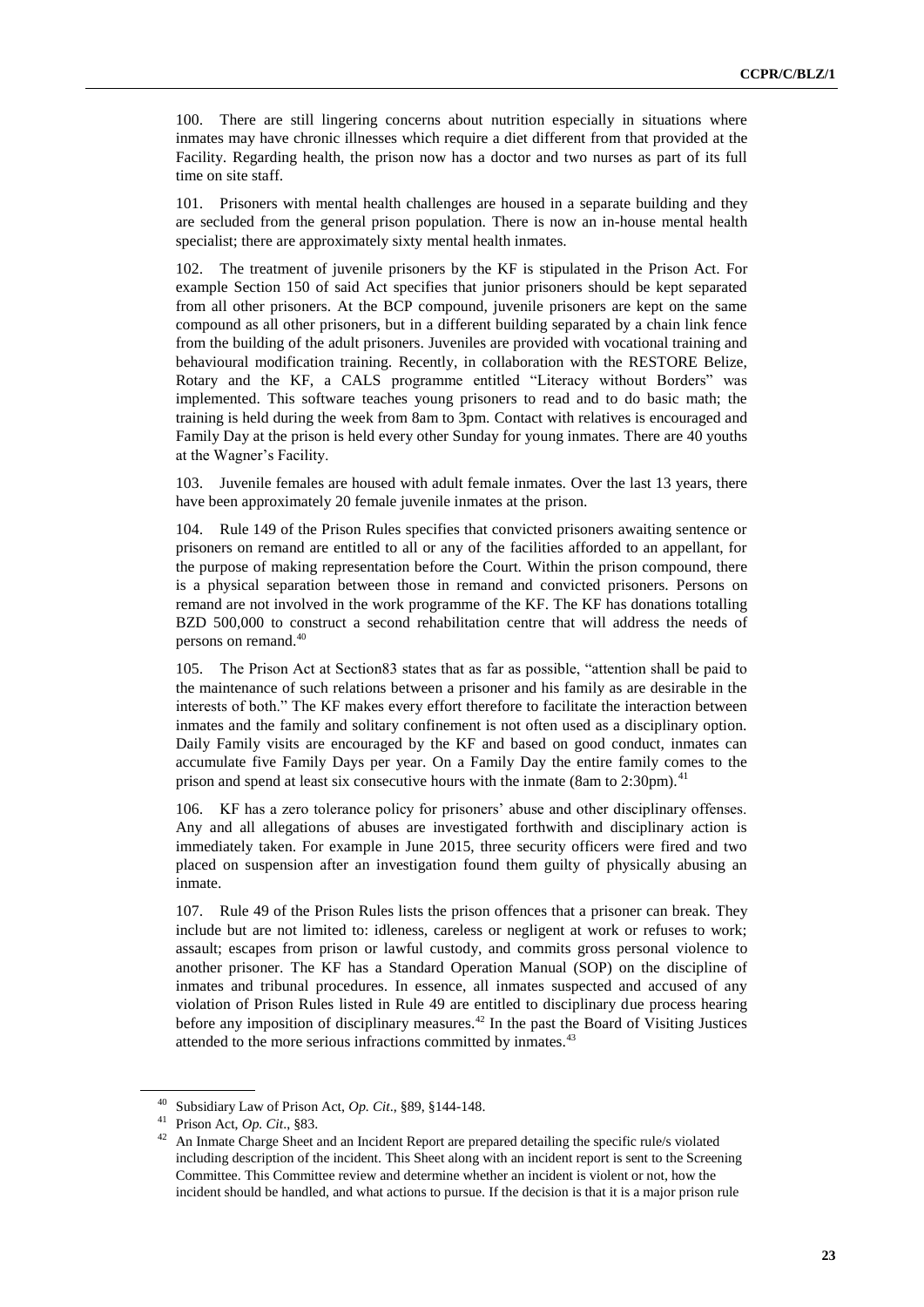100. There are still lingering concerns about nutrition especially in situations where inmates may have chronic illnesses which require a diet different from that provided at the Facility. Regarding health, the prison now has a doctor and two nurses as part of its full time on site staff.

101. Prisoners with mental health challenges are housed in a separate building and they are secluded from the general prison population. There is now an in-house mental health specialist; there are approximately sixty mental health inmates.

102. The treatment of juvenile prisoners by the KF is stipulated in the Prison Act. For example Section 150 of said Act specifies that junior prisoners should be kept separated from all other prisoners. At the BCP compound, juvenile prisoners are kept on the same compound as all other prisoners, but in a different building separated by a chain link fence from the building of the adult prisoners. Juveniles are provided with vocational training and behavioural modification training. Recently, in collaboration with the RESTORE Belize, Rotary and the KF, a CALS programme entitled "Literacy without Borders" was implemented. This software teaches young prisoners to read and to do basic math; the training is held during the week from 8am to 3pm. Contact with relatives is encouraged and Family Day at the prison is held every other Sunday for young inmates. There are 40 youths at the Wagner's Facility.

103. Juvenile females are housed with adult female inmates. Over the last 13 years, there have been approximately 20 female juvenile inmates at the prison.

104. Rule 149 of the Prison Rules specifies that convicted prisoners awaiting sentence or prisoners on remand are entitled to all or any of the facilities afforded to an appellant, for the purpose of making representation before the Court. Within the prison compound, there is a physical separation between those in remand and convicted prisoners. Persons on remand are not involved in the work programme of the KF. The KF has donations totalling BZD 500,000 to construct a second rehabilitation centre that will address the needs of persons on remand.[40]

105. The Prison Act at Section83 states that as far as possible, "attention shall be paid to the maintenance of such relations between a prisoner and his family as are desirable in the interests of both." The KF makes every effort therefore to facilitate the interaction between inmates and the family and solitary confinement is not often used as a disciplinary option. Daily Family visits are encouraged by the KF and based on good conduct, inmates can accumulate five Family Days per year. On a Family Day the entire family comes to the prison and spend at least six consecutive hours with the inmate (8am to 2:30pm).[41]

106. KF has a zero tolerance policy for prisoners' abuse and other disciplinary offenses. Any and all allegations of abuses are investigated forthwith and disciplinary action is immediately taken. For example in June 2015, three security officers were fired and two placed on suspension after an investigation found them guilty of physically abusing an inmate.

107. Rule 49 of the Prison Rules lists the prison offences that a prisoner can break. They include but are not limited to: idleness, careless or negligent at work or refuses to work; assault; escapes from prison or lawful custody, and commits gross personal violence to another prisoner. The KF has a Standard Operation Manual (SOP) on the discipline of inmates and tribunal procedures. In essence, all inmates suspected and accused of any violation of Prison Rules listed in Rule 49 are entitled to disciplinary due process hearing before any imposition of disciplinary measures.[42] In the past the Board of Visiting Justices attended to the more serious infractions committed by inmates.[43]

---

[40] Subsidiary Law of Prison Act, *Op. Cit*., §89, §144-148.

[41] Prison Act, *Op. Cit*., §83.

[42] An Inmate Charge Sheet and an Incident Report are prepared detailing the specific rule/s violated including description of the incident. This Sheet along with an incident report is sent to the Screening Committee. This Committee review and determine whether an incident is violent or not, how the incident should be handled, and what actions to pursue. If the decision is that it is a major prison rule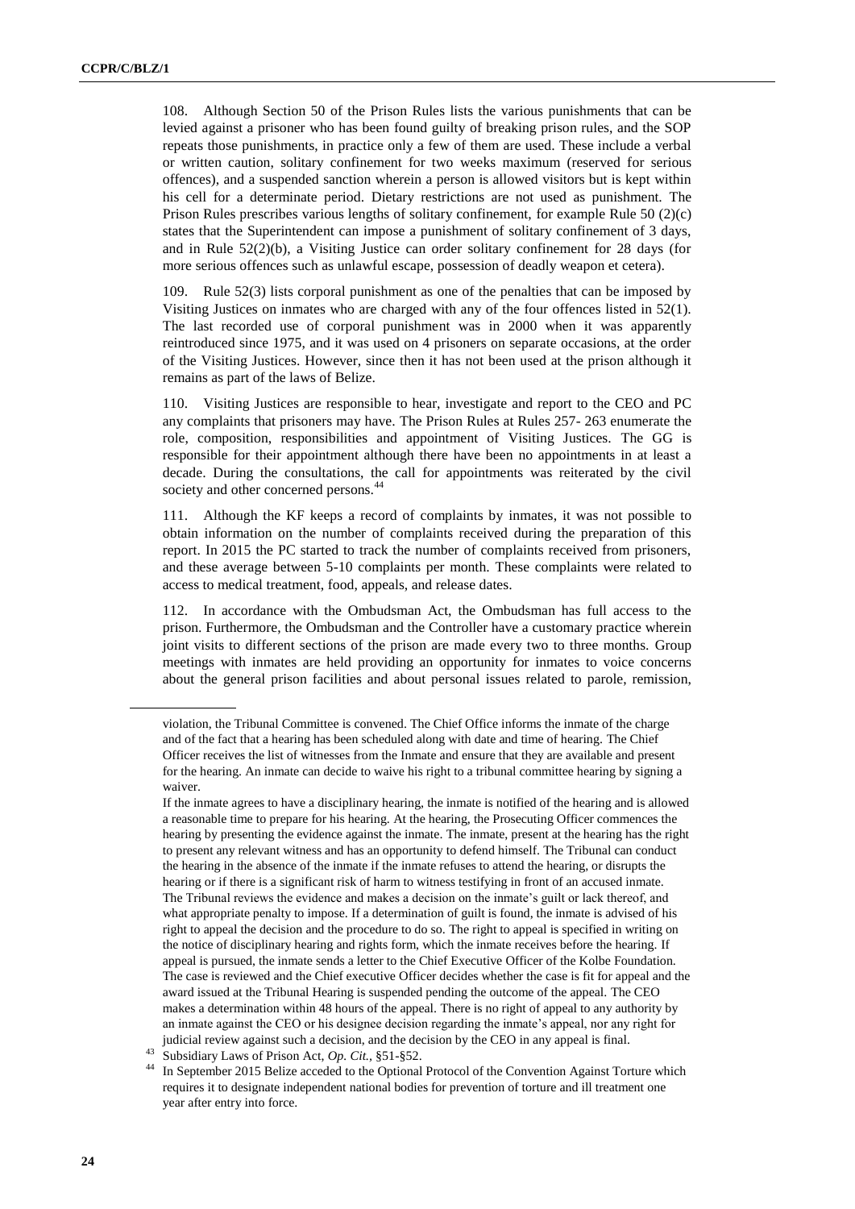108. Although Section 50 of the Prison Rules lists the various punishments that can be levied against a prisoner who has been found guilty of breaking prison rules, and the SOP repeats those punishments, in practice only a few of them are used. These include a verbal or written caution, solitary confinement for two weeks maximum (reserved for serious offences), and a suspended sanction wherein a person is allowed visitors but is kept within his cell for a determinate period. Dietary restrictions are not used as punishment. The Prison Rules prescribes various lengths of solitary confinement, for example Rule 50 (2)(c) states that the Superintendent can impose a punishment of solitary confinement of 3 days, and in Rule 52(2)(b), a Visiting Justice can order solitary confinement for 28 days (for more serious offences such as unlawful escape, possession of deadly weapon et cetera).

109. Rule 52(3) lists corporal punishment as one of the penalties that can be imposed by Visiting Justices on inmates who are charged with any of the four offences listed in 52(1). The last recorded use of corporal punishment was in 2000 when it was apparently reintroduced since 1975, and it was used on 4 prisoners on separate occasions, at the order of the Visiting Justices. However, since then it has not been used at the prison although it remains as part of the laws of Belize.

110. Visiting Justices are responsible to hear, investigate and report to the CEO and PC any complaints that prisoners may have. The Prison Rules at Rules 257- 263 enumerate the role, composition, responsibilities and appointment of Visiting Justices. The GG is responsible for their appointment although there have been no appointments in at least a decade. During the consultations, the call for appointments was reiterated by the civil society and other concerned persons.[44]

111. Although the KF keeps a record of complaints by inmates, it was not possible to obtain information on the number of complaints received during the preparation of this report. In 2015 the PC started to track the number of complaints received from prisoners, and these average between 5-10 complaints per month. These complaints were related to access to medical treatment, food, appeals, and release dates.

112. In accordance with the Ombudsman Act, the Ombudsman has full access to the prison. Furthermore, the Ombudsman and the Controller have a customary practice wherein joint visits to different sections of the prison are made every two to three months. Group meetings with inmates are held providing an opportunity for inmates to voice concerns about the general prison facilities and about personal issues related to parole, remission,

---

violation, the Tribunal Committee is convened. The Chief Office informs the inmate of the charge and of the fact that a hearing has been scheduled along with date and time of hearing. The Chief Officer receives the list of witnesses from the Inmate and ensure that they are available and present for the hearing. An inmate can decide to waive his right to a tribunal committee hearing by signing a waiver.

If the inmate agrees to have a disciplinary hearing, the inmate is notified of the hearing and is allowed a reasonable time to prepare for his hearing. At the hearing, the Prosecuting Officer commences the hearing by presenting the evidence against the inmate. The inmate, present at the hearing has the right to present any relevant witness and has an opportunity to defend himself. The Tribunal can conduct the hearing in the absence of the inmate if the inmate refuses to attend the hearing, or disrupts the hearing or if there is a significant risk of harm to witness testifying in front of an accused inmate. The Tribunal reviews the evidence and makes a decision on the inmate's guilt or lack thereof, and what appropriate penalty to impose. If a determination of guilt is found, the inmate is advised of his right to appeal the decision and the procedure to do so. The right to appeal is specified in writing on the notice of disciplinary hearing and rights form, which the inmate receives before the hearing. If appeal is pursued, the inmate sends a letter to the Chief Executive Officer of the Kolbe Foundation. The case is reviewed and the Chief executive Officer decides whether the case is fit for appeal and the award issued at the Tribunal Hearing is suspended pending the outcome of the appeal. The CEO makes a determination within 48 hours of the appeal. There is no right of appeal to any authority by an inmate against the CEO or his designee decision regarding the inmate's appeal, nor any right for judicial review against such a decision, and the decision by the CEO in any appeal is final.

[43] Subsidiary Laws of Prison Act, *Op. Cit.*, §51-§52.

[44] In September 2015 Belize acceded to the Optional Protocol of the Convention Against Torture which requires it to designate independent national bodies for prevention of torture and ill treatment one year after entry into force.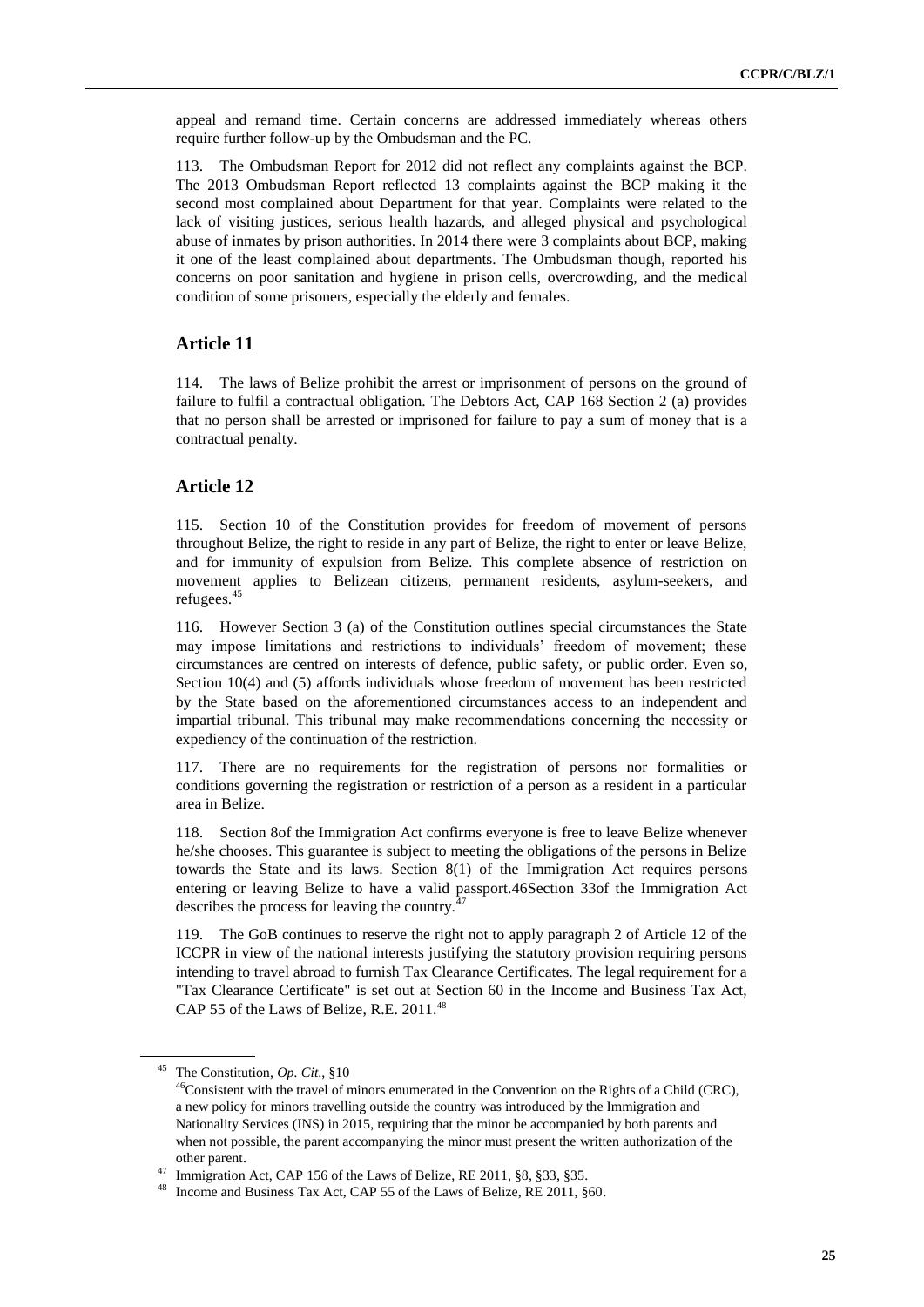appeal and remand time. Certain concerns are addressed immediately whereas others require further follow-up by the Ombudsman and the PC.

113. The Ombudsman Report for 2012 did not reflect any complaints against the BCP. The 2013 Ombudsman Report reflected 13 complaints against the BCP making it the second most complained about Department for that year. Complaints were related to the lack of visiting justices, serious health hazards, and alleged physical and psychological abuse of inmates by prison authorities. In 2014 there were 3 complaints about BCP, making it one of the least complained about departments. The Ombudsman though, reported his concerns on poor sanitation and hygiene in prison cells, overcrowding, and the medical condition of some prisoners, especially the elderly and females.

## Article 11

114. The laws of Belize prohibit the arrest or imprisonment of persons on the ground of failure to fulfil a contractual obligation. The Debtors Act, CAP 168 Section 2 (a) provides that no person shall be arrested or imprisoned for failure to pay a sum of money that is a contractual penalty.

## Article 12

115. Section 10 of the Constitution provides for freedom of movement of persons throughout Belize, the right to reside in any part of Belize, the right to enter or leave Belize, and for immunity of expulsion from Belize. This complete absence of restriction on movement applies to Belizean citizens, permanent residents, asylum-seekers, and refugees.[45]

116. However Section 3 (a) of the Constitution outlines special circumstances the State may impose limitations and restrictions to individuals' freedom of movement; these circumstances are centred on interests of defence, public safety, or public order. Even so, Section 10(4) and (5) affords individuals whose freedom of movement has been restricted by the State based on the aforementioned circumstances access to an independent and impartial tribunal. This tribunal may make recommendations concerning the necessity or expediency of the continuation of the restriction.

117. There are no requirements for the registration of persons nor formalities or conditions governing the registration or restriction of a person as a resident in a particular area in Belize.

118. Section 8of the Immigration Act confirms everyone is free to leave Belize whenever he/she chooses. This guarantee is subject to meeting the obligations of the persons in Belize towards the State and its laws. Section 8(1) of the Immigration Act requires persons entering or leaving Belize to have a valid passport.46Section 33of the Immigration Act describes the process for leaving the country.[47]

119. The GoB continues to reserve the right not to apply paragraph 2 of Article 12 of the ICCPR in view of the national interests justifying the statutory provision requiring persons intending to travel abroad to furnish Tax Clearance Certificates. The legal requirement for a "Tax Clearance Certificate" is set out at Section 60 in the Income and Business Tax Act, CAP 55 of the Laws of Belize, R.E. 2011.[48]

---

[45] The Constitution, *Op. Cit.*, §10

[46] Consistent with the travel of minors enumerated in the Convention on the Rights of a Child (CRC), a new policy for minors travelling outside the country was introduced by the Immigration and Nationality Services (INS) in 2015, requiring that the minor be accompanied by both parents and when not possible, the parent accompanying the minor must present the written authorization of the other parent.

[47] Immigration Act, CAP 156 of the Laws of Belize, RE 2011, §8, §33, §35.

[48] Income and Business Tax Act, CAP 55 of the Laws of Belize, RE 2011, §60.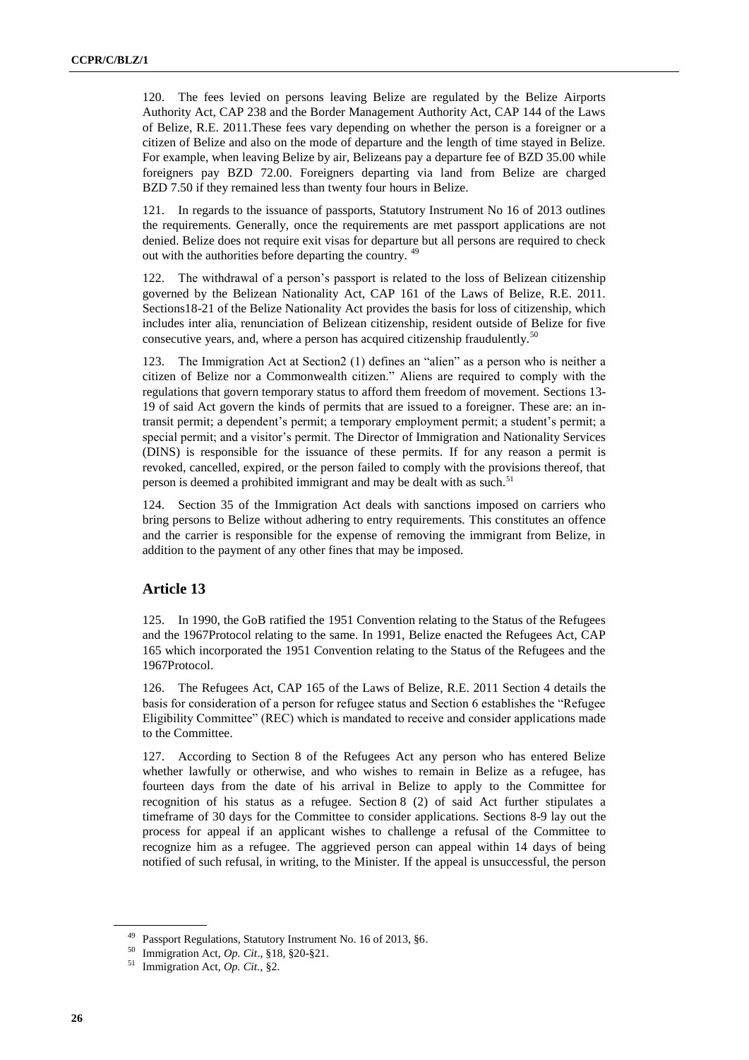120. The fees levied on persons leaving Belize are regulated by the Belize Airports Authority Act, CAP 238 and the Border Management Authority Act, CAP 144 of the Laws of Belize, R.E. 2011.These fees vary depending on whether the person is a foreigner or a citizen of Belize and also on the mode of departure and the length of time stayed in Belize. For example, when leaving Belize by air, Belizeans pay a departure fee of BZD 35.00 while foreigners pay BZD 72.00. Foreigners departing via land from Belize are charged BZD 7.50 if they remained less than twenty four hours in Belize.

121. In regards to the issuance of passports, Statutory Instrument No 16 of 2013 outlines the requirements. Generally, once the requirements are met passport applications are not denied. Belize does not require exit visas for departure but all persons are required to check out with the authorities before departing the country. [49]

122. The withdrawal of a person's passport is related to the loss of Belizean citizenship governed by the Belizean Nationality Act, CAP 161 of the Laws of Belize, R.E. 2011. Sections18-21 of the Belize Nationality Act provides the basis for loss of citizenship, which includes inter alia, renunciation of Belizean citizenship, resident outside of Belize for five consecutive years, and, where a person has acquired citizenship fraudulently.[50]

123. The Immigration Act at Section2 (1) defines an "alien" as a person who is neither a citizen of Belize nor a Commonwealth citizen." Aliens are required to comply with the regulations that govern temporary status to afford them freedom of movement. Sections 13-19 of said Act govern the kinds of permits that are issued to a foreigner. These are: an in-transit permit; a dependent's permit; a temporary employment permit; a student's permit; a special permit; and a visitor's permit. The Director of Immigration and Nationality Services (DINS) is responsible for the issuance of these permits. If for any reason a permit is revoked, cancelled, expired, or the person failed to comply with the provisions thereof, that person is deemed a prohibited immigrant and may be dealt with as such.[51]

124. Section 35 of the Immigration Act deals with sanctions imposed on carriers who bring persons to Belize without adhering to entry requirements. This constitutes an offence and the carrier is responsible for the expense of removing the immigrant from Belize, in addition to the payment of any other fines that may be imposed.

## Article 13

125. In 1990, the GoB ratified the 1951 Convention relating to the Status of the Refugees and the 1967Protocol relating to the same. In 1991, Belize enacted the Refugees Act, CAP 165 which incorporated the 1951 Convention relating to the Status of the Refugees and the 1967Protocol.

126. The Refugees Act, CAP 165 of the Laws of Belize, R.E. 2011 Section 4 details the basis for consideration of a person for refugee status and Section 6 establishes the "Refugee Eligibility Committee" (REC) which is mandated to receive and consider applications made to the Committee.

127. According to Section 8 of the Refugees Act any person who has entered Belize whether lawfully or otherwise, and who wishes to remain in Belize as a refugee, has fourteen days from the date of his arrival in Belize to apply to the Committee for recognition of his status as a refugee. Section 8 (2) of said Act further stipulates a timeframe of 30 days for the Committee to consider applications. Sections 8-9 lay out the process for appeal if an applicant wishes to challenge a refusal of the Committee to recognize him as a refugee. The aggrieved person can appeal within 14 days of being notified of such refusal, in writing, to the Minister. If the appeal is unsuccessful, the person

---

[49] Passport Regulations, Statutory Instrument No. 16 of 2013, §6.

[50] Immigration Act, *Op. Cit*., §18, §20-§21.

[51] Immigration Act, *Op. Cit.,* §2.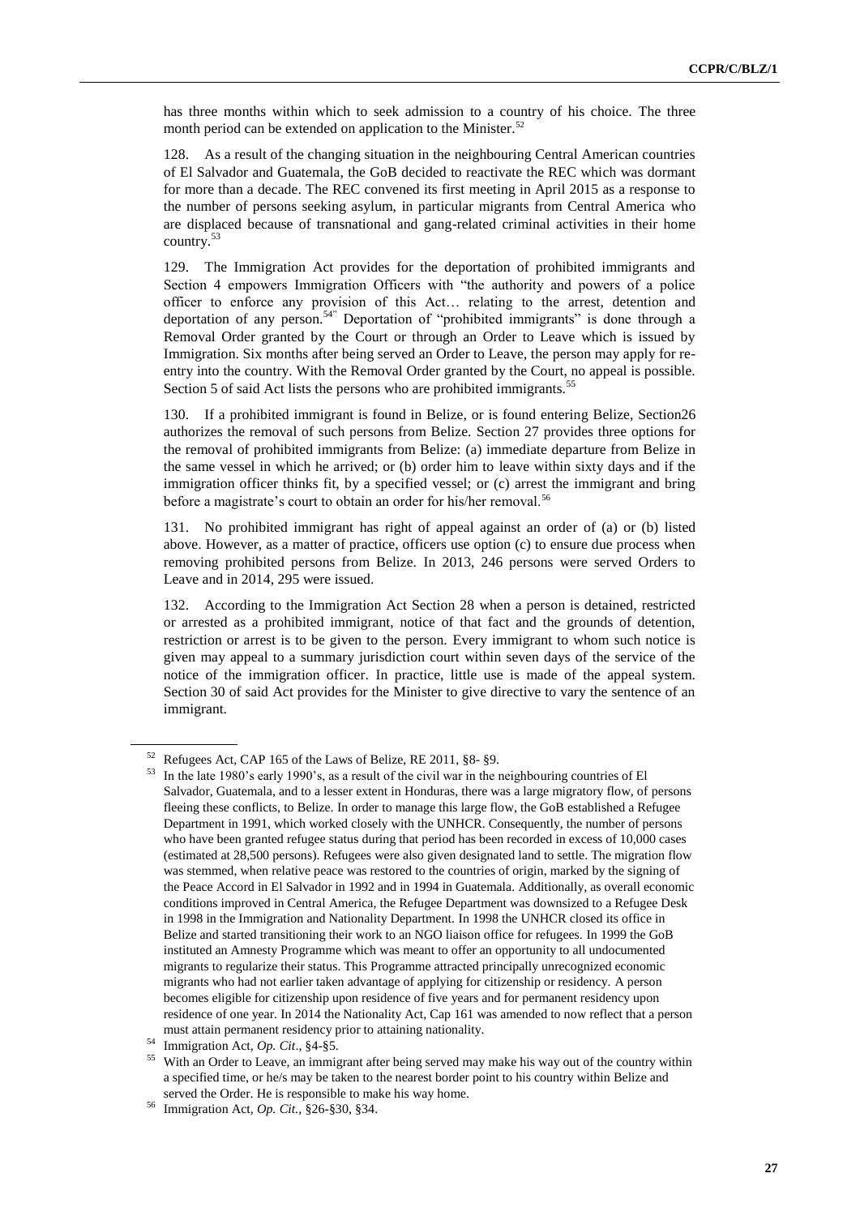has three months within which to seek admission to a country of his choice. The three month period can be extended on application to the Minister.[52]

128. As a result of the changing situation in the neighbouring Central American countries of El Salvador and Guatemala, the GoB decided to reactivate the REC which was dormant for more than a decade. The REC convened its first meeting in April 2015 as a response to the number of persons seeking asylum, in particular migrants from Central America who are displaced because of transnational and gang-related criminal activities in their home country.[53]

129. The Immigration Act provides for the deportation of prohibited immigrants and Section 4 empowers Immigration Officers with "the authority and powers of a police officer to enforce any provision of this Act… relating to the arrest, detention and deportation of any person.[54]" Deportation of "prohibited immigrants" is done through a Removal Order granted by the Court or through an Order to Leave which is issued by Immigration. Six months after being served an Order to Leave, the person may apply for re-entry into the country. With the Removal Order granted by the Court, no appeal is possible. Section 5 of said Act lists the persons who are prohibited immigrants.[55]

130. If a prohibited immigrant is found in Belize, or is found entering Belize, Section26 authorizes the removal of such persons from Belize. Section 27 provides three options for the removal of prohibited immigrants from Belize: (a) immediate departure from Belize in the same vessel in which he arrived; or (b) order him to leave within sixty days and if the immigration officer thinks fit, by a specified vessel; or (c) arrest the immigrant and bring before a magistrate's court to obtain an order for his/her removal.[56]

131. No prohibited immigrant has right of appeal against an order of (a) or (b) listed above. However, as a matter of practice, officers use option (c) to ensure due process when removing prohibited persons from Belize. In 2013, 246 persons were served Orders to Leave and in 2014, 295 were issued.

132. According to the Immigration Act Section 28 when a person is detained, restricted or arrested as a prohibited immigrant, notice of that fact and the grounds of detention, restriction or arrest is to be given to the person. Every immigrant to whom such notice is given may appeal to a summary jurisdiction court within seven days of the service of the notice of the immigration officer. In practice, little use is made of the appeal system. Section 30 of said Act provides for the Minister to give directive to vary the sentence of an immigrant.

---

[52] Refugees Act, CAP 165 of the Laws of Belize, RE 2011, §8- §9.

[53] In the late 1980's early 1990's, as a result of the civil war in the neighbouring countries of El Salvador, Guatemala, and to a lesser extent in Honduras, there was a large migratory flow, of persons fleeing these conflicts, to Belize. In order to manage this large flow, the GoB established a Refugee Department in 1991, which worked closely with the UNHCR. Consequently, the number of persons who have been granted refugee status during that period has been recorded in excess of 10,000 cases (estimated at 28,500 persons). Refugees were also given designated land to settle. The migration flow was stemmed, when relative peace was restored to the countries of origin, marked by the signing of the Peace Accord in El Salvador in 1992 and in 1994 in Guatemala. Additionally, as overall economic conditions improved in Central America, the Refugee Department was downsized to a Refugee Desk in 1998 in the Immigration and Nationality Department. In 1998 the UNHCR closed its office in Belize and started transitioning their work to an NGO liaison office for refugees. In 1999 the GoB instituted an Amnesty Programme which was meant to offer an opportunity to all undocumented migrants to regularize their status. This Programme attracted principally unrecognized economic migrants who had not earlier taken advantage of applying for citizenship or residency. A person becomes eligible for citizenship upon residence of five years and for permanent residency upon residence of one year. In 2014 the Nationality Act, Cap 161 was amended to now reflect that a person must attain permanent residency prior to attaining nationality.

[54] Immigration Act, *Op. Cit*., §4-§5.

[55] With an Order to Leave, an immigrant after being served may make his way out of the country within a specified time, or he/s may be taken to the nearest border point to his country within Belize and served the Order. He is responsible to make his way home.

[56] Immigration Act, *Op. Cit.,* §26-§30, §34.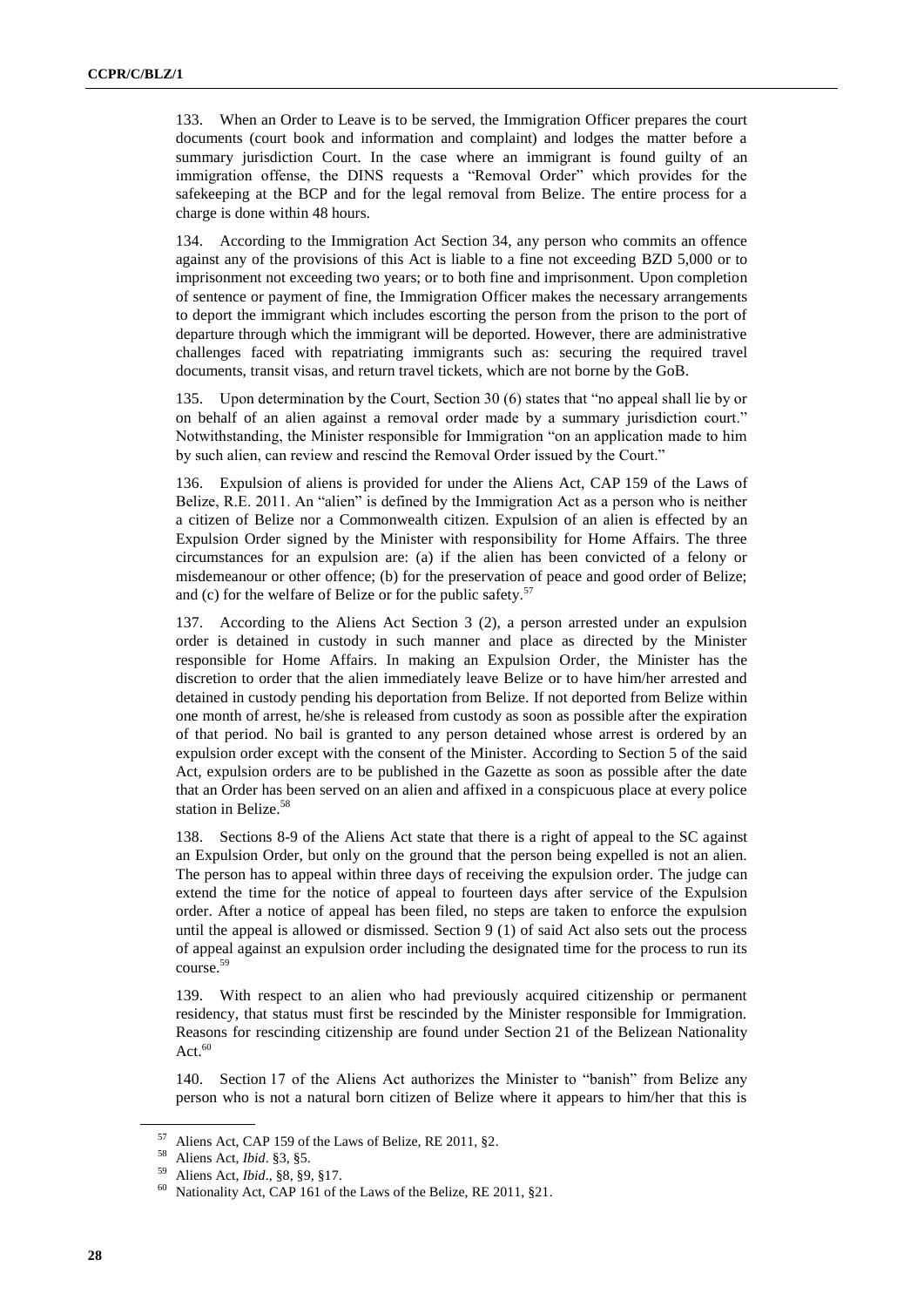133. When an Order to Leave is to be served, the Immigration Officer prepares the court documents (court book and information and complaint) and lodges the matter before a summary jurisdiction Court. In the case where an immigrant is found guilty of an immigration offense, the DINS requests a "Removal Order" which provides for the safekeeping at the BCP and for the legal removal from Belize. The entire process for a charge is done within 48 hours.

134. According to the Immigration Act Section 34, any person who commits an offence against any of the provisions of this Act is liable to a fine not exceeding BZD 5,000 or to imprisonment not exceeding two years; or to both fine and imprisonment. Upon completion of sentence or payment of fine, the Immigration Officer makes the necessary arrangements to deport the immigrant which includes escorting the person from the prison to the port of departure through which the immigrant will be deported. However, there are administrative challenges faced with repatriating immigrants such as: securing the required travel documents, transit visas, and return travel tickets, which are not borne by the GoB.

135. Upon determination by the Court, Section 30 (6) states that "no appeal shall lie by or on behalf of an alien against a removal order made by a summary jurisdiction court." Notwithstanding, the Minister responsible for Immigration "on an application made to him by such alien, can review and rescind the Removal Order issued by the Court."

136. Expulsion of aliens is provided for under the Aliens Act, CAP 159 of the Laws of Belize, R.E. 2011. An "alien" is defined by the Immigration Act as a person who is neither a citizen of Belize nor a Commonwealth citizen. Expulsion of an alien is effected by an Expulsion Order signed by the Minister with responsibility for Home Affairs. The three circumstances for an expulsion are: (a) if the alien has been convicted of a felony or misdemeanour or other offence; (b) for the preservation of peace and good order of Belize; and (c) for the welfare of Belize or for the public safety.[57]

137. According to the Aliens Act Section 3 (2), a person arrested under an expulsion order is detained in custody in such manner and place as directed by the Minister responsible for Home Affairs. In making an Expulsion Order, the Minister has the discretion to order that the alien immediately leave Belize or to have him/her arrested and detained in custody pending his deportation from Belize. If not deported from Belize within one month of arrest, he/she is released from custody as soon as possible after the expiration of that period. No bail is granted to any person detained whose arrest is ordered by an expulsion order except with the consent of the Minister. According to Section 5 of the said Act, expulsion orders are to be published in the Gazette as soon as possible after the date that an Order has been served on an alien and affixed in a conspicuous place at every police station in Belize.[58]

138. Sections 8-9 of the Aliens Act state that there is a right of appeal to the SC against an Expulsion Order, but only on the ground that the person being expelled is not an alien. The person has to appeal within three days of receiving the expulsion order. The judge can extend the time for the notice of appeal to fourteen days after service of the Expulsion order. After a notice of appeal has been filed, no steps are taken to enforce the expulsion until the appeal is allowed or dismissed. Section 9 (1) of said Act also sets out the process of appeal against an expulsion order including the designated time for the process to run its course.[59]

139. With respect to an alien who had previously acquired citizenship or permanent residency, that status must first be rescinded by the Minister responsible for Immigration. Reasons for rescinding citizenship are found under Section 21 of the Belizean Nationality Act.[60]

140. Section 17 of the Aliens Act authorizes the Minister to "banish" from Belize any person who is not a natural born citizen of Belize where it appears to him/her that this is

---

[57] Aliens Act, CAP 159 of the Laws of Belize, RE 2011, §2.

[58] Aliens Act, *Ibid*. §3, §5.

[59] Aliens Act, *Ibid*., §8, §9, §17.

[60] Nationality Act, CAP 161 of the Laws of the Belize, RE 2011, §21.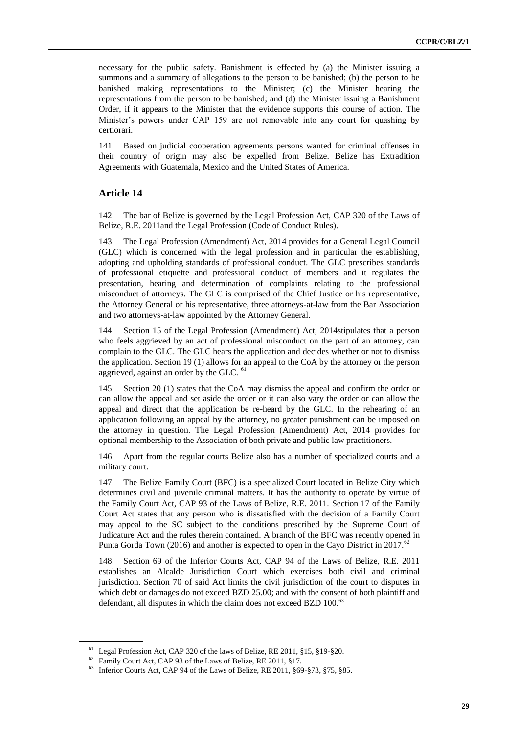necessary for the public safety. Banishment is effected by (a) the Minister issuing a summons and a summary of allegations to the person to be banished; (b) the person to be banished making representations to the Minister; (c) the Minister hearing the representations from the person to be banished; and (d) the Minister issuing a Banishment Order, if it appears to the Minister that the evidence supports this course of action. The Minister's powers under CAP 159 are not removable into any court for quashing by certiorari.

141. Based on judicial cooperation agreements persons wanted for criminal offenses in their country of origin may also be expelled from Belize. Belize has Extradition Agreements with Guatemala, Mexico and the United States of America.

## Article 14

142. The bar of Belize is governed by the Legal Profession Act, CAP 320 of the Laws of Belize, R.E. 2011and the Legal Profession (Code of Conduct Rules).

143. The Legal Profession (Amendment) Act, 2014 provides for a General Legal Council (GLC) which is concerned with the legal profession and in particular the establishing, adopting and upholding standards of professional conduct. The GLC prescribes standards of professional etiquette and professional conduct of members and it regulates the presentation, hearing and determination of complaints relating to the professional misconduct of attorneys. The GLC is comprised of the Chief Justice or his representative, the Attorney General or his representative, three attorneys-at-law from the Bar Association and two attorneys-at-law appointed by the Attorney General.

144. Section 15 of the Legal Profession (Amendment) Act, 2014stipulates that a person who feels aggrieved by an act of professional misconduct on the part of an attorney, can complain to the GLC. The GLC hears the application and decides whether or not to dismiss the application. Section 19 (1) allows for an appeal to the CoA by the attorney or the person aggrieved, against an order by the GLC. [61]

145. Section 20 (1) states that the CoA may dismiss the appeal and confirm the order or can allow the appeal and set aside the order or it can also vary the order or can allow the appeal and direct that the application be re-heard by the GLC. In the rehearing of an application following an appeal by the attorney, no greater punishment can be imposed on the attorney in question. The Legal Profession (Amendment) Act, 2014 provides for optional membership to the Association of both private and public law practitioners.

146. Apart from the regular courts Belize also has a number of specialized courts and a military court.

147. The Belize Family Court (BFC) is a specialized Court located in Belize City which determines civil and juvenile criminal matters. It has the authority to operate by virtue of the Family Court Act, CAP 93 of the Laws of Belize, R.E. 2011. Section 17 of the Family Court Act states that any person who is dissatisfied with the decision of a Family Court may appeal to the SC subject to the conditions prescribed by the Supreme Court of Judicature Act and the rules therein contained. A branch of the BFC was recently opened in Punta Gorda Town (2016) and another is expected to open in the Cayo District in 2017.[62]

148. Section 69 of the Inferior Courts Act, CAP 94 of the Laws of Belize, R.E. 2011 establishes an Alcalde Jurisdiction Court which exercises both civil and criminal jurisdiction. Section 70 of said Act limits the civil jurisdiction of the court to disputes in which debt or damages do not exceed BZD 25.00; and with the consent of both plaintiff and defendant, all disputes in which the claim does not exceed BZD 100.[63]

---

[61] Legal Profession Act, CAP 320 of the laws of Belize, RE 2011, §15, §19-§20.

[62] Family Court Act, CAP 93 of the Laws of Belize, RE 2011, §17.

[63] Inferior Courts Act, CAP 94 of the Laws of Belize, RE 2011, §69-§73, §75, §85.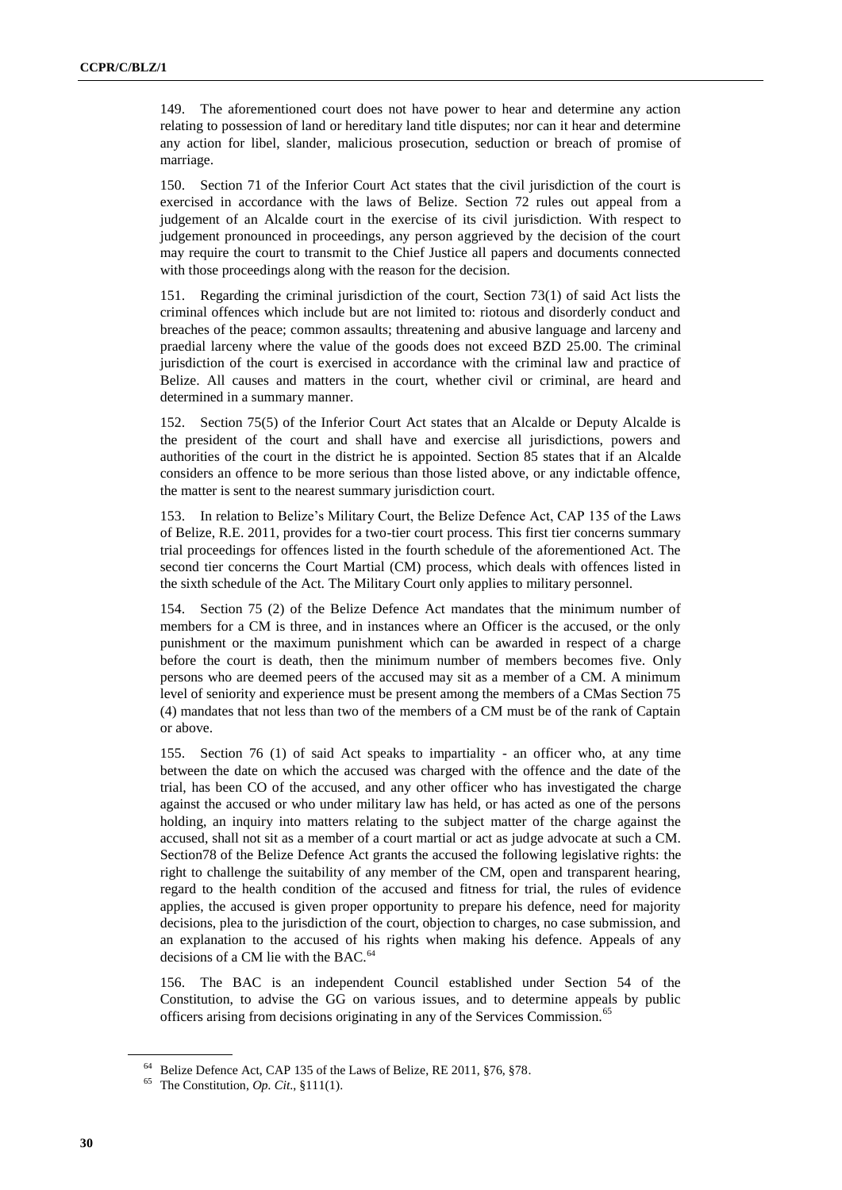149. The aforementioned court does not have power to hear and determine any action relating to possession of land or hereditary land title disputes; nor can it hear and determine any action for libel, slander, malicious prosecution, seduction or breach of promise of marriage.

150. Section 71 of the Inferior Court Act states that the civil jurisdiction of the court is exercised in accordance with the laws of Belize. Section 72 rules out appeal from a judgement of an Alcalde court in the exercise of its civil jurisdiction. With respect to judgement pronounced in proceedings, any person aggrieved by the decision of the court may require the court to transmit to the Chief Justice all papers and documents connected with those proceedings along with the reason for the decision.

151. Regarding the criminal jurisdiction of the court, Section 73(1) of said Act lists the criminal offences which include but are not limited to: riotous and disorderly conduct and breaches of the peace; common assaults; threatening and abusive language and larceny and praedial larceny where the value of the goods does not exceed BZD 25.00. The criminal jurisdiction of the court is exercised in accordance with the criminal law and practice of Belize. All causes and matters in the court, whether civil or criminal, are heard and determined in a summary manner.

152. Section 75(5) of the Inferior Court Act states that an Alcalde or Deputy Alcalde is the president of the court and shall have and exercise all jurisdictions, powers and authorities of the court in the district he is appointed. Section 85 states that if an Alcalde considers an offence to be more serious than those listed above, or any indictable offence, the matter is sent to the nearest summary jurisdiction court.

153. In relation to Belize's Military Court, the Belize Defence Act, CAP 135 of the Laws of Belize, R.E. 2011, provides for a two-tier court process. This first tier concerns summary trial proceedings for offences listed in the fourth schedule of the aforementioned Act. The second tier concerns the Court Martial (CM) process, which deals with offences listed in the sixth schedule of the Act. The Military Court only applies to military personnel.

154. Section 75 (2) of the Belize Defence Act mandates that the minimum number of members for a CM is three, and in instances where an Officer is the accused, or the only punishment or the maximum punishment which can be awarded in respect of a charge before the court is death, then the minimum number of members becomes five. Only persons who are deemed peers of the accused may sit as a member of a CM. A minimum level of seniority and experience must be present among the members of a CMas Section 75 (4) mandates that not less than two of the members of a CM must be of the rank of Captain or above.

155. Section 76 (1) of said Act speaks to impartiality - an officer who, at any time between the date on which the accused was charged with the offence and the date of the trial, has been CO of the accused, and any other officer who has investigated the charge against the accused or who under military law has held, or has acted as one of the persons holding, an inquiry into matters relating to the subject matter of the charge against the accused, shall not sit as a member of a court martial or act as judge advocate at such a CM. Section78 of the Belize Defence Act grants the accused the following legislative rights: the right to challenge the suitability of any member of the CM, open and transparent hearing, regard to the health condition of the accused and fitness for trial, the rules of evidence applies, the accused is given proper opportunity to prepare his defence, need for majority decisions, plea to the jurisdiction of the court, objection to charges, no case submission, and an explanation to the accused of his rights when making his defence. Appeals of any decisions of a CM lie with the BAC.[64]

156. The BAC is an independent Council established under Section 54 of the Constitution, to advise the GG on various issues, and to determine appeals by public officers arising from decisions originating in any of the Services Commission.[65]

---

[64] Belize Defence Act, CAP 135 of the Laws of Belize, RE 2011, §76, §78.

[65] The Constitution, *Op. Cit.*, §111(1).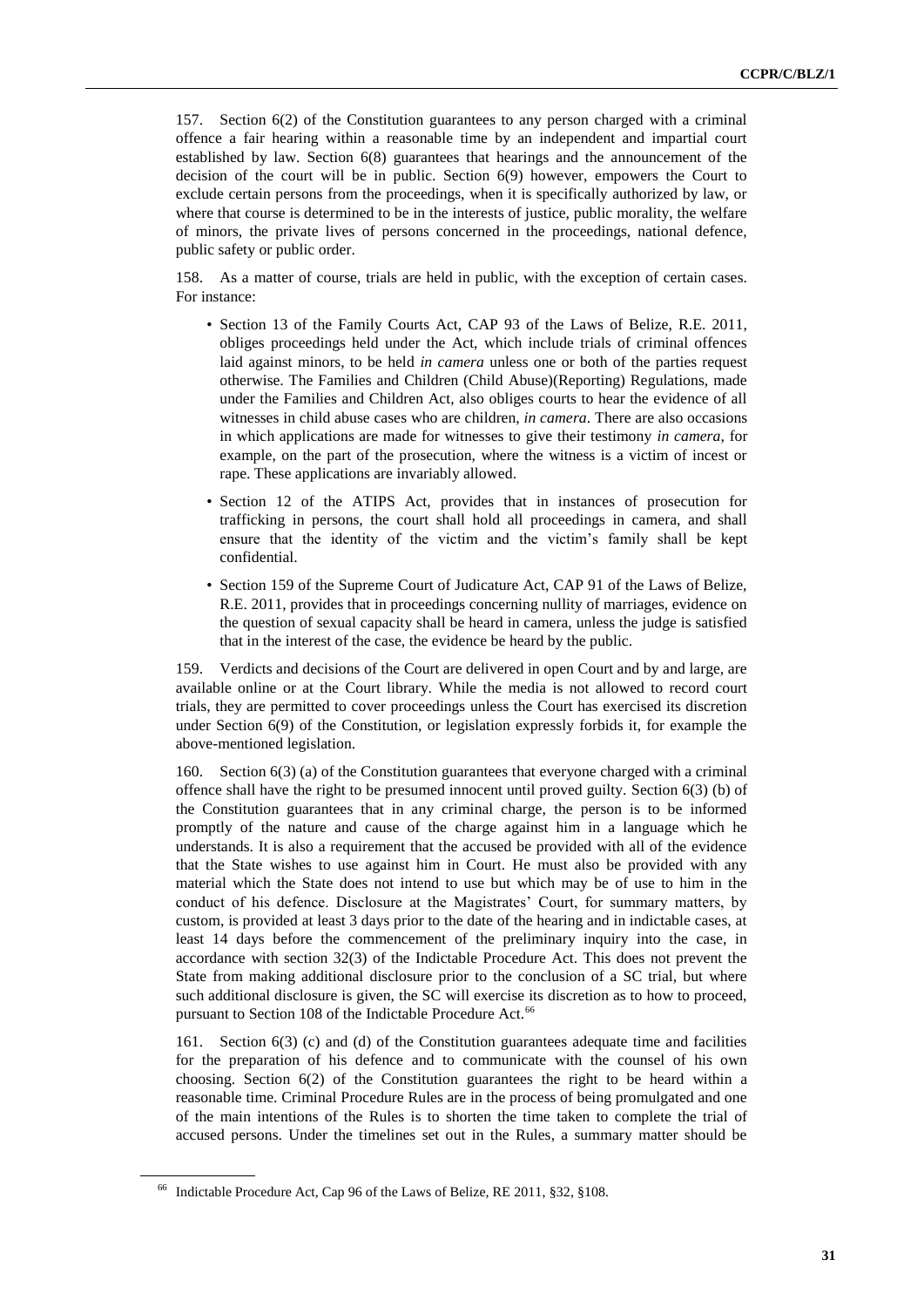157. Section 6(2) of the Constitution guarantees to any person charged with a criminal offence a fair hearing within a reasonable time by an independent and impartial court established by law. Section 6(8) guarantees that hearings and the announcement of the decision of the court will be in public. Section 6(9) however, empowers the Court to exclude certain persons from the proceedings, when it is specifically authorized by law, or where that course is determined to be in the interests of justice, public morality, the welfare of minors, the private lives of persons concerned in the proceedings, national defence, public safety or public order.

158. As a matter of course, trials are held in public, with the exception of certain cases. For instance:

- Section 13 of the Family Courts Act, CAP 93 of the Laws of Belize, R.E. 2011, obliges proceedings held under the Act, which include trials of criminal offences laid against minors, to be held *in camera* unless one or both of the parties request otherwise. The Families and Children (Child Abuse)(Reporting) Regulations, made under the Families and Children Act, also obliges courts to hear the evidence of all witnesses in child abuse cases who are children, *in camera*. There are also occasions in which applications are made for witnesses to give their testimony *in camera*, for example, on the part of the prosecution, where the witness is a victim of incest or rape. These applications are invariably allowed.
- Section 12 of the ATIPS Act, provides that in instances of prosecution for trafficking in persons, the court shall hold all proceedings in camera, and shall ensure that the identity of the victim and the victim's family shall be kept confidential.
- Section 159 of the Supreme Court of Judicature Act, CAP 91 of the Laws of Belize, R.E. 2011, provides that in proceedings concerning nullity of marriages, evidence on the question of sexual capacity shall be heard in camera, unless the judge is satisfied that in the interest of the case, the evidence be heard by the public.

159. Verdicts and decisions of the Court are delivered in open Court and by and large, are available online or at the Court library. While the media is not allowed to record court trials, they are permitted to cover proceedings unless the Court has exercised its discretion under Section 6(9) of the Constitution, or legislation expressly forbids it, for example the above-mentioned legislation.

160. Section 6(3) (a) of the Constitution guarantees that everyone charged with a criminal offence shall have the right to be presumed innocent until proved guilty. Section 6(3) (b) of the Constitution guarantees that in any criminal charge, the person is to be informed promptly of the nature and cause of the charge against him in a language which he understands. It is also a requirement that the accused be provided with all of the evidence that the State wishes to use against him in Court. He must also be provided with any material which the State does not intend to use but which may be of use to him in the conduct of his defence. Disclosure at the Magistrates' Court, for summary matters, by custom, is provided at least 3 days prior to the date of the hearing and in indictable cases, at least 14 days before the commencement of the preliminary inquiry into the case, in accordance with section 32(3) of the Indictable Procedure Act. This does not prevent the State from making additional disclosure prior to the conclusion of a SC trial, but where such additional disclosure is given, the SC will exercise its discretion as to how to proceed, pursuant to Section 108 of the Indictable Procedure Act.[66]

161. Section 6(3) (c) and (d) of the Constitution guarantees adequate time and facilities for the preparation of his defence and to communicate with the counsel of his own choosing. Section 6(2) of the Constitution guarantees the right to be heard within a reasonable time. Criminal Procedure Rules are in the process of being promulgated and one of the main intentions of the Rules is to shorten the time taken to complete the trial of accused persons. Under the timelines set out in the Rules, a summary matter should be

[66] Indictable Procedure Act, Cap 96 of the Laws of Belize, RE 2011, §32, §108.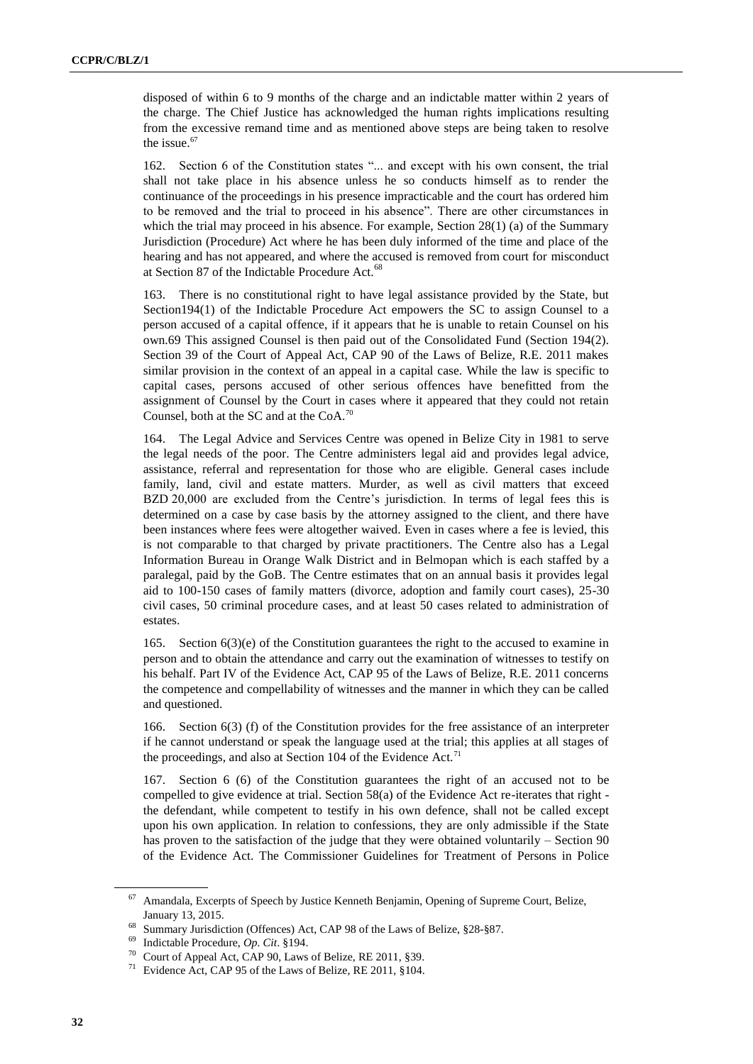disposed of within 6 to 9 months of the charge and an indictable matter within 2 years of the charge. The Chief Justice has acknowledged the human rights implications resulting from the excessive remand time and as mentioned above steps are being taken to resolve the issue.[67]

162. Section 6 of the Constitution states "... and except with his own consent, the trial shall not take place in his absence unless he so conducts himself as to render the continuance of the proceedings in his presence impracticable and the court has ordered him to be removed and the trial to proceed in his absence". There are other circumstances in which the trial may proceed in his absence. For example, Section 28(1) (a) of the Summary Jurisdiction (Procedure) Act where he has been duly informed of the time and place of the hearing and has not appeared, and where the accused is removed from court for misconduct at Section 87 of the Indictable Procedure Act.[68]

163. There is no constitutional right to have legal assistance provided by the State, but Section194(1) of the Indictable Procedure Act empowers the SC to assign Counsel to a person accused of a capital offence, if it appears that he is unable to retain Counsel on his own.69 This assigned Counsel is then paid out of the Consolidated Fund (Section 194(2). Section 39 of the Court of Appeal Act, CAP 90 of the Laws of Belize, R.E. 2011 makes similar provision in the context of an appeal in a capital case. While the law is specific to capital cases, persons accused of other serious offences have benefitted from the assignment of Counsel by the Court in cases where it appeared that they could not retain Counsel, both at the SC and at the CoA.[70]

164. The Legal Advice and Services Centre was opened in Belize City in 1981 to serve the legal needs of the poor. The Centre administers legal aid and provides legal advice, assistance, referral and representation for those who are eligible. General cases include family, land, civil and estate matters. Murder, as well as civil matters that exceed BZD 20,000 are excluded from the Centre's jurisdiction. In terms of legal fees this is determined on a case by case basis by the attorney assigned to the client, and there have been instances where fees were altogether waived. Even in cases where a fee is levied, this is not comparable to that charged by private practitioners. The Centre also has a Legal Information Bureau in Orange Walk District and in Belmopan which is each staffed by a paralegal, paid by the GoB. The Centre estimates that on an annual basis it provides legal aid to 100-150 cases of family matters (divorce, adoption and family court cases), 25-30 civil cases, 50 criminal procedure cases, and at least 50 cases related to administration of estates.

165. Section 6(3)(e) of the Constitution guarantees the right to the accused to examine in person and to obtain the attendance and carry out the examination of witnesses to testify on his behalf. Part IV of the Evidence Act, CAP 95 of the Laws of Belize, R.E. 2011 concerns the competence and compellability of witnesses and the manner in which they can be called and questioned.

166. Section 6(3) (f) of the Constitution provides for the free assistance of an interpreter if he cannot understand or speak the language used at the trial; this applies at all stages of the proceedings, and also at Section 104 of the Evidence Act.[71]

167. Section 6 (6) of the Constitution guarantees the right of an accused not to be compelled to give evidence at trial. Section 58(a) of the Evidence Act re-iterates that right - the defendant, while competent to testify in his own defence, shall not be called except upon his own application. In relation to confessions, they are only admissible if the State has proven to the satisfaction of the judge that they were obtained voluntarily – Section 90 of the Evidence Act. The Commissioner Guidelines for Treatment of Persons in Police

---

[67] Amandala, Excerpts of Speech by Justice Kenneth Benjamin, Opening of Supreme Court, Belize, January 13, 2015.

[68] Summary Jurisdiction (Offences) Act, CAP 98 of the Laws of Belize, §28-§87.

[69] Indictable Procedure, *Op. Cit*. §194.

[70] Court of Appeal Act, CAP 90, Laws of Belize, RE 2011, §39.

[71] Evidence Act, CAP 95 of the Laws of Belize, RE 2011, §104.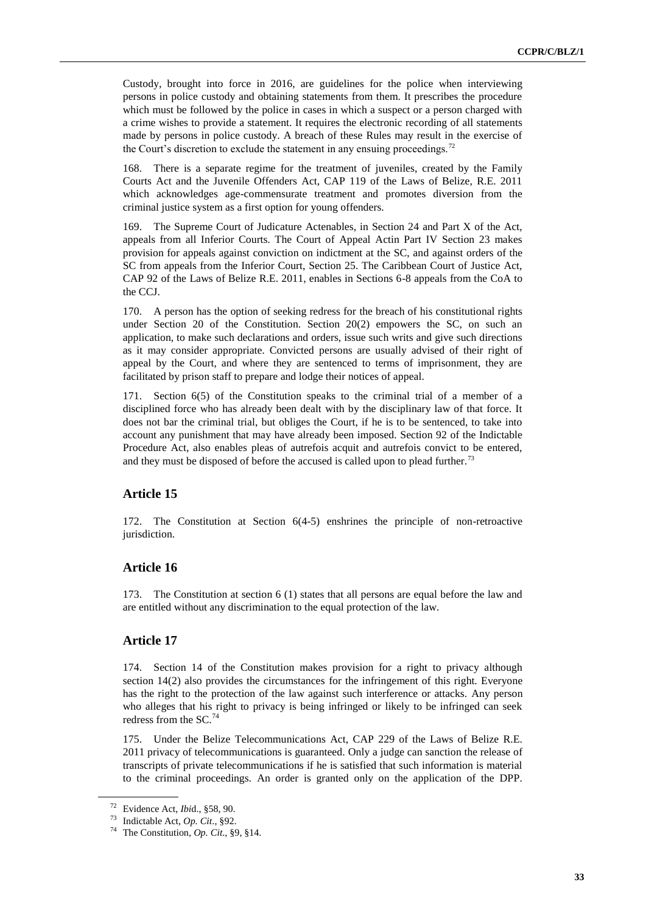Custody, brought into force in 2016, are guidelines for the police when interviewing persons in police custody and obtaining statements from them. It prescribes the procedure which must be followed by the police in cases in which a suspect or a person charged with a crime wishes to provide a statement. It requires the electronic recording of all statements made by persons in police custody. A breach of these Rules may result in the exercise of the Court's discretion to exclude the statement in any ensuing proceedings.[72]

168. There is a separate regime for the treatment of juveniles, created by the Family Courts Act and the Juvenile Offenders Act, CAP 119 of the Laws of Belize, R.E. 2011 which acknowledges age-commensurate treatment and promotes diversion from the criminal justice system as a first option for young offenders.

169. The Supreme Court of Judicature Actenables, in Section 24 and Part X of the Act, appeals from all Inferior Courts. The Court of Appeal Actin Part IV Section 23 makes provision for appeals against conviction on indictment at the SC, and against orders of the SC from appeals from the Inferior Court, Section 25. The Caribbean Court of Justice Act, CAP 92 of the Laws of Belize R.E. 2011, enables in Sections 6-8 appeals from the CoA to the CCJ.

170. A person has the option of seeking redress for the breach of his constitutional rights under Section 20 of the Constitution. Section 20(2) empowers the SC, on such an application, to make such declarations and orders, issue such writs and give such directions as it may consider appropriate. Convicted persons are usually advised of their right of appeal by the Court, and where they are sentenced to terms of imprisonment, they are facilitated by prison staff to prepare and lodge their notices of appeal.

171. Section 6(5) of the Constitution speaks to the criminal trial of a member of a disciplined force who has already been dealt with by the disciplinary law of that force. It does not bar the criminal trial, but obliges the Court, if he is to be sentenced, to take into account any punishment that may have already been imposed. Section 92 of the Indictable Procedure Act, also enables pleas of autrefois acquit and autrefois convict to be entered, and they must be disposed of before the accused is called upon to plead further.[73]

## Article 15

172. The Constitution at Section 6(4-5) enshrines the principle of non-retroactive jurisdiction.

## Article 16

173. The Constitution at section 6 (1) states that all persons are equal before the law and are entitled without any discrimination to the equal protection of the law.

## Article 17

174. Section 14 of the Constitution makes provision for a right to privacy although section 14(2) also provides the circumstances for the infringement of this right. Everyone has the right to the protection of the law against such interference or attacks. Any person who alleges that his right to privacy is being infringed or likely to be infringed can seek redress from the SC.[74]

175. Under the Belize Telecommunications Act, CAP 229 of the Laws of Belize R.E. 2011 privacy of telecommunications is guaranteed. Only a judge can sanction the release of transcripts of private telecommunications if he is satisfied that such information is material to the criminal proceedings. An order is granted only on the application of the DPP.

---

[72] Evidence Act, *Ibi*d., §58, 90.

[73] Indictable Act, *Op. Cit*., §92.

[74] The Constitution, *Op. Cit*., §9, §14.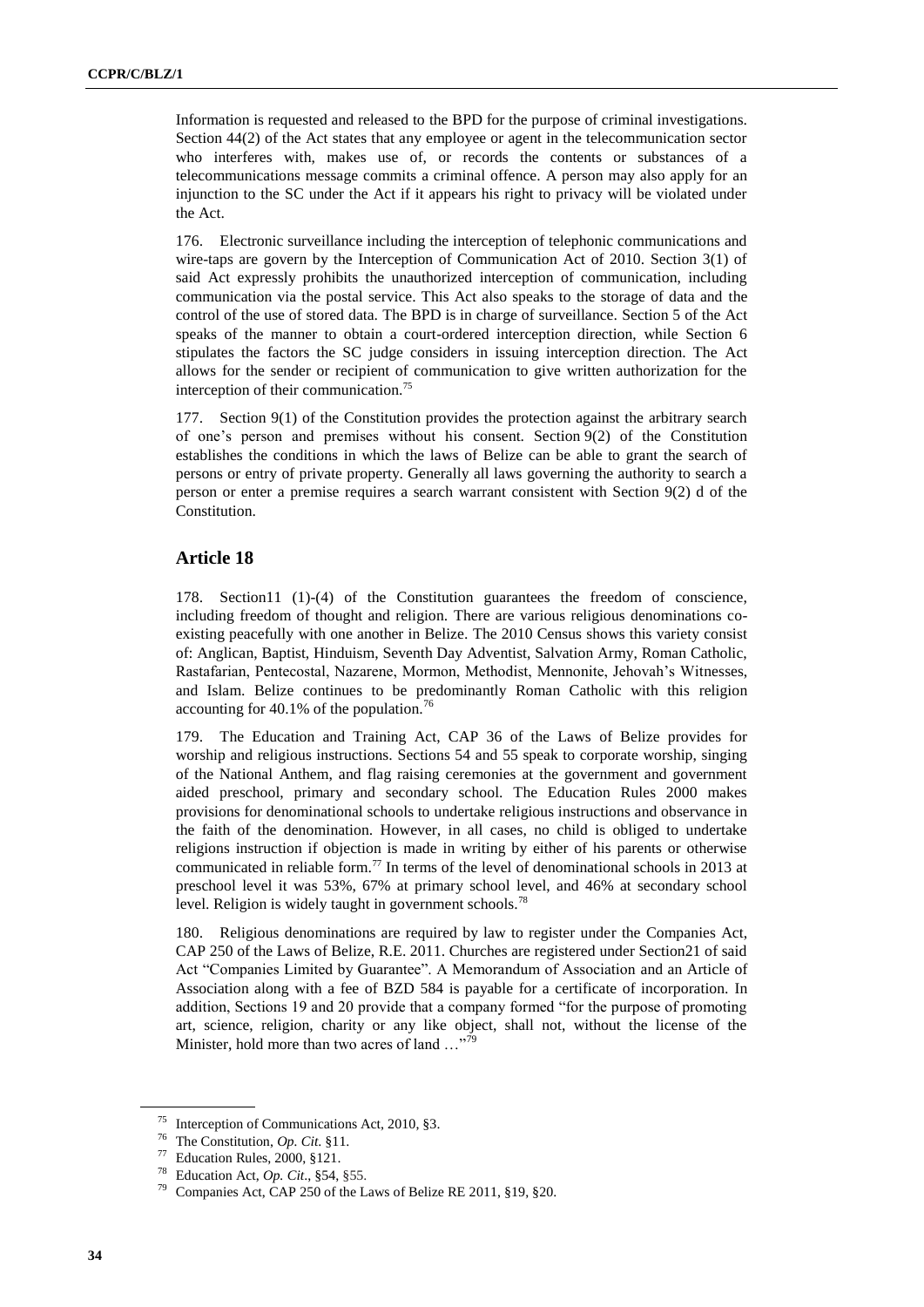Information is requested and released to the BPD for the purpose of criminal investigations. Section 44(2) of the Act states that any employee or agent in the telecommunication sector who interferes with, makes use of, or records the contents or substances of a telecommunications message commits a criminal offence. A person may also apply for an injunction to the SC under the Act if it appears his right to privacy will be violated under the Act.

176. Electronic surveillance including the interception of telephonic communications and wire-taps are govern by the Interception of Communication Act of 2010. Section 3(1) of said Act expressly prohibits the unauthorized interception of communication, including communication via the postal service. This Act also speaks to the storage of data and the control of the use of stored data. The BPD is in charge of surveillance. Section 5 of the Act speaks of the manner to obtain a court-ordered interception direction, while Section 6 stipulates the factors the SC judge considers in issuing interception direction. The Act allows for the sender or recipient of communication to give written authorization for the interception of their communication.[75]

177. Section 9(1) of the Constitution provides the protection against the arbitrary search of one's person and premises without his consent. Section 9(2) of the Constitution establishes the conditions in which the laws of Belize can be able to grant the search of persons or entry of private property. Generally all laws governing the authority to search a person or enter a premise requires a search warrant consistent with Section 9(2) d of the Constitution.

## Article 18

178. Section11 (1)-(4) of the Constitution guarantees the freedom of conscience, including freedom of thought and religion. There are various religious denominations co-existing peacefully with one another in Belize. The 2010 Census shows this variety consist of: Anglican, Baptist, Hinduism, Seventh Day Adventist, Salvation Army, Roman Catholic, Rastafarian, Pentecostal, Nazarene, Mormon, Methodist, Mennonite, Jehovah's Witnesses, and Islam. Belize continues to be predominantly Roman Catholic with this religion accounting for 40.1% of the population.[76]

179. The Education and Training Act, CAP 36 of the Laws of Belize provides for worship and religious instructions. Sections 54 and 55 speak to corporate worship, singing of the National Anthem, and flag raising ceremonies at the government and government aided preschool, primary and secondary school. The Education Rules 2000 makes provisions for denominational schools to undertake religious instructions and observance in the faith of the denomination. However, in all cases, no child is obliged to undertake religions instruction if objection is made in writing by either of his parents or otherwise communicated in reliable form.[77] In terms of the level of denominational schools in 2013 at preschool level it was 53%, 67% at primary school level, and 46% at secondary school level. Religion is widely taught in government schools.[78]

180. Religious denominations are required by law to register under the Companies Act, CAP 250 of the Laws of Belize, R.E. 2011. Churches are registered under Section21 of said Act "Companies Limited by Guarantee". A Memorandum of Association and an Article of Association along with a fee of BZD 584 is payable for a certificate of incorporation. In addition, Sections 19 and 20 provide that a company formed "for the purpose of promoting art, science, religion, charity or any like object, shall not, without the license of the Minister, hold more than two acres of land …"[79]

---

[75] Interception of Communications Act, 2010, §3.

[76] The Constitution, *Op. Cit.* §11.

[77] Education Rules, 2000, §121.

[78] Education Act, *Op. Cit*., §54, §55.

[79] Companies Act, CAP 250 of the Laws of Belize RE 2011, §19, §20.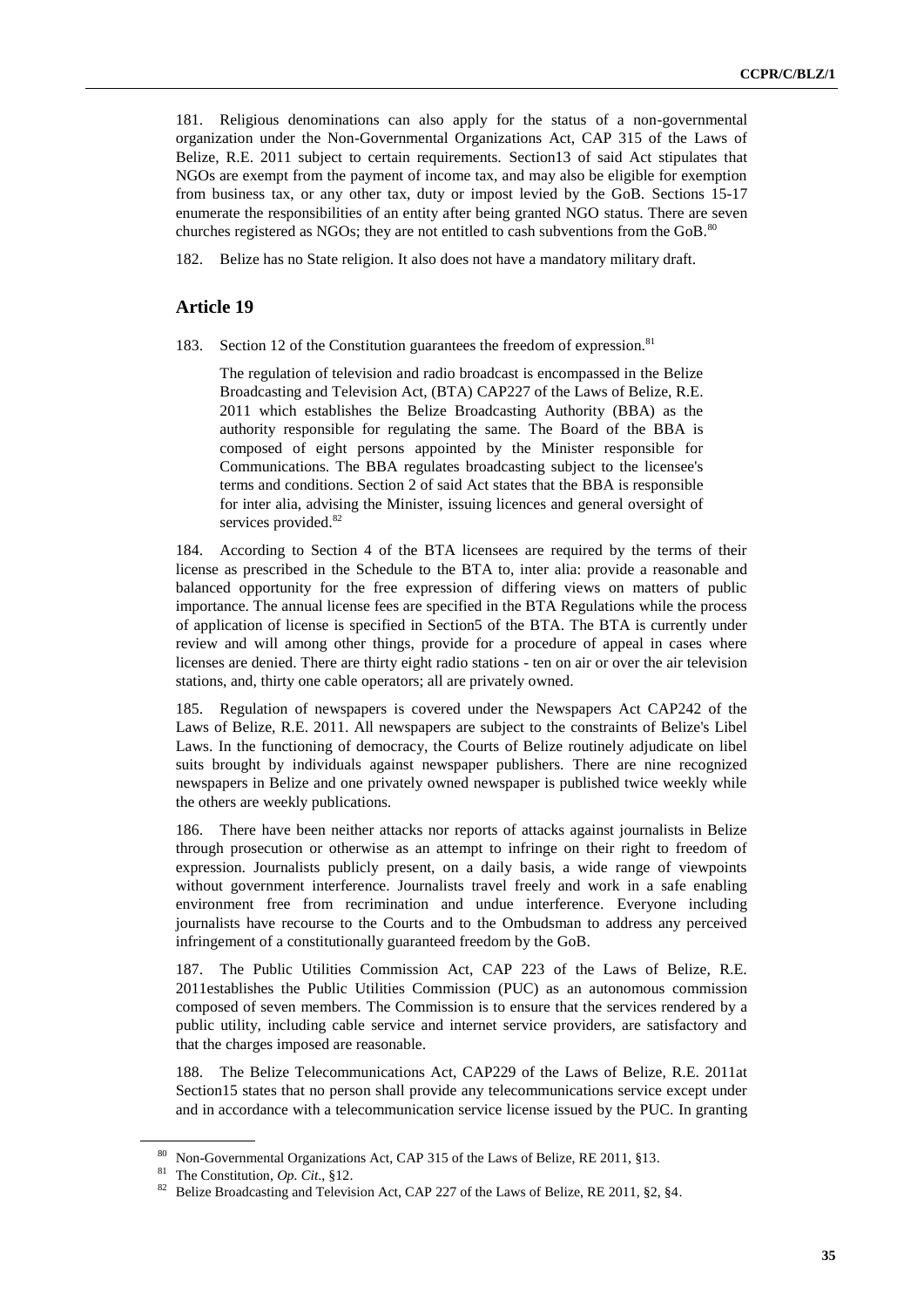181. Religious denominations can also apply for the status of a non-governmental organization under the Non-Governmental Organizations Act, CAP 315 of the Laws of Belize, R.E. 2011 subject to certain requirements. Section13 of said Act stipulates that NGOs are exempt from the payment of income tax, and may also be eligible for exemption from business tax, or any other tax, duty or impost levied by the GoB. Sections 15-17 enumerate the responsibilities of an entity after being granted NGO status. There are seven churches registered as NGOs; they are not entitled to cash subventions from the GoB.[80]

182. Belize has no State religion. It also does not have a mandatory military draft.

## Article 19

183. Section 12 of the Constitution guarantees the freedom of expression.[81]

> The regulation of television and radio broadcast is encompassed in the Belize Broadcasting and Television Act, (BTA) CAP227 of the Laws of Belize, R.E. 2011 which establishes the Belize Broadcasting Authority (BBA) as the authority responsible for regulating the same. The Board of the BBA is composed of eight persons appointed by the Minister responsible for Communications. The BBA regulates broadcasting subject to the licensee's terms and conditions. Section 2 of said Act states that the BBA is responsible for inter alia, advising the Minister, issuing licences and general oversight of services provided.[82]

184. According to Section 4 of the BTA licensees are required by the terms of their license as prescribed in the Schedule to the BTA to, inter alia: provide a reasonable and balanced opportunity for the free expression of differing views on matters of public importance. The annual license fees are specified in the BTA Regulations while the process of application of license is specified in Section5 of the BTA. The BTA is currently under review and will among other things, provide for a procedure of appeal in cases where licenses are denied. There are thirty eight radio stations - ten on air or over the air television stations, and, thirty one cable operators; all are privately owned.

185. Regulation of newspapers is covered under the Newspapers Act CAP242 of the Laws of Belize, R.E. 2011. All newspapers are subject to the constraints of Belize's Libel Laws. In the functioning of democracy, the Courts of Belize routinely adjudicate on libel suits brought by individuals against newspaper publishers. There are nine recognized newspapers in Belize and one privately owned newspaper is published twice weekly while the others are weekly publications.

186. There have been neither attacks nor reports of attacks against journalists in Belize through prosecution or otherwise as an attempt to infringe on their right to freedom of expression. Journalists publicly present, on a daily basis, a wide range of viewpoints without government interference. Journalists travel freely and work in a safe enabling environment free from recrimination and undue interference. Everyone including journalists have recourse to the Courts and to the Ombudsman to address any perceived infringement of a constitutionally guaranteed freedom by the GoB.

187. The Public Utilities Commission Act, CAP 223 of the Laws of Belize, R.E. 2011establishes the Public Utilities Commission (PUC) as an autonomous commission composed of seven members. The Commission is to ensure that the services rendered by a public utility, including cable service and internet service providers, are satisfactory and that the charges imposed are reasonable.

188. The Belize Telecommunications Act, CAP229 of the Laws of Belize, R.E. 2011at Section15 states that no person shall provide any telecommunications service except under and in accordance with a telecommunication service license issued by the PUC. In granting

---

[80] Non-Governmental Organizations Act, CAP 315 of the Laws of Belize, RE 2011, §13.

[81] The Constitution, *Op. Cit.*, §12.

[82] Belize Broadcasting and Television Act, CAP 227 of the Laws of Belize, RE 2011, §2, §4.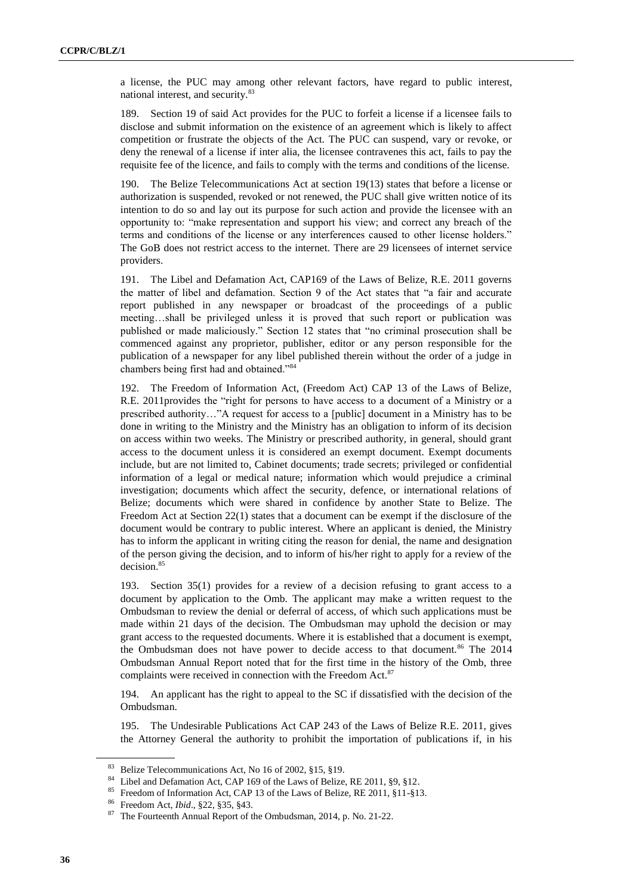a license, the PUC may among other relevant factors, have regard to public interest, national interest, and security.[83]

189. Section 19 of said Act provides for the PUC to forfeit a license if a licensee fails to disclose and submit information on the existence of an agreement which is likely to affect competition or frustrate the objects of the Act. The PUC can suspend, vary or revoke, or deny the renewal of a license if inter alia, the licensee contravenes this act, fails to pay the requisite fee of the licence, and fails to comply with the terms and conditions of the license.

190. The Belize Telecommunications Act at section 19(13) states that before a license or authorization is suspended, revoked or not renewed, the PUC shall give written notice of its intention to do so and lay out its purpose for such action and provide the licensee with an opportunity to: "make representation and support his view; and correct any breach of the terms and conditions of the license or any interferences caused to other license holders." The GoB does not restrict access to the internet. There are 29 licensees of internet service providers.

191. The Libel and Defamation Act, CAP169 of the Laws of Belize, R.E. 2011 governs the matter of libel and defamation. Section 9 of the Act states that "a fair and accurate report published in any newspaper or broadcast of the proceedings of a public meeting…shall be privileged unless it is proved that such report or publication was published or made maliciously." Section 12 states that "no criminal prosecution shall be commenced against any proprietor, publisher, editor or any person responsible for the publication of a newspaper for any libel published therein without the order of a judge in chambers being first had and obtained."[84]

192. The Freedom of Information Act, (Freedom Act) CAP 13 of the Laws of Belize, R.E. 2011provides the "right for persons to have access to a document of a Ministry or a prescribed authority…"A request for access to a [public] document in a Ministry has to be done in writing to the Ministry and the Ministry has an obligation to inform of its decision on access within two weeks. The Ministry or prescribed authority, in general, should grant access to the document unless it is considered an exempt document. Exempt documents include, but are not limited to, Cabinet documents; trade secrets; privileged or confidential information of a legal or medical nature; information which would prejudice a criminal investigation; documents which affect the security, defence, or international relations of Belize; documents which were shared in confidence by another State to Belize. The Freedom Act at Section 22(1) states that a document can be exempt if the disclosure of the document would be contrary to public interest. Where an applicant is denied, the Ministry has to inform the applicant in writing citing the reason for denial, the name and designation of the person giving the decision, and to inform of his/her right to apply for a review of the decision.[85]

193. Section 35(1) provides for a review of a decision refusing to grant access to a document by application to the Omb. The applicant may make a written request to the Ombudsman to review the denial or deferral of access, of which such applications must be made within 21 days of the decision. The Ombudsman may uphold the decision or may grant access to the requested documents. Where it is established that a document is exempt, the Ombudsman does not have power to decide access to that document.[86] The 2014 Ombudsman Annual Report noted that for the first time in the history of the Omb, three complaints were received in connection with the Freedom Act.[87]

194. An applicant has the right to appeal to the SC if dissatisfied with the decision of the Ombudsman.

195. The Undesirable Publications Act CAP 243 of the Laws of Belize R.E. 2011, gives the Attorney General the authority to prohibit the importation of publications if, in his

---

[83] Belize Telecommunications Act, No 16 of 2002, §15, §19.

[84] Libel and Defamation Act, CAP 169 of the Laws of Belize, RE 2011, §9, §12.

[85] Freedom of Information Act, CAP 13 of the Laws of Belize, RE 2011, §11-§13.

[86] Freedom Act, *Ibid*., §22, §35, §43.

[87] The Fourteenth Annual Report of the Ombudsman, 2014, p. No. 21-22.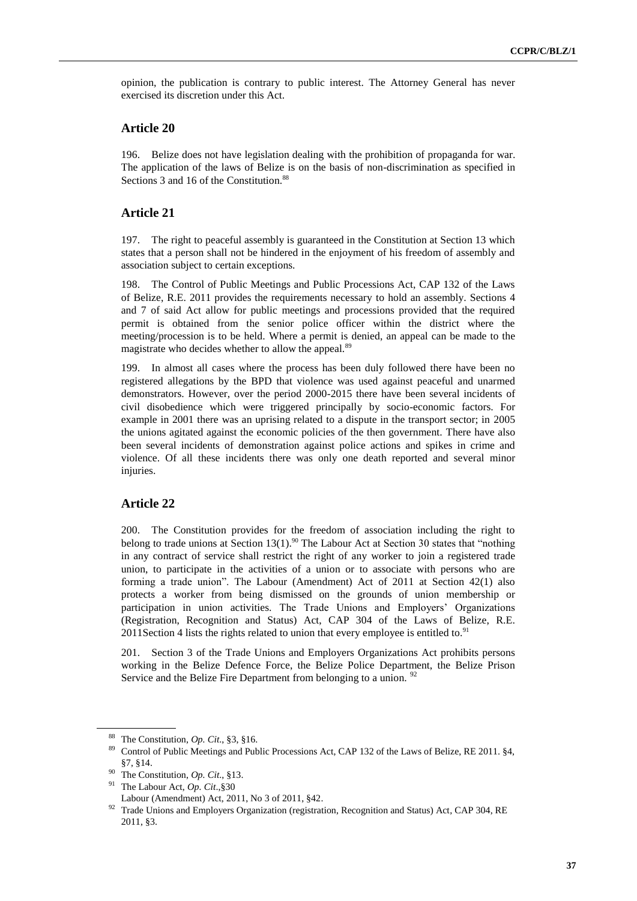opinion, the publication is contrary to public interest. The Attorney General has never exercised its discretion under this Act.

## Article 20

196. Belize does not have legislation dealing with the prohibition of propaganda for war. The application of the laws of Belize is on the basis of non-discrimination as specified in Sections 3 and 16 of the Constitution.[88]

## Article 21

197. The right to peaceful assembly is guaranteed in the Constitution at Section 13 which states that a person shall not be hindered in the enjoyment of his freedom of assembly and association subject to certain exceptions.

198. The Control of Public Meetings and Public Processions Act, CAP 132 of the Laws of Belize, R.E. 2011 provides the requirements necessary to hold an assembly. Sections 4 and 7 of said Act allow for public meetings and processions provided that the required permit is obtained from the senior police officer within the district where the meeting/procession is to be held. Where a permit is denied, an appeal can be made to the magistrate who decides whether to allow the appeal.[89]

199. In almost all cases where the process has been duly followed there have been no registered allegations by the BPD that violence was used against peaceful and unarmed demonstrators. However, over the period 2000-2015 there have been several incidents of civil disobedience which were triggered principally by socio-economic factors. For example in 2001 there was an uprising related to a dispute in the transport sector; in 2005 the unions agitated against the economic policies of the then government. There have also been several incidents of demonstration against police actions and spikes in crime and violence. Of all these incidents there was only one death reported and several minor injuries.

## Article 22

200. The Constitution provides for the freedom of association including the right to belong to trade unions at Section 13(1).[90] The Labour Act at Section 30 states that "nothing in any contract of service shall restrict the right of any worker to join a registered trade union, to participate in the activities of a union or to associate with persons who are forming a trade union". The Labour (Amendment) Act of 2011 at Section 42(1) also protects a worker from being dismissed on the grounds of union membership or participation in union activities. The Trade Unions and Employers' Organizations (Registration, Recognition and Status) Act, CAP 304 of the Laws of Belize, R.E. 2011Section 4 lists the rights related to union that every employee is entitled to.[91]

201. Section 3 of the Trade Unions and Employers Organizations Act prohibits persons working in the Belize Defence Force, the Belize Police Department, the Belize Prison Service and the Belize Fire Department from belonging to a union. [92]

---

[88] The Constitution, *Op. Cit*., §3, §16.

[89] Control of Public Meetings and Public Processions Act, CAP 132 of the Laws of Belize, RE 2011. §4, §7, §14.

[90] The Constitution, *Op. Cit*., §13.

[91] The Labour Act, *Op. Cit*.,§30
Labour (Amendment) Act, 2011, No 3 of 2011, §42.

[92] Trade Unions and Employers Organization (registration, Recognition and Status) Act, CAP 304, RE 2011, §3.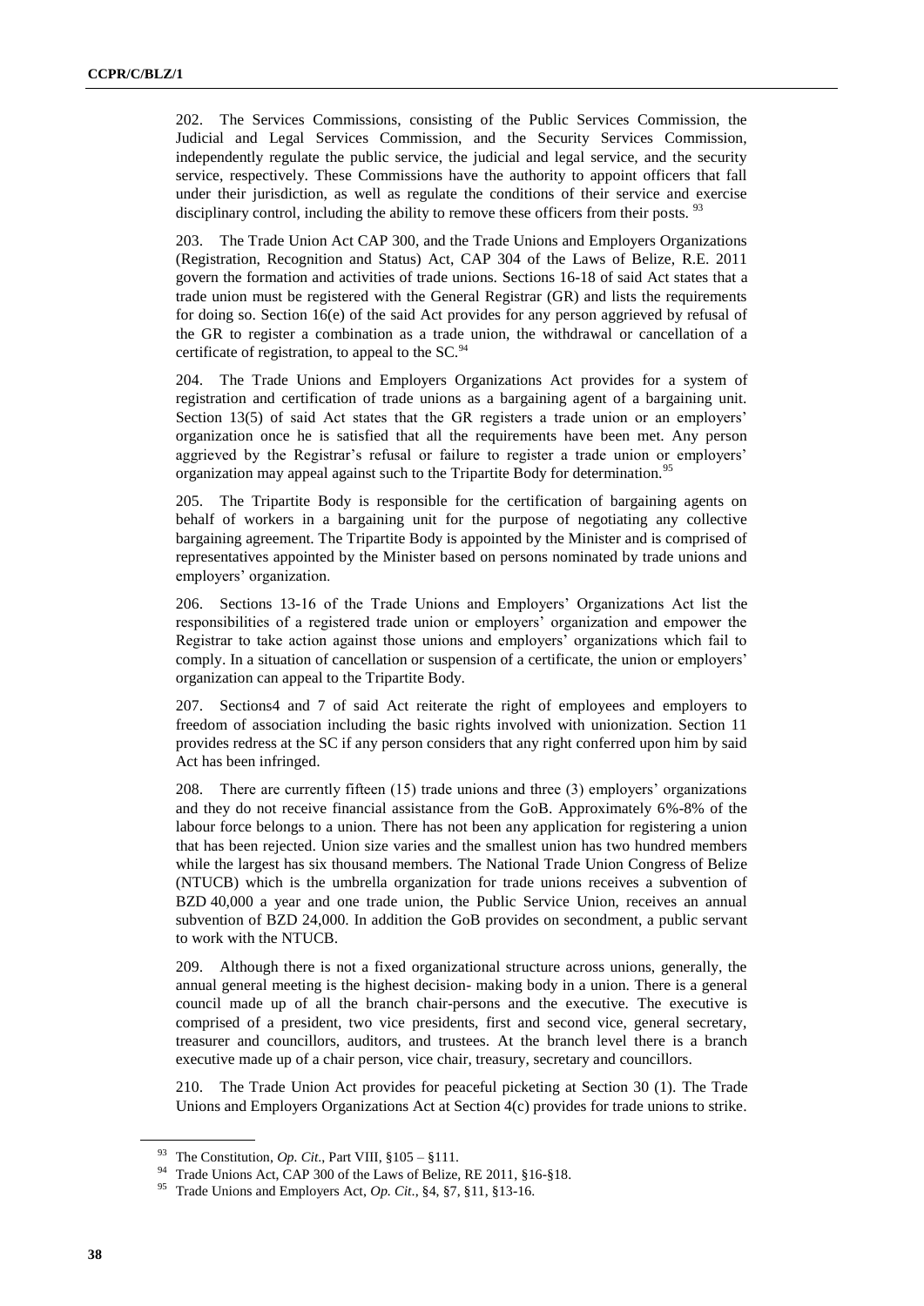202. The Services Commissions, consisting of the Public Services Commission, the Judicial and Legal Services Commission, and the Security Services Commission, independently regulate the public service, the judicial and legal service, and the security service, respectively. These Commissions have the authority to appoint officers that fall under their jurisdiction, as well as regulate the conditions of their service and exercise disciplinary control, including the ability to remove these officers from their posts. [93]

203. The Trade Union Act CAP 300, and the Trade Unions and Employers Organizations (Registration, Recognition and Status) Act, CAP 304 of the Laws of Belize, R.E. 2011 govern the formation and activities of trade unions. Sections 16-18 of said Act states that a trade union must be registered with the General Registrar (GR) and lists the requirements for doing so. Section 16(e) of the said Act provides for any person aggrieved by refusal of the GR to register a combination as a trade union, the withdrawal or cancellation of a certificate of registration, to appeal to the SC.[94]

204. The Trade Unions and Employers Organizations Act provides for a system of registration and certification of trade unions as a bargaining agent of a bargaining unit. Section 13(5) of said Act states that the GR registers a trade union or an employers' organization once he is satisfied that all the requirements have been met. Any person aggrieved by the Registrar's refusal or failure to register a trade union or employers' organization may appeal against such to the Tripartite Body for determination.[95]

205. The Tripartite Body is responsible for the certification of bargaining agents on behalf of workers in a bargaining unit for the purpose of negotiating any collective bargaining agreement. The Tripartite Body is appointed by the Minister and is comprised of representatives appointed by the Minister based on persons nominated by trade unions and employers' organization.

206. Sections 13-16 of the Trade Unions and Employers' Organizations Act list the responsibilities of a registered trade union or employers' organization and empower the Registrar to take action against those unions and employers' organizations which fail to comply. In a situation of cancellation or suspension of a certificate, the union or employers' organization can appeal to the Tripartite Body.

207. Sections4 and 7 of said Act reiterate the right of employees and employers to freedom of association including the basic rights involved with unionization. Section 11 provides redress at the SC if any person considers that any right conferred upon him by said Act has been infringed.

208. There are currently fifteen (15) trade unions and three (3) employers' organizations and they do not receive financial assistance from the GoB. Approximately 6%-8% of the labour force belongs to a union. There has not been any application for registering a union that has been rejected. Union size varies and the smallest union has two hundred members while the largest has six thousand members. The National Trade Union Congress of Belize (NTUCB) which is the umbrella organization for trade unions receives a subvention of BZD 40,000 a year and one trade union, the Public Service Union, receives an annual subvention of BZD 24,000. In addition the GoB provides on secondment, a public servant to work with the NTUCB.

209. Although there is not a fixed organizational structure across unions, generally, the annual general meeting is the highest decision- making body in a union. There is a general council made up of all the branch chair-persons and the executive. The executive is comprised of a president, two vice presidents, first and second vice, general secretary, treasurer and councillors, auditors, and trustees. At the branch level there is a branch executive made up of a chair person, vice chair, treasury, secretary and councillors.

210. The Trade Union Act provides for peaceful picketing at Section 30 (1). The Trade Unions and Employers Organizations Act at Section 4(c) provides for trade unions to strike.

---

[93] The Constitution, *Op. Cit*., Part VIII, §105 – §111.

[94] Trade Unions Act, CAP 300 of the Laws of Belize, RE 2011, §16-§18.

[95] Trade Unions and Employers Act, *Op. Cit*., §4, §7, §11, §13-16.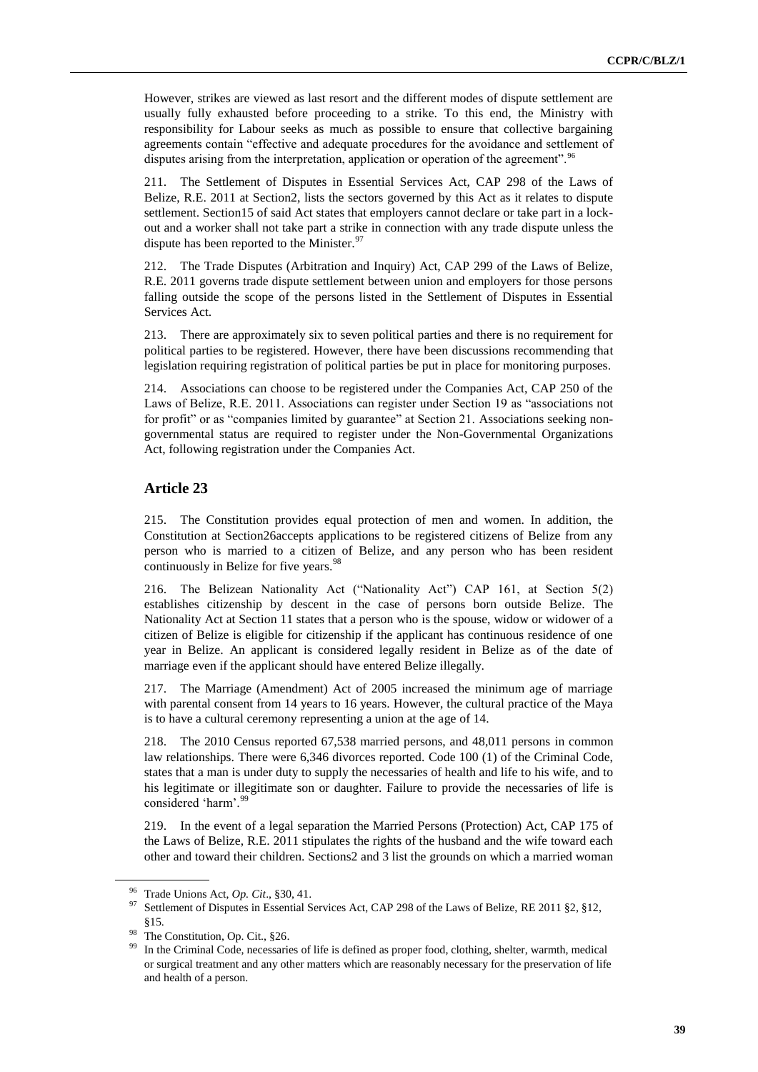However, strikes are viewed as last resort and the different modes of dispute settlement are usually fully exhausted before proceeding to a strike. To this end, the Ministry with responsibility for Labour seeks as much as possible to ensure that collective bargaining agreements contain "effective and adequate procedures for the avoidance and settlement of disputes arising from the interpretation, application or operation of the agreement".[96]

211. The Settlement of Disputes in Essential Services Act, CAP 298 of the Laws of Belize, R.E. 2011 at Section2, lists the sectors governed by this Act as it relates to dispute settlement. Section15 of said Act states that employers cannot declare or take part in a lock-out and a worker shall not take part a strike in connection with any trade dispute unless the dispute has been reported to the Minister.[97]

212. The Trade Disputes (Arbitration and Inquiry) Act, CAP 299 of the Laws of Belize, R.E. 2011 governs trade dispute settlement between union and employers for those persons falling outside the scope of the persons listed in the Settlement of Disputes in Essential Services Act.

213. There are approximately six to seven political parties and there is no requirement for political parties to be registered. However, there have been discussions recommending that legislation requiring registration of political parties be put in place for monitoring purposes.

214. Associations can choose to be registered under the Companies Act, CAP 250 of the Laws of Belize, R.E. 2011. Associations can register under Section 19 as "associations not for profit" or as "companies limited by guarantee" at Section 21. Associations seeking non-governmental status are required to register under the Non-Governmental Organizations Act, following registration under the Companies Act.

## Article 23

215. The Constitution provides equal protection of men and women. In addition, the Constitution at Section26accepts applications to be registered citizens of Belize from any person who is married to a citizen of Belize, and any person who has been resident continuously in Belize for five years.[98]

216. The Belizean Nationality Act ("Nationality Act") CAP 161, at Section 5(2) establishes citizenship by descent in the case of persons born outside Belize. The Nationality Act at Section 11 states that a person who is the spouse, widow or widower of a citizen of Belize is eligible for citizenship if the applicant has continuous residence of one year in Belize. An applicant is considered legally resident in Belize as of the date of marriage even if the applicant should have entered Belize illegally.

217. The Marriage (Amendment) Act of 2005 increased the minimum age of marriage with parental consent from 14 years to 16 years. However, the cultural practice of the Maya is to have a cultural ceremony representing a union at the age of 14.

218. The 2010 Census reported 67,538 married persons, and 48,011 persons in common law relationships. There were 6,346 divorces reported. Code 100 (1) of the Criminal Code, states that a man is under duty to supply the necessaries of health and life to his wife, and to his legitimate or illegitimate son or daughter. Failure to provide the necessaries of life is considered 'harm'.[99]

219. In the event of a legal separation the Married Persons (Protection) Act, CAP 175 of the Laws of Belize, R.E. 2011 stipulates the rights of the husband and the wife toward each other and toward their children. Sections2 and 3 list the grounds on which a married woman

---

[96] Trade Unions Act, *Op. Cit*., §30, 41.

[97] Settlement of Disputes in Essential Services Act, CAP 298 of the Laws of Belize, RE 2011 §2, §12, §15.

[98] The Constitution, Op. Cit., §26.

[99] In the Criminal Code, necessaries of life is defined as proper food, clothing, shelter, warmth, medical or surgical treatment and any other matters which are reasonably necessary for the preservation of life and health of a person.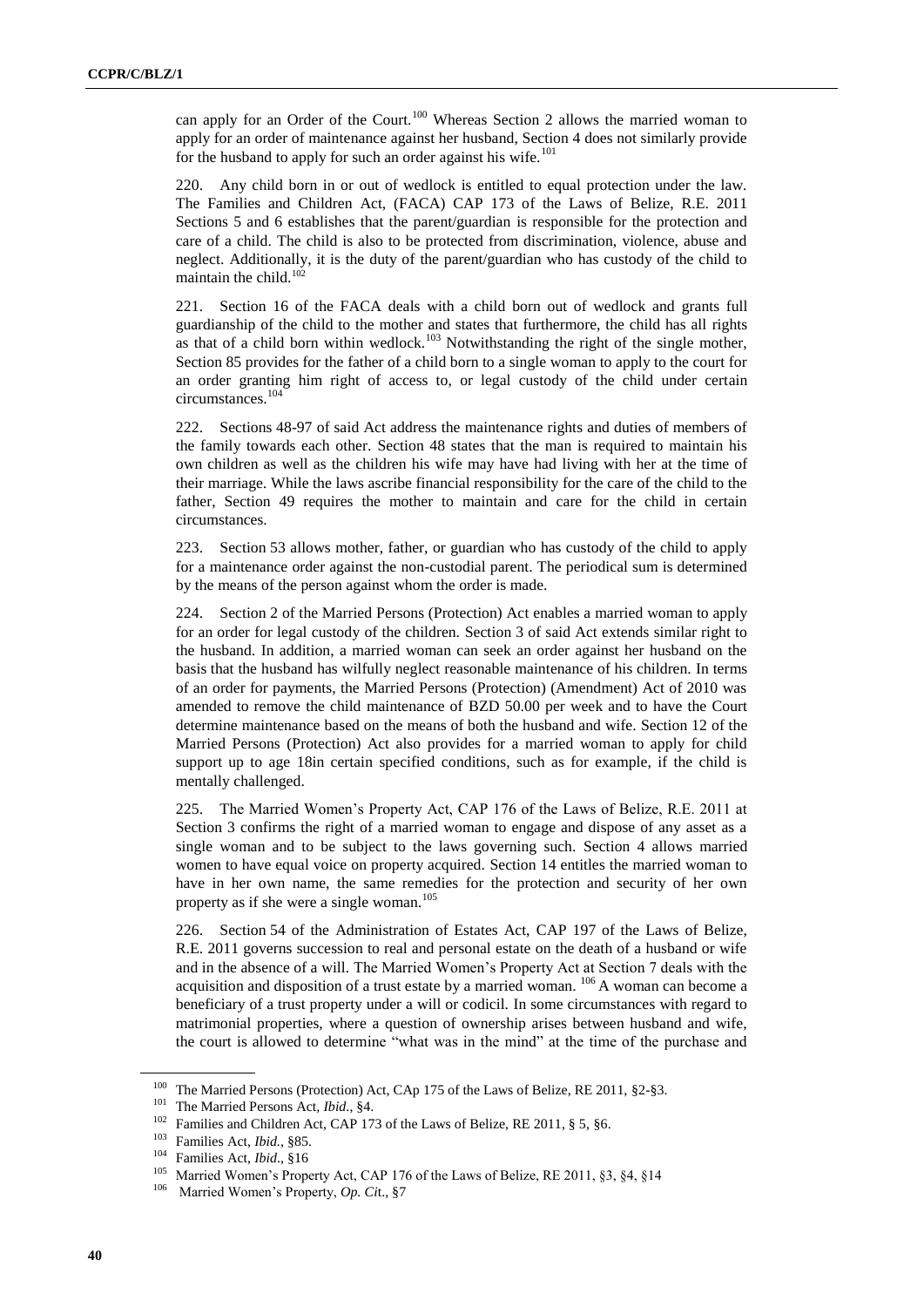can apply for an Order of the Court.[100] Whereas Section 2 allows the married woman to apply for an order of maintenance against her husband, Section 4 does not similarly provide for the husband to apply for such an order against his wife.[101]

220. Any child born in or out of wedlock is entitled to equal protection under the law. The Families and Children Act, (FACA) CAP 173 of the Laws of Belize, R.E. 2011 Sections 5 and 6 establishes that the parent/guardian is responsible for the protection and care of a child. The child is also to be protected from discrimination, violence, abuse and neglect. Additionally, it is the duty of the parent/guardian who has custody of the child to maintain the child.[102]

221. Section 16 of the FACA deals with a child born out of wedlock and grants full guardianship of the child to the mother and states that furthermore, the child has all rights as that of a child born within wedlock.[103] Notwithstanding the right of the single mother, Section 85 provides for the father of a child born to a single woman to apply to the court for an order granting him right of access to, or legal custody of the child under certain circumstances.[104]

222. Sections 48-97 of said Act address the maintenance rights and duties of members of the family towards each other. Section 48 states that the man is required to maintain his own children as well as the children his wife may have had living with her at the time of their marriage. While the laws ascribe financial responsibility for the care of the child to the father, Section 49 requires the mother to maintain and care for the child in certain circumstances.

223. Section 53 allows mother, father, or guardian who has custody of the child to apply for a maintenance order against the non-custodial parent. The periodical sum is determined by the means of the person against whom the order is made.

224. Section 2 of the Married Persons (Protection) Act enables a married woman to apply for an order for legal custody of the children. Section 3 of said Act extends similar right to the husband. In addition, a married woman can seek an order against her husband on the basis that the husband has wilfully neglect reasonable maintenance of his children. In terms of an order for payments, the Married Persons (Protection) (Amendment) Act of 2010 was amended to remove the child maintenance of BZD 50.00 per week and to have the Court determine maintenance based on the means of both the husband and wife. Section 12 of the Married Persons (Protection) Act also provides for a married woman to apply for child support up to age 18in certain specified conditions, such as for example, if the child is mentally challenged.

225. The Married Women's Property Act, CAP 176 of the Laws of Belize, R.E. 2011 at Section 3 confirms the right of a married woman to engage and dispose of any asset as a single woman and to be subject to the laws governing such. Section 4 allows married women to have equal voice on property acquired. Section 14 entitles the married woman to have in her own name, the same remedies for the protection and security of her own property as if she were a single woman.[105]

226. Section 54 of the Administration of Estates Act, CAP 197 of the Laws of Belize, R.E. 2011 governs succession to real and personal estate on the death of a husband or wife and in the absence of a will. The Married Women's Property Act at Section 7 deals with the acquisition and disposition of a trust estate by a married woman. [106] A woman can become a beneficiary of a trust property under a will or codicil. In some circumstances with regard to matrimonial properties, where a question of ownership arises between husband and wife, the court is allowed to determine "what was in the mind" at the time of the purchase and

---

[100] The Married Persons (Protection) Act, CAp 175 of the Laws of Belize, RE 2011, §2-§3.

[101] The Married Persons Act, *Ibid.*, §4.

[102] Families and Children Act, CAP 173 of the Laws of Belize, RE 2011, § 5, §6.

[103] Families Act, *Ibid.*, §85.

[104] Families Act, *Ibid*., §16

[105] Married Women's Property Act, CAP 176 of the Laws of Belize, RE 2011, §3, §4, §14

[106] Married Women's Property, *Op. Ci*t., §7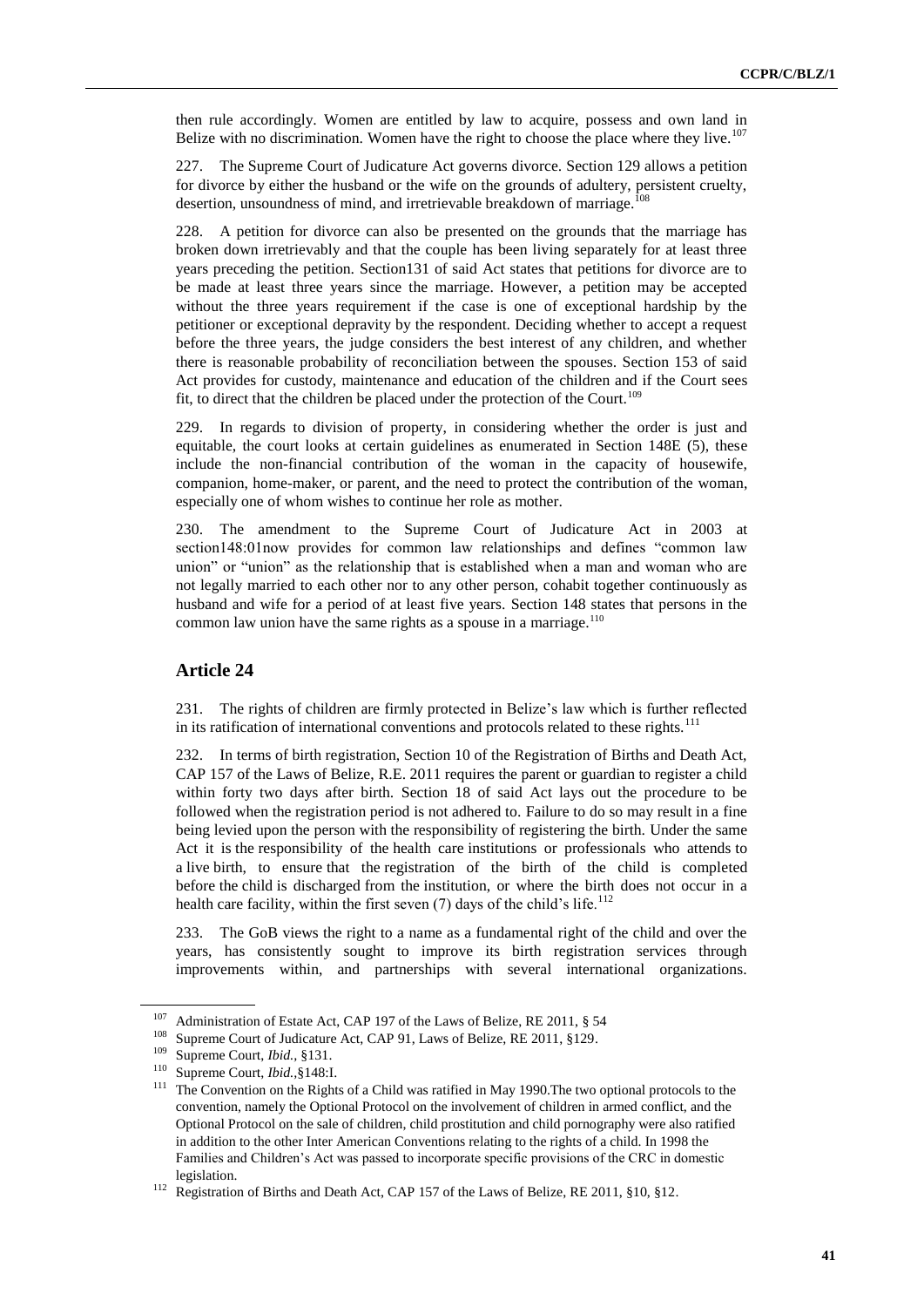then rule accordingly. Women are entitled by law to acquire, possess and own land in Belize with no discrimination. Women have the right to choose the place where they live.[107]

227. The Supreme Court of Judicature Act governs divorce. Section 129 allows a petition for divorce by either the husband or the wife on the grounds of adultery, persistent cruelty, desertion, unsoundness of mind, and irretrievable breakdown of marriage.[108]

228. A petition for divorce can also be presented on the grounds that the marriage has broken down irretrievably and that the couple has been living separately for at least three years preceding the petition. Section131 of said Act states that petitions for divorce are to be made at least three years since the marriage. However, a petition may be accepted without the three years requirement if the case is one of exceptional hardship by the petitioner or exceptional depravity by the respondent. Deciding whether to accept a request before the three years, the judge considers the best interest of any children, and whether there is reasonable probability of reconciliation between the spouses. Section 153 of said Act provides for custody, maintenance and education of the children and if the Court sees fit, to direct that the children be placed under the protection of the Court.[109]

229. In regards to division of property, in considering whether the order is just and equitable, the court looks at certain guidelines as enumerated in Section 148E (5), these include the non-financial contribution of the woman in the capacity of housewife, companion, home-maker, or parent, and the need to protect the contribution of the woman, especially one of whom wishes to continue her role as mother.

230. The amendment to the Supreme Court of Judicature Act in 2003 at section148:01now provides for common law relationships and defines "common law union" or "union" as the relationship that is established when a man and woman who are not legally married to each other nor to any other person, cohabit together continuously as husband and wife for a period of at least five years. Section 148 states that persons in the common law union have the same rights as a spouse in a marriage.[110]

## Article 24

231. The rights of children are firmly protected in Belize's law which is further reflected in its ratification of international conventions and protocols related to these rights.[111]

232. In terms of birth registration, Section 10 of the Registration of Births and Death Act, CAP 157 of the Laws of Belize, R.E. 2011 requires the parent or guardian to register a child within forty two days after birth. Section 18 of said Act lays out the procedure to be followed when the registration period is not adhered to. Failure to do so may result in a fine being levied upon the person with the responsibility of registering the birth. Under the same Act it is the responsibility of the health care institutions or professionals who attends to a live birth, to ensure that the registration of the birth of the child is completed before the child is discharged from the institution, or where the birth does not occur in a health care facility, within the first seven (7) days of the child's life.[112]

233. The GoB views the right to a name as a fundamental right of the child and over the years, has consistently sought to improve its birth registration services through improvements within, and partnerships with several international organizations.

---

[107] Administration of Estate Act, CAP 197 of the Laws of Belize, RE 2011, § 54

[108] Supreme Court of Judicature Act, CAP 91, Laws of Belize, RE 2011, §129.

[109] Supreme Court, *Ibid.*, §131.

[110] Supreme Court, *Ibid.*,§148:I.

[111] The Convention on the Rights of a Child was ratified in May 1990.The two optional protocols to the convention, namely the Optional Protocol on the involvement of children in armed conflict, and the Optional Protocol on the sale of children, child prostitution and child pornography were also ratified in addition to the other Inter American Conventions relating to the rights of a child. In 1998 the Families and Children's Act was passed to incorporate specific provisions of the CRC in domestic legislation.

[112] Registration of Births and Death Act, CAP 157 of the Laws of Belize, RE 2011, §10, §12.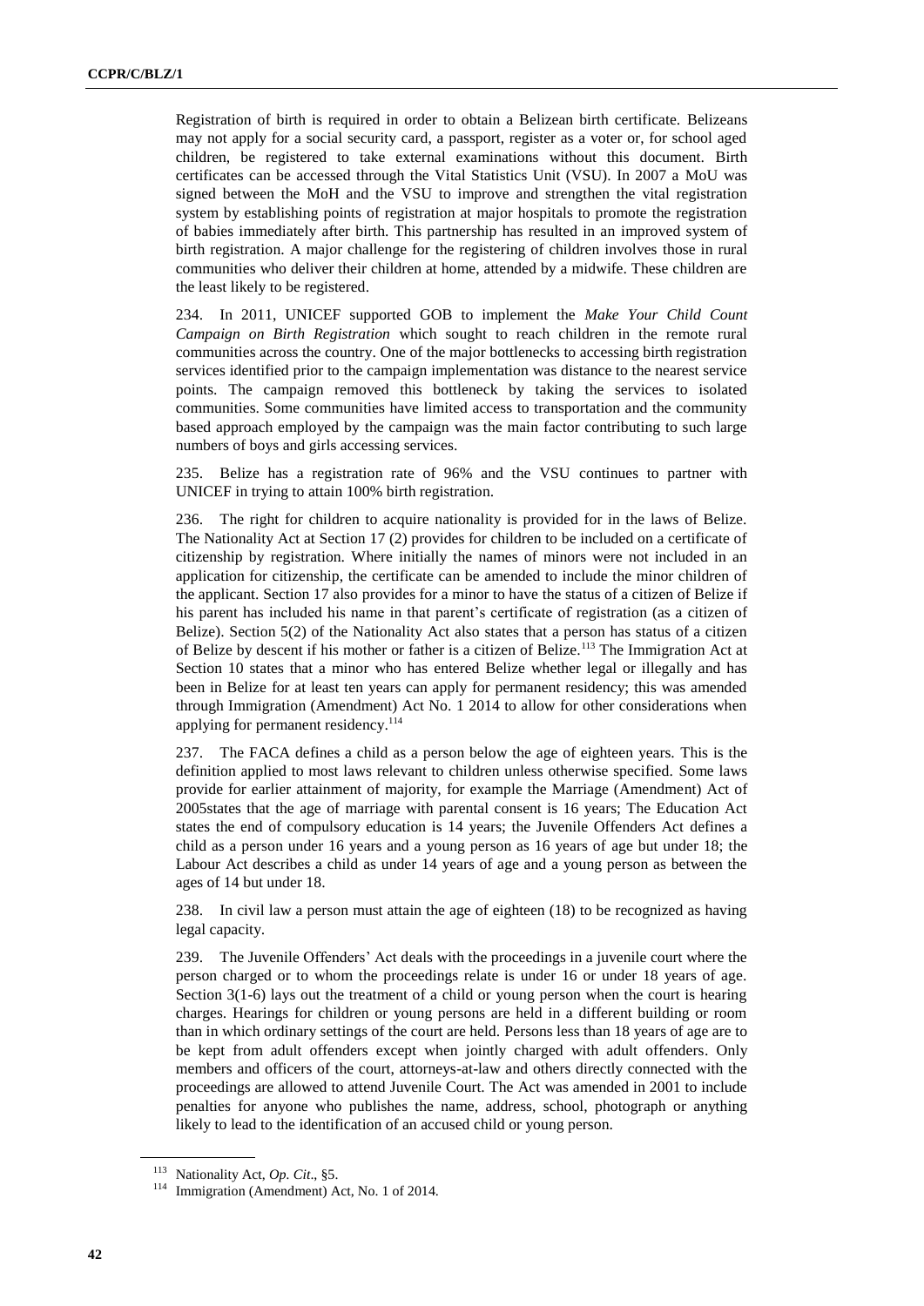Registration of birth is required in order to obtain a Belizean birth certificate. Belizeans may not apply for a social security card, a passport, register as a voter or, for school aged children, be registered to take external examinations without this document. Birth certificates can be accessed through the Vital Statistics Unit (VSU). In 2007 a MoU was signed between the MoH and the VSU to improve and strengthen the vital registration system by establishing points of registration at major hospitals to promote the registration of babies immediately after birth. This partnership has resulted in an improved system of birth registration. A major challenge for the registering of children involves those in rural communities who deliver their children at home, attended by a midwife. These children are the least likely to be registered.

234. In 2011, UNICEF supported GOB to implement the *Make Your Child Count Campaign on Birth Registration* which sought to reach children in the remote rural communities across the country. One of the major bottlenecks to accessing birth registration services identified prior to the campaign implementation was distance to the nearest service points. The campaign removed this bottleneck by taking the services to isolated communities. Some communities have limited access to transportation and the community based approach employed by the campaign was the main factor contributing to such large numbers of boys and girls accessing services.

235. Belize has a registration rate of 96% and the VSU continues to partner with UNICEF in trying to attain 100% birth registration.

236. The right for children to acquire nationality is provided for in the laws of Belize. The Nationality Act at Section 17 (2) provides for children to be included on a certificate of citizenship by registration. Where initially the names of minors were not included in an application for citizenship, the certificate can be amended to include the minor children of the applicant. Section 17 also provides for a minor to have the status of a citizen of Belize if his parent has included his name in that parent's certificate of registration (as a citizen of Belize). Section 5(2) of the Nationality Act also states that a person has status of a citizen of Belize by descent if his mother or father is a citizen of Belize.[113] The Immigration Act at Section 10 states that a minor who has entered Belize whether legal or illegally and has been in Belize for at least ten years can apply for permanent residency; this was amended through Immigration (Amendment) Act No. 1 2014 to allow for other considerations when applying for permanent residency.[114]

237. The FACA defines a child as a person below the age of eighteen years. This is the definition applied to most laws relevant to children unless otherwise specified. Some laws provide for earlier attainment of majority, for example the Marriage (Amendment) Act of 2005states that the age of marriage with parental consent is 16 years; The Education Act states the end of compulsory education is 14 years; the Juvenile Offenders Act defines a child as a person under 16 years and a young person as 16 years of age but under 18; the Labour Act describes a child as under 14 years of age and a young person as between the ages of 14 but under 18.

238. In civil law a person must attain the age of eighteen (18) to be recognized as having legal capacity.

239. The Juvenile Offenders' Act deals with the proceedings in a juvenile court where the person charged or to whom the proceedings relate is under 16 or under 18 years of age. Section 3(1-6) lays out the treatment of a child or young person when the court is hearing charges. Hearings for children or young persons are held in a different building or room than in which ordinary settings of the court are held. Persons less than 18 years of age are to be kept from adult offenders except when jointly charged with adult offenders. Only members and officers of the court, attorneys-at-law and others directly connected with the proceedings are allowed to attend Juvenile Court. The Act was amended in 2001 to include penalties for anyone who publishes the name, address, school, photograph or anything likely to lead to the identification of an accused child or young person.

---

[113] Nationality Act, *Op. Cit*., §5.

[114] Immigration (Amendment) Act, No. 1 of 2014.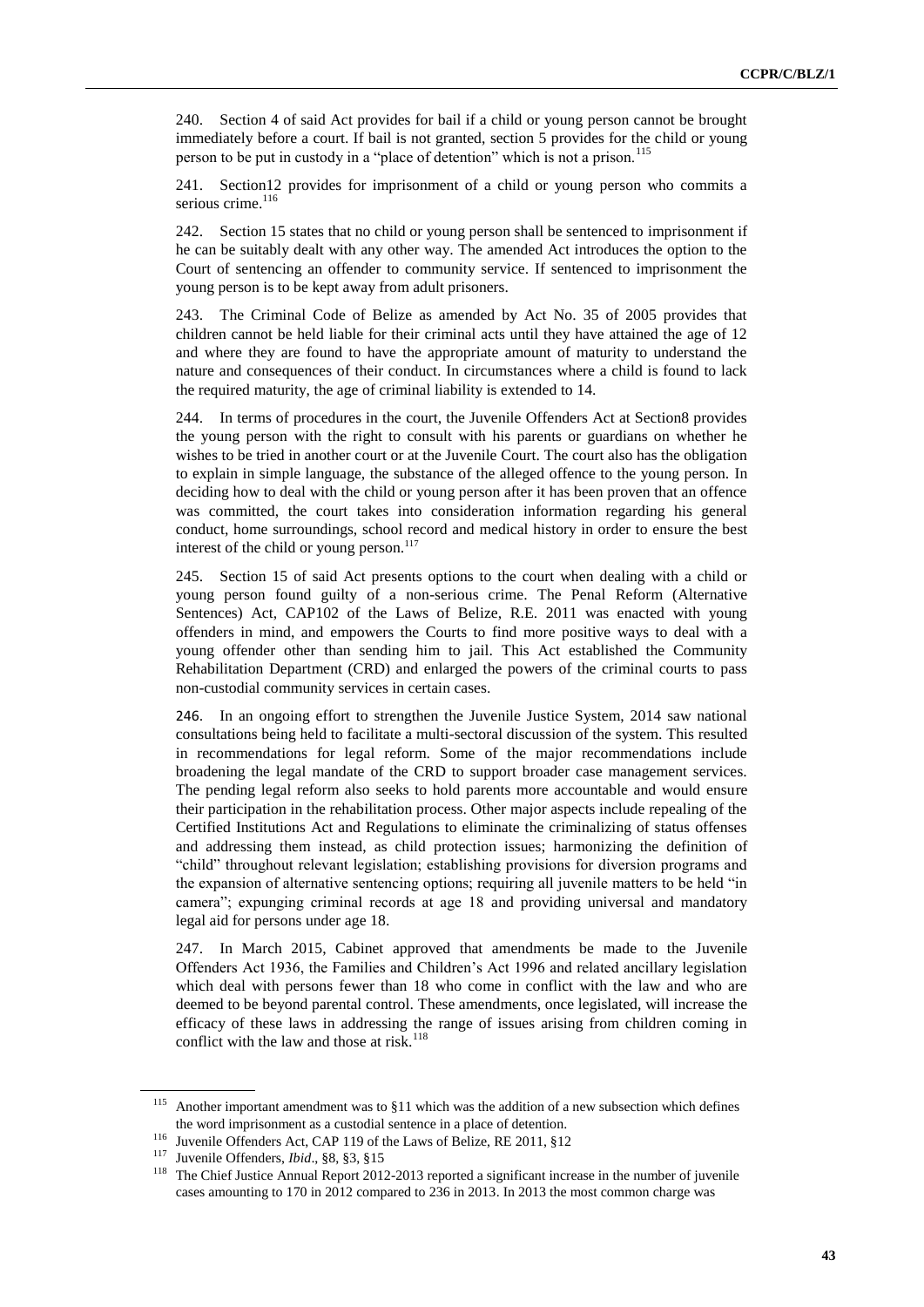240. Section 4 of said Act provides for bail if a child or young person cannot be brought immediately before a court. If bail is not granted, section 5 provides for the child or young person to be put in custody in a "place of detention" which is not a prison.[115]

241. Section12 provides for imprisonment of a child or young person who commits a serious crime.[116]

242. Section 15 states that no child or young person shall be sentenced to imprisonment if he can be suitably dealt with any other way. The amended Act introduces the option to the Court of sentencing an offender to community service. If sentenced to imprisonment the young person is to be kept away from adult prisoners.

243. The Criminal Code of Belize as amended by Act No. 35 of 2005 provides that children cannot be held liable for their criminal acts until they have attained the age of 12 and where they are found to have the appropriate amount of maturity to understand the nature and consequences of their conduct. In circumstances where a child is found to lack the required maturity, the age of criminal liability is extended to 14.

244. In terms of procedures in the court, the Juvenile Offenders Act at Section8 provides the young person with the right to consult with his parents or guardians on whether he wishes to be tried in another court or at the Juvenile Court. The court also has the obligation to explain in simple language, the substance of the alleged offence to the young person. In deciding how to deal with the child or young person after it has been proven that an offence was committed, the court takes into consideration information regarding his general conduct, home surroundings, school record and medical history in order to ensure the best interest of the child or young person.[117]

245. Section 15 of said Act presents options to the court when dealing with a child or young person found guilty of a non-serious crime. The Penal Reform (Alternative Sentences) Act, CAP102 of the Laws of Belize, R.E. 2011 was enacted with young offenders in mind, and empowers the Courts to find more positive ways to deal with a young offender other than sending him to jail. This Act established the Community Rehabilitation Department (CRD) and enlarged the powers of the criminal courts to pass non-custodial community services in certain cases.

246. In an ongoing effort to strengthen the Juvenile Justice System, 2014 saw national consultations being held to facilitate a multi-sectoral discussion of the system. This resulted in recommendations for legal reform. Some of the major recommendations include broadening the legal mandate of the CRD to support broader case management services. The pending legal reform also seeks to hold parents more accountable and would ensure their participation in the rehabilitation process. Other major aspects include repealing of the Certified Institutions Act and Regulations to eliminate the criminalizing of status offenses and addressing them instead, as child protection issues; harmonizing the definition of "child" throughout relevant legislation; establishing provisions for diversion programs and the expansion of alternative sentencing options; requiring all juvenile matters to be held "in camera"; expunging criminal records at age 18 and providing universal and mandatory legal aid for persons under age 18.

247. In March 2015, Cabinet approved that amendments be made to the Juvenile Offenders Act 1936, the Families and Children's Act 1996 and related ancillary legislation which deal with persons fewer than 18 who come in conflict with the law and who are deemed to be beyond parental control. These amendments, once legislated, will increase the efficacy of these laws in addressing the range of issues arising from children coming in conflict with the law and those at risk.[118]

---

[115] Another important amendment was to §11 which was the addition of a new subsection which defines the word imprisonment as a custodial sentence in a place of detention.

[116] Juvenile Offenders Act, CAP 119 of the Laws of Belize, RE 2011, §12

[117] Juvenile Offenders, *Ibid*., §8, §3, §15

[118] The Chief Justice Annual Report 2012-2013 reported a significant increase in the number of juvenile cases amounting to 170 in 2012 compared to 236 in 2013. In 2013 the most common charge was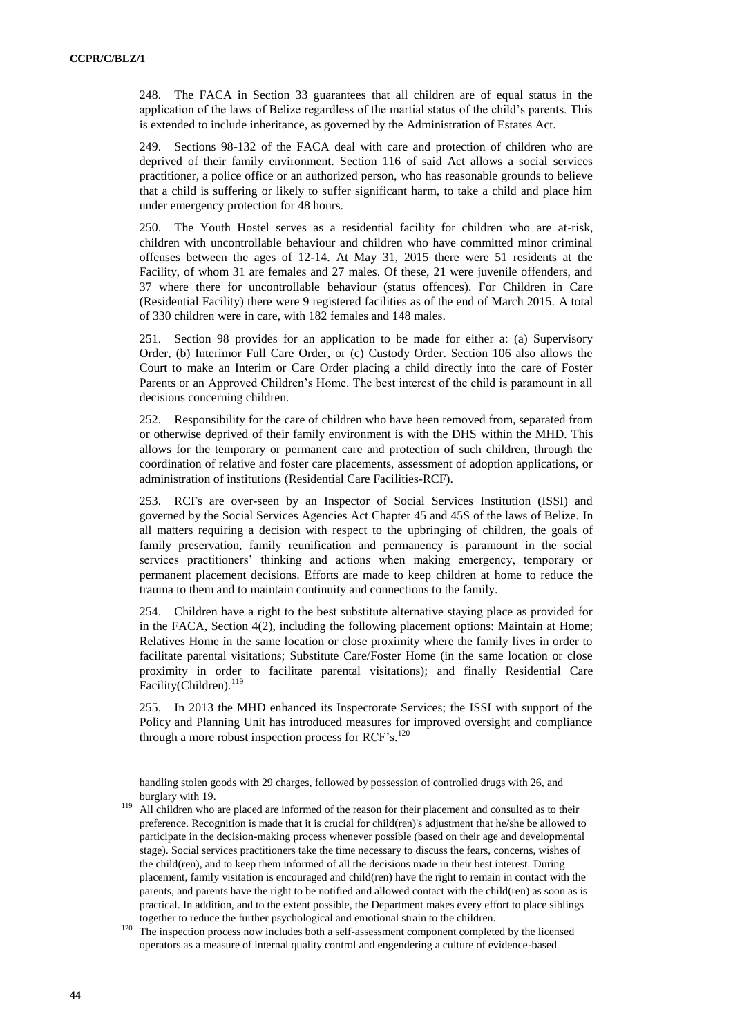248. The FACA in Section 33 guarantees that all children are of equal status in the application of the laws of Belize regardless of the martial status of the child's parents. This is extended to include inheritance, as governed by the Administration of Estates Act.

249. Sections 98-132 of the FACA deal with care and protection of children who are deprived of their family environment. Section 116 of said Act allows a social services practitioner, a police office or an authorized person, who has reasonable grounds to believe that a child is suffering or likely to suffer significant harm, to take a child and place him under emergency protection for 48 hours.

250. The Youth Hostel serves as a residential facility for children who are at-risk, children with uncontrollable behaviour and children who have committed minor criminal offenses between the ages of 12-14. At May 31, 2015 there were 51 residents at the Facility, of whom 31 are females and 27 males. Of these, 21 were juvenile offenders, and 37 where there for uncontrollable behaviour (status offences). For Children in Care (Residential Facility) there were 9 registered facilities as of the end of March 2015. A total of 330 children were in care, with 182 females and 148 males.

251. Section 98 provides for an application to be made for either a: (a) Supervisory Order, (b) Interimor Full Care Order, or (c) Custody Order. Section 106 also allows the Court to make an Interim or Care Order placing a child directly into the care of Foster Parents or an Approved Children's Home. The best interest of the child is paramount in all decisions concerning children.

252. Responsibility for the care of children who have been removed from, separated from or otherwise deprived of their family environment is with the DHS within the MHD. This allows for the temporary or permanent care and protection of such children, through the coordination of relative and foster care placements, assessment of adoption applications, or administration of institutions (Residential Care Facilities-RCF).

253. RCFs are over-seen by an Inspector of Social Services Institution (ISSI) and governed by the Social Services Agencies Act Chapter 45 and 45S of the laws of Belize. In all matters requiring a decision with respect to the upbringing of children, the goals of family preservation, family reunification and permanency is paramount in the social services practitioners' thinking and actions when making emergency, temporary or permanent placement decisions. Efforts are made to keep children at home to reduce the trauma to them and to maintain continuity and connections to the family.

254. Children have a right to the best substitute alternative staying place as provided for in the FACA, Section 4(2), including the following placement options: Maintain at Home; Relatives Home in the same location or close proximity where the family lives in order to facilitate parental visitations; Substitute Care/Foster Home (in the same location or close proximity in order to facilitate parental visitations); and finally Residential Care Facility(Children).[119]

255. In 2013 the MHD enhanced its Inspectorate Services; the ISSI with support of the Policy and Planning Unit has introduced measures for improved oversight and compliance through a more robust inspection process for RCF's.[120]

---

handling stolen goods with 29 charges, followed by possession of controlled drugs with 26, and burglary with 19.

[119] All children who are placed are informed of the reason for their placement and consulted as to their preference. Recognition is made that it is crucial for child(ren)'s adjustment that he/she be allowed to participate in the decision-making process whenever possible (based on their age and developmental stage). Social services practitioners take the time necessary to discuss the fears, concerns, wishes of the child(ren), and to keep them informed of all the decisions made in their best interest. During placement, family visitation is encouraged and child(ren) have the right to remain in contact with the parents, and parents have the right to be notified and allowed contact with the child(ren) as soon as is practical. In addition, and to the extent possible, the Department makes every effort to place siblings together to reduce the further psychological and emotional strain to the children.

[120] The inspection process now includes both a self-assessment component completed by the licensed operators as a measure of internal quality control and engendering a culture of evidence-based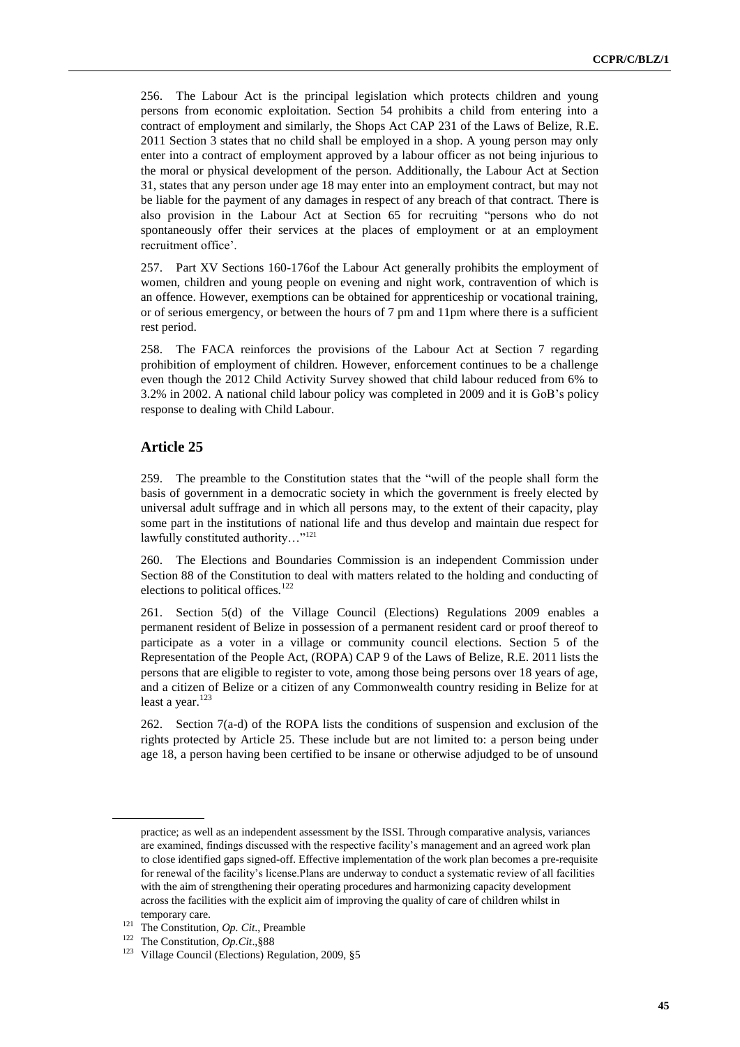256. The Labour Act is the principal legislation which protects children and young persons from economic exploitation. Section 54 prohibits a child from entering into a contract of employment and similarly, the Shops Act CAP 231 of the Laws of Belize, R.E. 2011 Section 3 states that no child shall be employed in a shop. A young person may only enter into a contract of employment approved by a labour officer as not being injurious to the moral or physical development of the person. Additionally, the Labour Act at Section 31, states that any person under age 18 may enter into an employment contract, but may not be liable for the payment of any damages in respect of any breach of that contract. There is also provision in the Labour Act at Section 65 for recruiting "persons who do not spontaneously offer their services at the places of employment or at an employment recruitment office'.

257. Part XV Sections 160-176of the Labour Act generally prohibits the employment of women, children and young people on evening and night work, contravention of which is an offence. However, exemptions can be obtained for apprenticeship or vocational training, or of serious emergency, or between the hours of 7 pm and 11pm where there is a sufficient rest period.

258. The FACA reinforces the provisions of the Labour Act at Section 7 regarding prohibition of employment of children. However, enforcement continues to be a challenge even though the 2012 Child Activity Survey showed that child labour reduced from 6% to 3.2% in 2002. A national child labour policy was completed in 2009 and it is GoB's policy response to dealing with Child Labour.

## Article 25

259. The preamble to the Constitution states that the "will of the people shall form the basis of government in a democratic society in which the government is freely elected by universal adult suffrage and in which all persons may, to the extent of their capacity, play some part in the institutions of national life and thus develop and maintain due respect for lawfully constituted authority…"[121]

260. The Elections and Boundaries Commission is an independent Commission under Section 88 of the Constitution to deal with matters related to the holding and conducting of elections to political offices.[122]

261. Section 5(d) of the Village Council (Elections) Regulations 2009 enables a permanent resident of Belize in possession of a permanent resident card or proof thereof to participate as a voter in a village or community council elections. Section 5 of the Representation of the People Act, (ROPA) CAP 9 of the Laws of Belize, R.E. 2011 lists the persons that are eligible to register to vote, among those being persons over 18 years of age, and a citizen of Belize or a citizen of any Commonwealth country residing in Belize for at least a year.[123]

262. Section 7(a-d) of the ROPA lists the conditions of suspension and exclusion of the rights protected by Article 25. These include but are not limited to: a person being under age 18, a person having been certified to be insane or otherwise adjudged to be of unsound

---

practice; as well as an independent assessment by the ISSI. Through comparative analysis, variances are examined, findings discussed with the respective facility's management and an agreed work plan to close identified gaps signed-off. Effective implementation of the work plan becomes a pre-requisite for renewal of the facility's license.Plans are underway to conduct a systematic review of all facilities with the aim of strengthening their operating procedures and harmonizing capacity development across the facilities with the explicit aim of improving the quality of care of children whilst in temporary care.

[121] The Constitution, *Op. Cit*., Preamble

[122] The Constitution, *Op.Cit*.,§88

[123] Village Council (Elections) Regulation, 2009, §5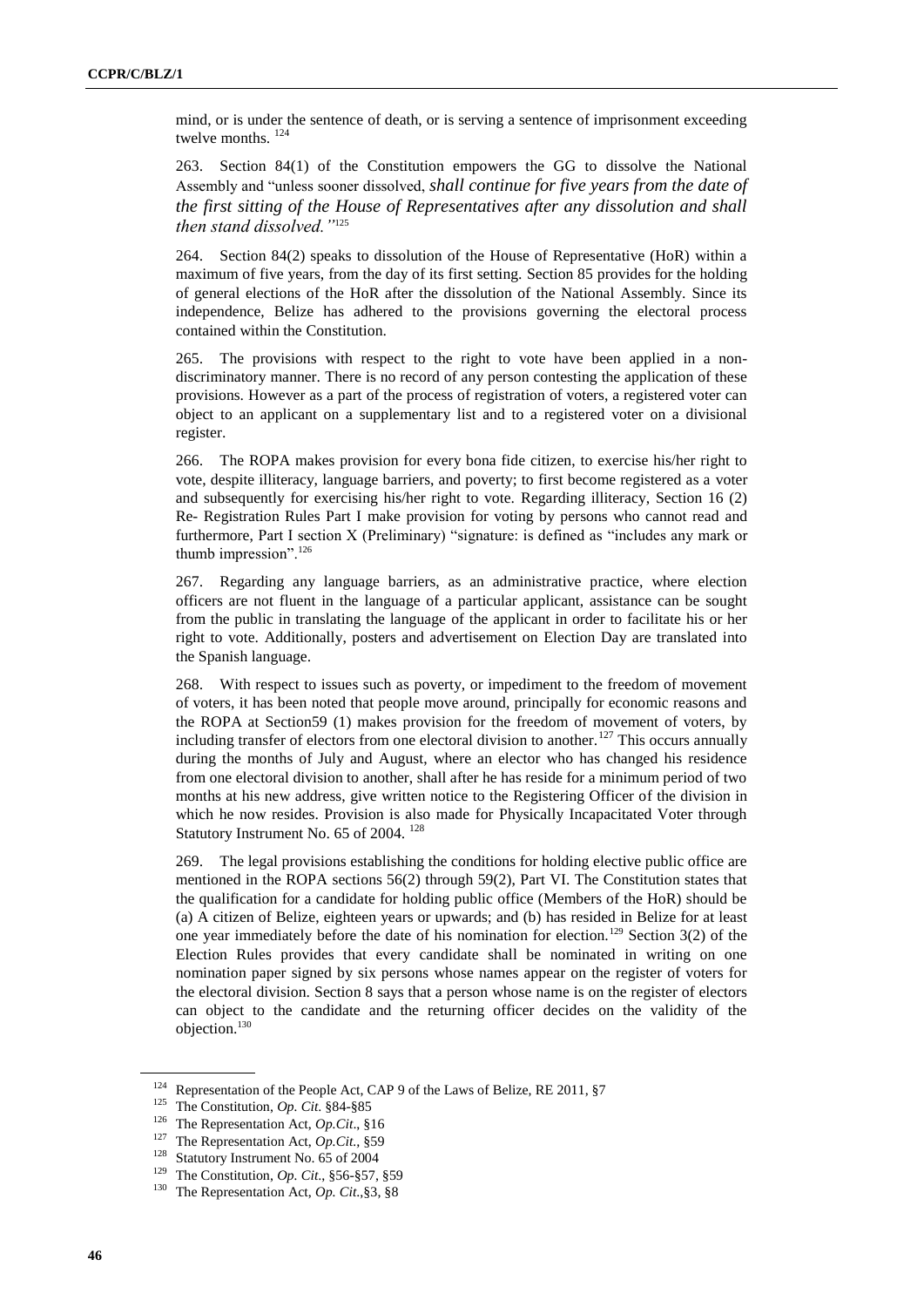mind, or is under the sentence of death, or is serving a sentence of imprisonment exceeding twelve months. [124]

263. Section 84(1) of the Constitution empowers the GG to dissolve the National Assembly and "unless sooner dissolved, *shall continue for five years from the date of the first sitting of the House of Representatives after any dissolution and shall then stand dissolved."*[125]

264. Section 84(2) speaks to dissolution of the House of Representative (HoR) within a maximum of five years, from the day of its first setting. Section 85 provides for the holding of general elections of the HoR after the dissolution of the National Assembly. Since its independence, Belize has adhered to the provisions governing the electoral process contained within the Constitution.

265. The provisions with respect to the right to vote have been applied in a non-discriminatory manner. There is no record of any person contesting the application of these provisions. However as a part of the process of registration of voters, a registered voter can object to an applicant on a supplementary list and to a registered voter on a divisional register.

266. The ROPA makes provision for every bona fide citizen, to exercise his/her right to vote, despite illiteracy, language barriers, and poverty; to first become registered as a voter and subsequently for exercising his/her right to vote. Regarding illiteracy, Section 16 (2) Re- Registration Rules Part I make provision for voting by persons who cannot read and furthermore, Part I section X (Preliminary) "signature: is defined as "includes any mark or thumb impression".[126]

267. Regarding any language barriers, as an administrative practice, where election officers are not fluent in the language of a particular applicant, assistance can be sought from the public in translating the language of the applicant in order to facilitate his or her right to vote. Additionally, posters and advertisement on Election Day are translated into the Spanish language.

268. With respect to issues such as poverty, or impediment to the freedom of movement of voters, it has been noted that people move around, principally for economic reasons and the ROPA at Section59 (1) makes provision for the freedom of movement of voters, by including transfer of electors from one electoral division to another.[127] This occurs annually during the months of July and August, where an elector who has changed his residence from one electoral division to another, shall after he has reside for a minimum period of two months at his new address, give written notice to the Registering Officer of the division in which he now resides. Provision is also made for Physically Incapacitated Voter through Statutory Instrument No. 65 of 2004. [128]

269. The legal provisions establishing the conditions for holding elective public office are mentioned in the ROPA sections 56(2) through 59(2), Part VI. The Constitution states that the qualification for a candidate for holding public office (Members of the HoR) should be (a) A citizen of Belize, eighteen years or upwards; and (b) has resided in Belize for at least one year immediately before the date of his nomination for election.[129] Section 3(2) of the Election Rules provides that every candidate shall be nominated in writing on one nomination paper signed by six persons whose names appear on the register of voters for the electoral division. Section 8 says that a person whose name is on the register of electors can object to the candidate and the returning officer decides on the validity of the objection.[130]

---

[124] Representation of the People Act, CAP 9 of the Laws of Belize, RE 2011, §7

[125] The Constitution, *Op. Cit.* §84-§85

[126] The Representation Act, *Op.Cit*., §16

[127] The Representation Act, *Op.Cit.*, §59

[128] Statutory Instrument No. 65 of 2004

[129] The Constitution, *Op. Cit.*, §56-§57, §59

[130] The Representation Act, *Op. Cit.*,§3, §8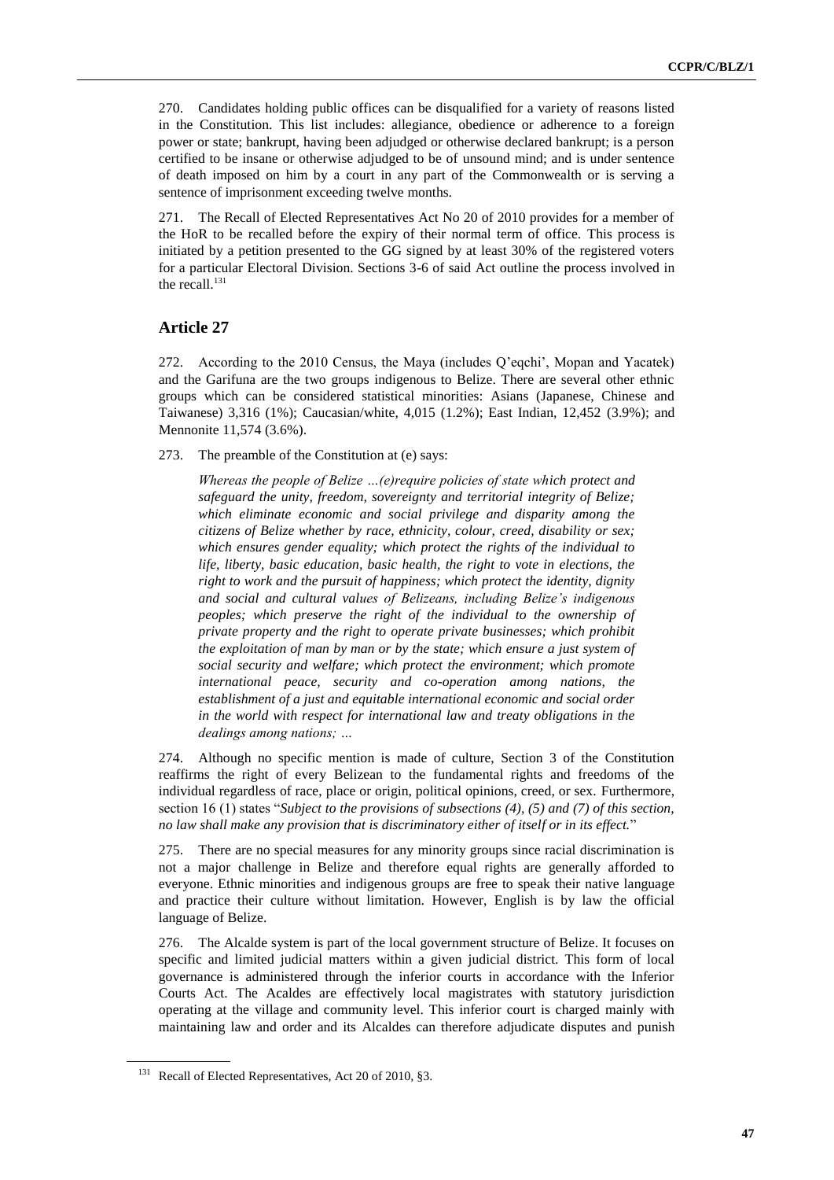270. Candidates holding public offices can be disqualified for a variety of reasons listed in the Constitution. This list includes: allegiance, obedience or adherence to a foreign power or state; bankrupt, having been adjudged or otherwise declared bankrupt; is a person certified to be insane or otherwise adjudged to be of unsound mind; and is under sentence of death imposed on him by a court in any part of the Commonwealth or is serving a sentence of imprisonment exceeding twelve months.

271. The Recall of Elected Representatives Act No 20 of 2010 provides for a member of the HoR to be recalled before the expiry of their normal term of office. This process is initiated by a petition presented to the GG signed by at least 30% of the registered voters for a particular Electoral Division. Sections 3-6 of said Act outline the process involved in the recall.[131]

## Article 27

272. According to the 2010 Census, the Maya (includes Q'eqchi', Mopan and Yacatek) and the Garifuna are the two groups indigenous to Belize. There are several other ethnic groups which can be considered statistical minorities: Asians (Japanese, Chinese and Taiwanese) 3,316 (1%); Caucasian/white, 4,015 (1.2%); East Indian, 12,452 (3.9%); and Mennonite 11,574 (3.6%).

273. The preamble of the Constitution at (e) says:

> *Whereas the people of Belize …(e)require policies of state which protect and safeguard the unity, freedom, sovereignty and territorial integrity of Belize; which eliminate economic and social privilege and disparity among the citizens of Belize whether by race, ethnicity, colour, creed, disability or sex; which ensures gender equality; which protect the rights of the individual to life, liberty, basic education, basic health, the right to vote in elections, the right to work and the pursuit of happiness; which protect the identity, dignity and social and cultural values of Belizeans, including Belize's indigenous peoples; which preserve the right of the individual to the ownership of private property and the right to operate private businesses; which prohibit the exploitation of man by man or by the state; which ensure a just system of social security and welfare; which protect the environment; which promote international peace, security and co-operation among nations, the establishment of a just and equitable international economic and social order in the world with respect for international law and treaty obligations in the dealings among nations; …*

274. Although no specific mention is made of culture, Section 3 of the Constitution reaffirms the right of every Belizean to the fundamental rights and freedoms of the individual regardless of race, place or origin, political opinions, creed, or sex. Furthermore, section 16 (1) states "*Subject to the provisions of subsections (4), (5) and (7) of this section, no law shall make any provision that is discriminatory either of itself or in its effect.*"

275. There are no special measures for any minority groups since racial discrimination is not a major challenge in Belize and therefore equal rights are generally afforded to everyone. Ethnic minorities and indigenous groups are free to speak their native language and practice their culture without limitation. However, English is by law the official language of Belize.

276. The Alcalde system is part of the local government structure of Belize. It focuses on specific and limited judicial matters within a given judicial district. This form of local governance is administered through the inferior courts in accordance with the Inferior Courts Act. The Acaldes are effectively local magistrates with statutory jurisdiction operating at the village and community level. This inferior court is charged mainly with maintaining law and order and its Alcaldes can therefore adjudicate disputes and punish

[131] Recall of Elected Representatives, Act 20 of 2010, §3.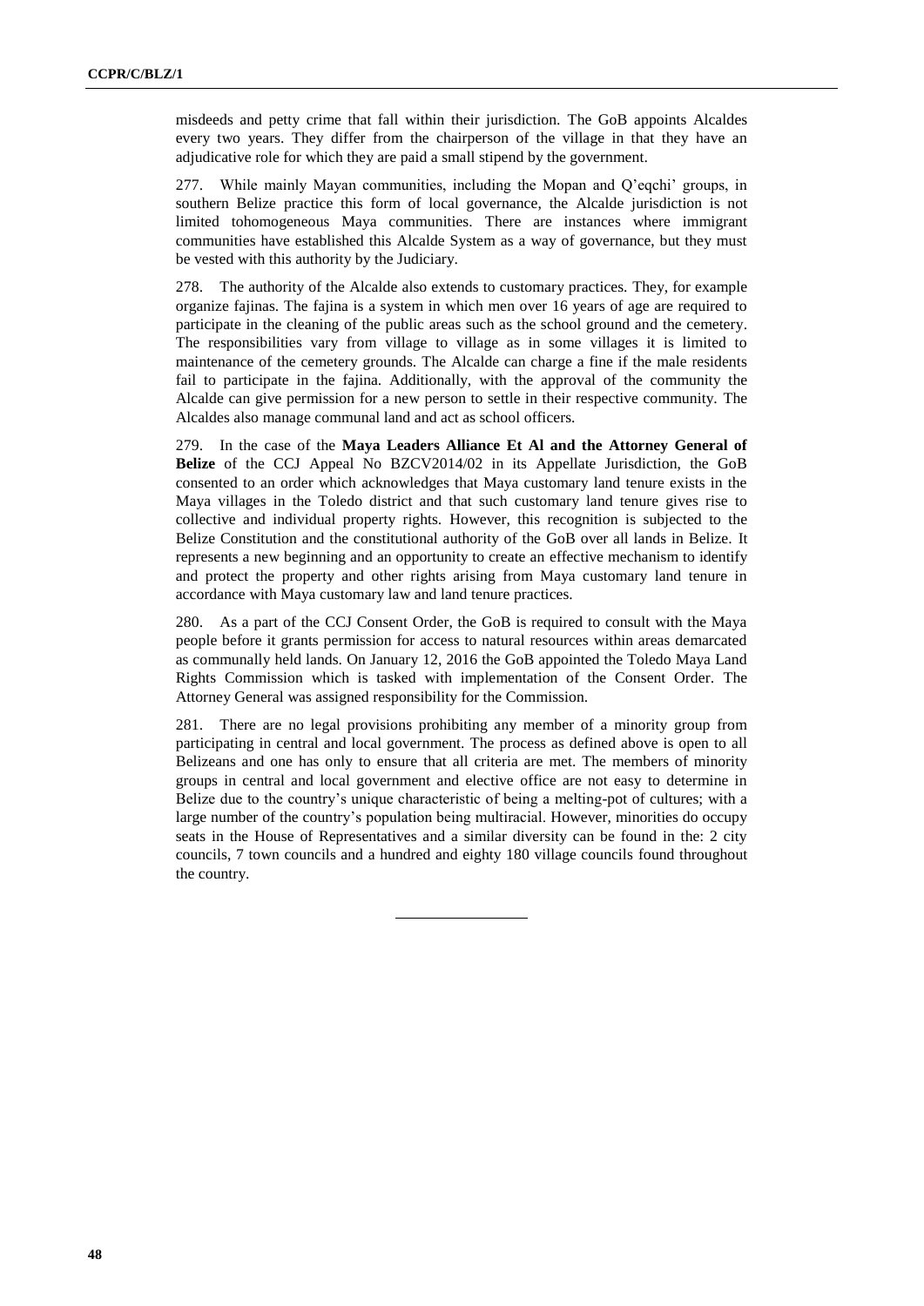misdeeds and petty crime that fall within their jurisdiction. The GoB appoints Alcaldes every two years. They differ from the chairperson of the village in that they have an adjudicative role for which they are paid a small stipend by the government.

277. While mainly Mayan communities, including the Mopan and Q'eqchi' groups, in southern Belize practice this form of local governance, the Alcalde jurisdiction is not limited tohomogeneous Maya communities. There are instances where immigrant communities have established this Alcalde System as a way of governance, but they must be vested with this authority by the Judiciary.

278. The authority of the Alcalde also extends to customary practices. They, for example organize fajinas. The fajina is a system in which men over 16 years of age are required to participate in the cleaning of the public areas such as the school ground and the cemetery. The responsibilities vary from village to village as in some villages it is limited to maintenance of the cemetery grounds. The Alcalde can charge a fine if the male residents fail to participate in the fajina. Additionally, with the approval of the community the Alcalde can give permission for a new person to settle in their respective community. The Alcaldes also manage communal land and act as school officers.

279. In the case of the **Maya Leaders Alliance Et Al and the Attorney General of Belize** of the CCJ Appeal No BZCV2014/02 in its Appellate Jurisdiction, the GoB consented to an order which acknowledges that Maya customary land tenure exists in the Maya villages in the Toledo district and that such customary land tenure gives rise to collective and individual property rights. However, this recognition is subjected to the Belize Constitution and the constitutional authority of the GoB over all lands in Belize. It represents a new beginning and an opportunity to create an effective mechanism to identify and protect the property and other rights arising from Maya customary land tenure in accordance with Maya customary law and land tenure practices.

280. As a part of the CCJ Consent Order, the GoB is required to consult with the Maya people before it grants permission for access to natural resources within areas demarcated as communally held lands. On January 12, 2016 the GoB appointed the Toledo Maya Land Rights Commission which is tasked with implementation of the Consent Order. The Attorney General was assigned responsibility for the Commission.

281. There are no legal provisions prohibiting any member of a minority group from participating in central and local government. The process as defined above is open to all Belizeans and one has only to ensure that all criteria are met. The members of minority groups in central and local government and elective office are not easy to determine in Belize due to the country's unique characteristic of being a melting-pot of cultures; with a large number of the country's population being multiracial. However, minorities do occupy seats in the House of Representatives and a similar diversity can be found in the: 2 city councils, 7 town councils and a hundred and eighty 180 village councils found throughout the country.